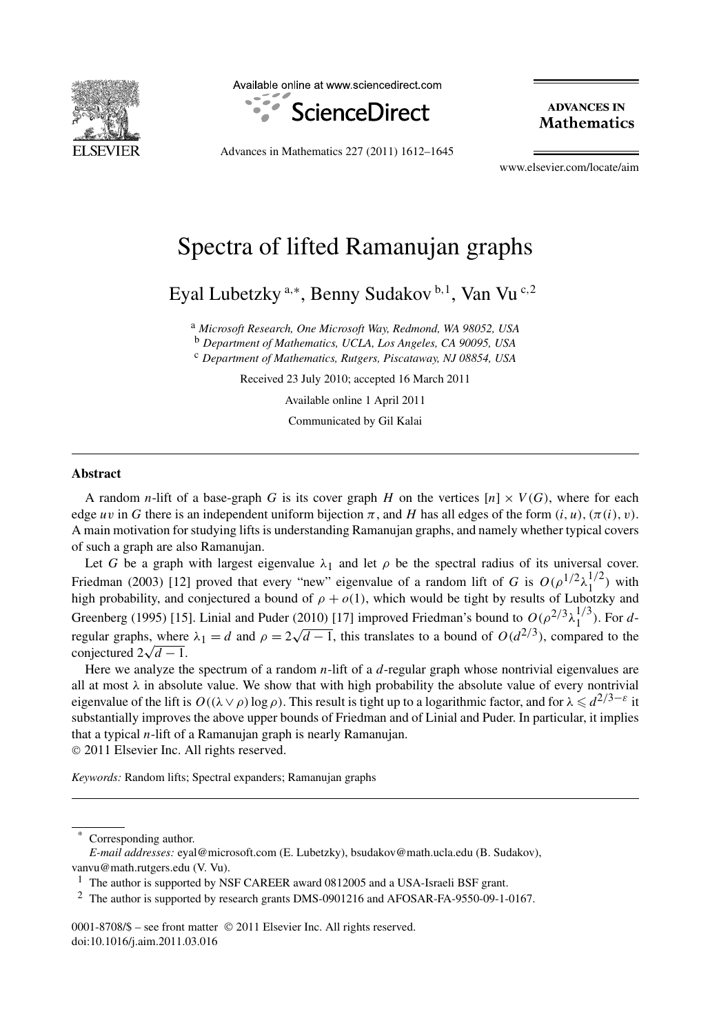# Spectra of lifted Ramanujan graphs

Eyal Lubetzky [a,*], Benny Sudakov [b,1], Van Vu [c,2]

[a] *Microsoft Research, One Microsoft Way, Redmond, WA 98052, USA*
[b] *Department of Mathematics, UCLA, Los Angeles, CA 90095, USA*
[c] *Department of Mathematics, Rutgers, Piscataway, NJ 08854, USA*

Received 23 July 2010; accepted 16 March 2011

Available online 1 April 2011

Communicated by Gil Kalai

## Abstract

A random $n$-lift of a base-graph $G$ is its cover graph $H$ on the vertices $[n] \times V(G)$, where for each edge $uv$ in $G$ there is an independent uniform bijection $\pi$, and $H$ has all edges of the form $(i, u), (\pi(i), v)$. A main motivation for studying lifts is understanding Ramanujan graphs, and namely whether typical covers of such a graph are also Ramanujan.

Let $G$ be a graph with largest eigenvalue $\lambda_1$ and let $\rho$ be the spectral radius of its universal cover. Friedman (2003) [12] proved that every "new" eigenvalue of a random lift of $G$ is $O(\rho^{1/2}\lambda_1^{1/2})$ with high probability, and conjectured a bound of $\rho + o(1)$, which would be tight by results of Lubotzky and Greenberg (1995) [15]. Linial and Puder (2010) [17] improved Friedman's bound to $O(\rho^{2/3}\lambda_1^{1/3})$. For $d$-regular graphs, where $\lambda_1 = d$ and $\rho = 2\sqrt{d-1}$, this translates to a bound of $O(d^{2/3})$, compared to the conjectured $2\sqrt{d-1}$.

Here we analyze the spectrum of a random $n$-lift of a $d$-regular graph whose nontrivial eigenvalues are all at most $\lambda$ in absolute value. We show that with high probability the absolute value of every nontrivial eigenvalue of the lift is $O((\lambda \vee \rho)\log \rho)$. This result is tight up to a logarithmic factor, and for $\lambda \leqslant d^{2/3-\varepsilon}$ it substantially improves the above upper bounds of Friedman and of Linial and Puder. In particular, it implies that a typical $n$-lift of a Ramanujan graph is nearly Ramanujan.

© 2011 Elsevier Inc. All rights reserved.

*Keywords:* Random lifts; Spectral expanders; Ramanujan graphs

---

\* Corresponding author.
*E-mail addresses:* eyal@microsoft.com (E. Lubetzky), bsudakov@math.ucla.edu (B. Sudakov), vanvu@math.rutgers.edu (V. Vu).

[1] The author is supported by NSF CAREER award 0812005 and a USA-Israeli BSF grant.

[2] The author is supported by research grants DMS-0901216 and AFOSAR-FA-9550-09-1-0167.

0001-8708/$ – see front matter © 2011 Elsevier Inc. All rights reserved.
doi:10.1016/j.aim.2011.03.016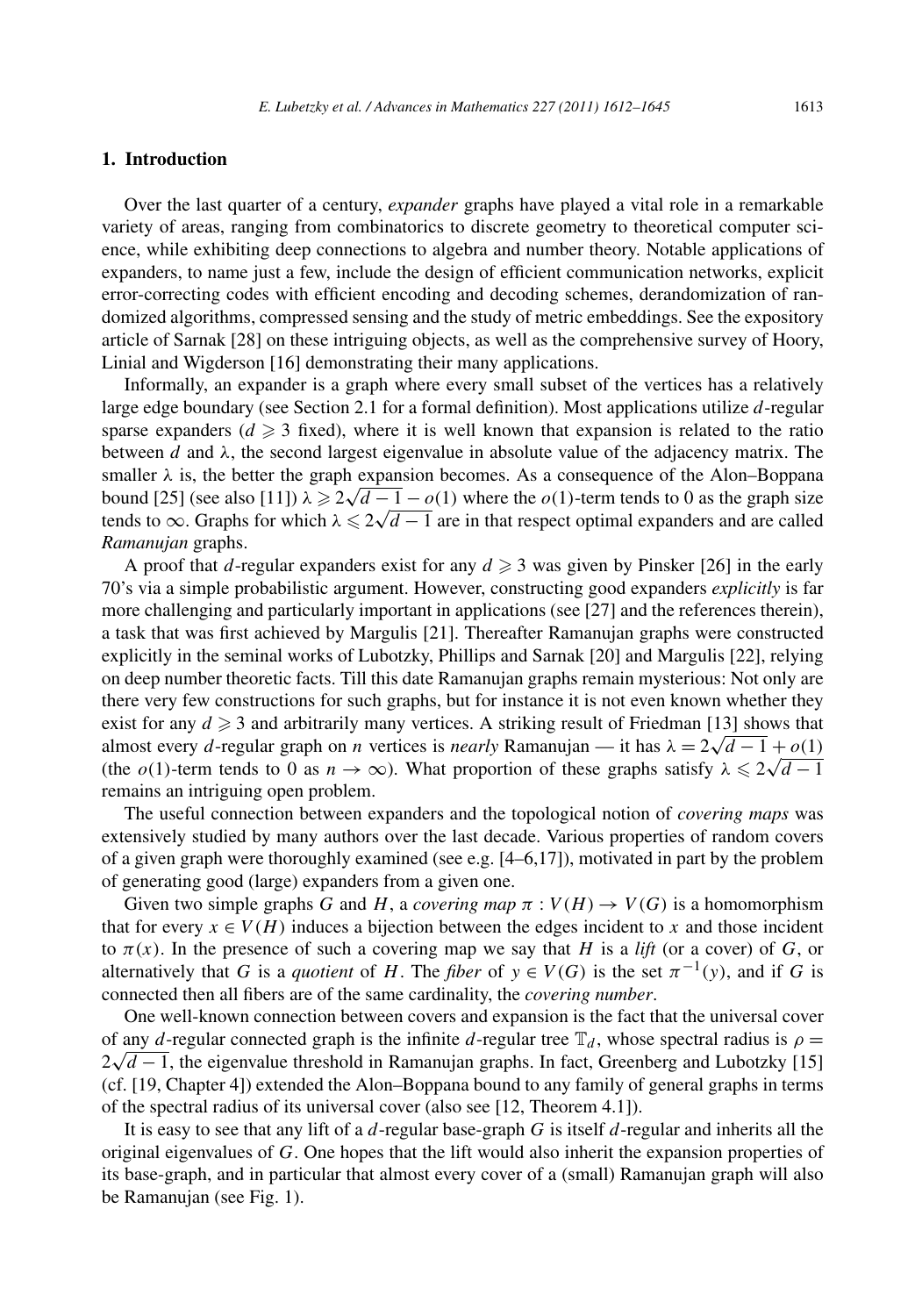## 1. Introduction

Over the last quarter of a century, *expander* graphs have played a vital role in a remarkable variety of areas, ranging from combinatorics to discrete geometry to theoretical computer science, while exhibiting deep connections to algebra and number theory. Notable applications of expanders, to name just a few, include the design of efficient communication networks, explicit error-correcting codes with efficient encoding and decoding schemes, derandomization of randomized algorithms, compressed sensing and the study of metric embeddings. See the expository article of Sarnak [28] on these intriguing objects, as well as the comprehensive survey of Hoory, Linial and Wigderson [16] demonstrating their many applications.

Informally, an expander is a graph where every small subset of the vertices has a relatively large edge boundary (see Section 2.1 for a formal definition). Most applications utilize $d$-regular sparse expanders ($d \geqslant 3$ fixed), where it is well known that expansion is related to the ratio between $d$ and $\lambda$, the second largest eigenvalue in absolute value of the adjacency matrix. The smaller $\lambda$ is, the better the graph expansion becomes. As a consequence of the Alon–Boppana bound [25] (see also [11]) $\lambda \geqslant 2\sqrt{d-1} - o(1)$ where the $o(1)$-term tends to 0 as the graph size tends to $\infty$. Graphs for which $\lambda \leqslant 2\sqrt{d-1}$ are in that respect optimal expanders and are called *Ramanujan* graphs.

A proof that $d$-regular expanders exist for any $d \geqslant 3$ was given by Pinsker [26] in the early 70's via a simple probabilistic argument. However, constructing good expanders *explicitly* is far more challenging and particularly important in applications (see [27] and the references therein), a task that was first achieved by Margulis [21]. Thereafter Ramanujan graphs were constructed explicitly in the seminal works of Lubotzky, Phillips and Sarnak [20] and Margulis [22], relying on deep number theoretic facts. Till this date Ramanujan graphs remain mysterious: Not only are there very few constructions for such graphs, but for instance it is not even known whether they exist for any $d \geqslant 3$ and arbitrarily many vertices. A striking result of Friedman [13] shows that almost every $d$-regular graph on $n$ vertices is *nearly* Ramanujan — it has $\lambda = 2\sqrt{d-1} + o(1)$ (the $o(1)$-term tends to 0 as $n \to \infty$). What proportion of these graphs satisfy $\lambda \leqslant 2\sqrt{d-1}$ remains an intriguing open problem.

The useful connection between expanders and the topological notion of *covering maps* was extensively studied by many authors over the last decade. Various properties of random covers of a given graph were thoroughly examined (see e.g. [4–6,17]), motivated in part by the problem of generating good (large) expanders from a given one.

Given two simple graphs $G$ and $H$, a *covering map* $\pi : V(H) \to V(G)$ is a homomorphism that for every $x \in V(H)$ induces a bijection between the edges incident to $x$ and those incident to $\pi(x)$. In the presence of such a covering map we say that $H$ is a *lift* (or a cover) of $G$, or alternatively that $G$ is a *quotient* of $H$. The *fiber* of $y \in V(G)$ is the set $\pi^{-1}(y)$, and if $G$ is connected then all fibers are of the same cardinality, the *covering number*.

One well-known connection between covers and expansion is the fact that the universal cover of any $d$-regular connected graph is the infinite $d$-regular tree $\mathbb{T}_d$, whose spectral radius is $\rho = 2\sqrt{d-1}$, the eigenvalue threshold in Ramanujan graphs. In fact, Greenberg and Lubotzky [15] (cf. [19, Chapter 4]) extended the Alon–Boppana bound to any family of general graphs in terms of the spectral radius of its universal cover (also see [12, Theorem 4.1]).

It is easy to see that any lift of a $d$-regular base-graph $G$ is itself $d$-regular and inherits all the original eigenvalues of $G$. One hopes that the lift would also inherit the expansion properties of its base-graph, and in particular that almost every cover of a (small) Ramanujan graph will also be Ramanujan (see Fig. 1).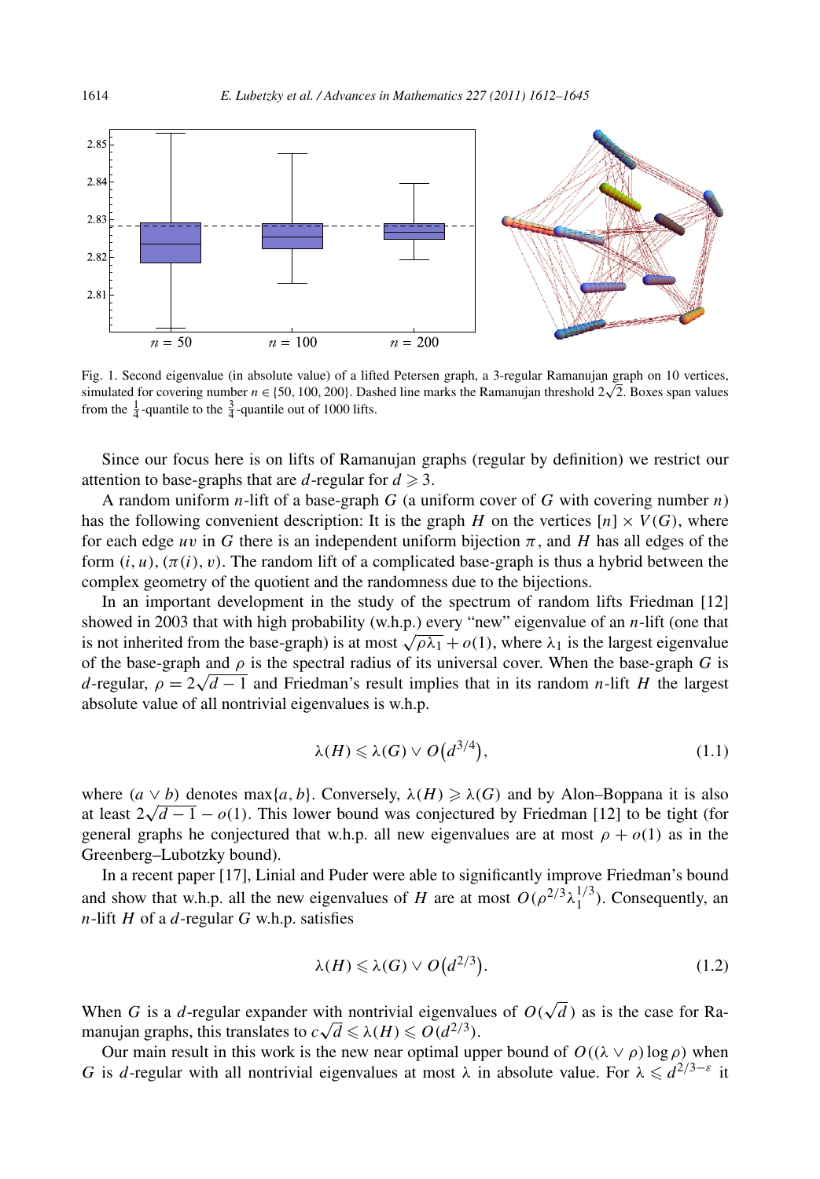Fig. 1. Second eigenvalue (in absolute value) of a lifted Petersen graph, a 3-regular Ramanujan graph on 10 vertices, simulated for covering number $n \in \{50, 100, 200\}$. Dashed line marks the Ramanujan threshold $2\sqrt{2}$. Boxes span values from the $\frac{1}{4}$-quantile to the $\frac{3}{4}$-quantile out of 1000 lifts.

Since our focus here is on lifts of Ramanujan graphs (regular by definition) we restrict our attention to base-graphs that are $d$-regular for $d \geqslant 3$.

A random uniform $n$-lift of a base-graph $G$ (a uniform cover of $G$ with covering number $n$) has the following convenient description: It is the graph $H$ on the vertices $[n] \times V(G)$, where for each edge $uv$ in $G$ there is an independent uniform bijection $\pi$, and $H$ has all edges of the form $(i, u), (\pi(i), v)$. The random lift of a complicated base-graph is thus a hybrid between the complex geometry of the quotient and the randomness due to the bijections.

In an important development in the study of the spectrum of random lifts Friedman [12] showed in 2003 that with high probability (w.h.p.) every "new" eigenvalue of an $n$-lift (one that is not inherited from the base-graph) is at most $\sqrt{\rho\lambda_1} + o(1)$, where $\lambda_1$ is the largest eigenvalue of the base-graph and $\rho$ is the spectral radius of its universal cover. When the base-graph $G$ is $d$-regular, $\rho = 2\sqrt{d-1}$ and Friedman's result implies that in its random $n$-lift $H$ the largest absolute value of all nontrivial eigenvalues is w.h.p.

$$\lambda(H) \leqslant \lambda(G) \vee O\big(d^{3/4}\big), \tag{1.1}$$

where $(a \vee b)$ denotes $\max\{a, b\}$. Conversely, $\lambda(H) \geqslant \lambda(G)$ and by Alon–Boppana it is also at least $2\sqrt{d-1} - o(1)$. This lower bound was conjectured by Friedman [12] to be tight (for general graphs he conjectured that w.h.p. all new eigenvalues are at most $\rho + o(1)$ as in the Greenberg–Lubotzky bound).

In a recent paper [17], Linial and Puder were able to significantly improve Friedman's bound and show that w.h.p. all the new eigenvalues of $H$ are at most $O(\rho^{2/3}\lambda_1^{1/3})$. Consequently, an $n$-lift $H$ of a $d$-regular $G$ w.h.p. satisfies

$$\lambda(H) \leqslant \lambda(G) \vee O\big(d^{2/3}\big). \tag{1.2}$$

When $G$ is a $d$-regular expander with nontrivial eigenvalues of $O(\sqrt{d})$ as is the case for Ramanujan graphs, this translates to $c\sqrt{d} \leqslant \lambda(H) \leqslant O(d^{2/3})$.

Our main result in this work is the new near optimal upper bound of $O((\lambda \vee \rho)\log\rho)$ when $G$ is $d$-regular with all nontrivial eigenvalues at most $\lambda$ in absolute value. For $\lambda \leqslant d^{2/3-\varepsilon}$ it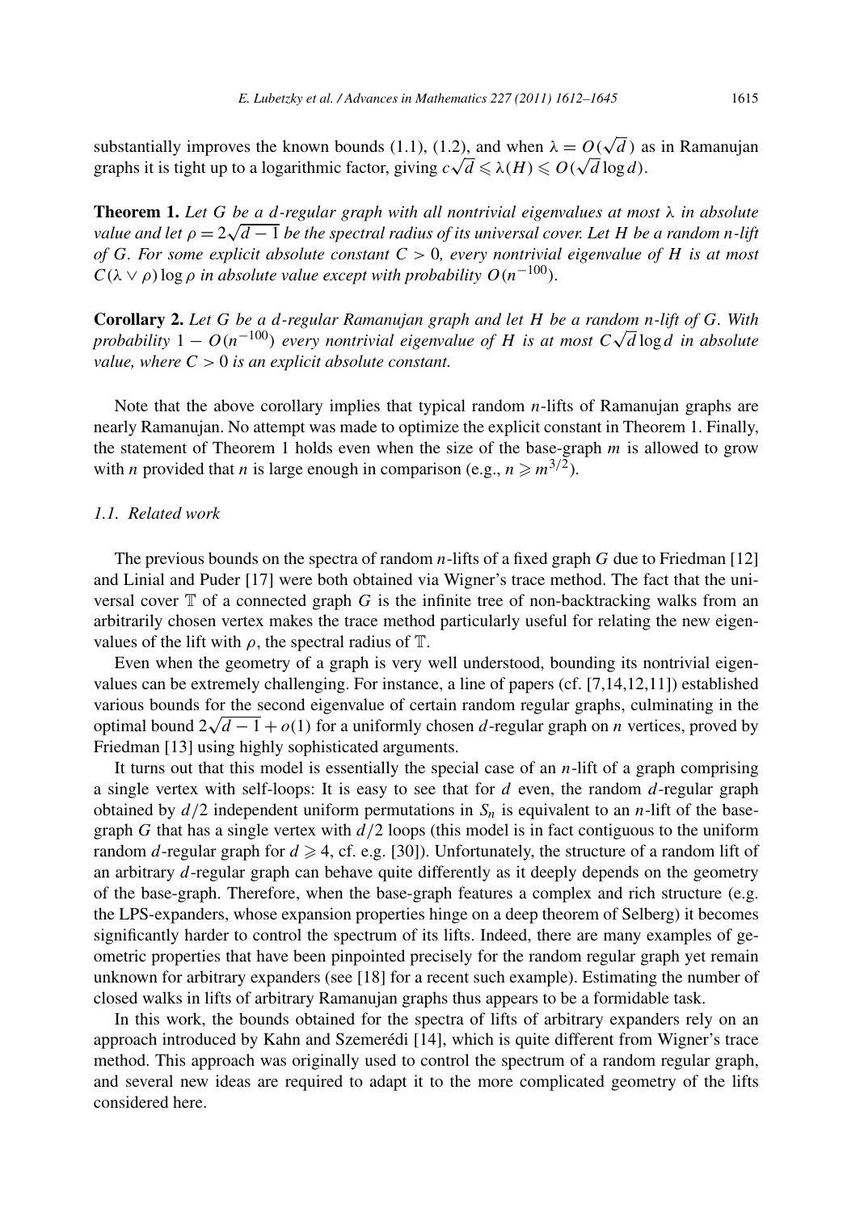substantially improves the known bounds (1.1), (1.2), and when $\lambda = O(\sqrt{d})$ as in Ramanujan graphs it is tight up to a logarithmic factor, giving $c\sqrt{d} \leqslant \lambda(H) \leqslant O(\sqrt{d}\log d)$.

**Theorem 1.** *Let $G$ be a $d$-regular graph with all nontrivial eigenvalues at most $\lambda$ in absolute value and let $\rho = 2\sqrt{d-1}$ be the spectral radius of its universal cover. Let $H$ be a random $n$-lift of $G$. For some explicit absolute constant $C > 0$, every nontrivial eigenvalue of $H$ is at most $C(\lambda \vee \rho)\log \rho$ in absolute value except with probability $O(n^{-100})$.*

**Corollary 2.** *Let $G$ be a $d$-regular Ramanujan graph and let $H$ be a random $n$-lift of $G$. With probability $1 - O(n^{-100})$ every nontrivial eigenvalue of $H$ is at most $C\sqrt{d}\log d$ in absolute value, where $C > 0$ is an explicit absolute constant.*

Note that the above corollary implies that typical random $n$-lifts of Ramanujan graphs are nearly Ramanujan. No attempt was made to optimize the explicit constant in Theorem 1. Finally, the statement of Theorem 1 holds even when the size of the base-graph $m$ is allowed to grow with $n$ provided that $n$ is large enough in comparison (e.g., $n \geqslant m^{3/2}$).

### *1.1. Related work*

The previous bounds on the spectra of random $n$-lifts of a fixed graph $G$ due to Friedman [12] and Linial and Puder [17] were both obtained via Wigner's trace method. The fact that the universal cover $\mathbb{T}$ of a connected graph $G$ is the infinite tree of non-backtracking walks from an arbitrarily chosen vertex makes the trace method particularly useful for relating the new eigenvalues of the lift with $\rho$, the spectral radius of $\mathbb{T}$.

Even when the geometry of a graph is very well understood, bounding its nontrivial eigenvalues can be extremely challenging. For instance, a line of papers (cf. [7,14,12,11]) established various bounds for the second eigenvalue of certain random regular graphs, culminating in the optimal bound $2\sqrt{d-1} + o(1)$ for a uniformly chosen $d$-regular graph on $n$ vertices, proved by Friedman [13] using highly sophisticated arguments.

It turns out that this model is essentially the special case of an $n$-lift of a graph comprising a single vertex with self-loops: It is easy to see that for $d$ even, the random $d$-regular graph obtained by $d/2$ independent uniform permutations in $S_n$ is equivalent to an $n$-lift of the base-graph $G$ that has a single vertex with $d/2$ loops (this model is in fact contiguous to the uniform random $d$-regular graph for $d \geqslant 4$, cf. e.g. [30]). Unfortunately, the structure of a random lift of an arbitrary $d$-regular graph can behave quite differently as it deeply depends on the geometry of the base-graph. Therefore, when the base-graph features a complex and rich structure (e.g. the LPS-expanders, whose expansion properties hinge on a deep theorem of Selberg) it becomes significantly harder to control the spectrum of its lifts. Indeed, there are many examples of geometric properties that have been pinpointed precisely for the random regular graph yet remain unknown for arbitrary expanders (see [18] for a recent such example). Estimating the number of closed walks in lifts of arbitrary Ramanujan graphs thus appears to be a formidable task.

In this work, the bounds obtained for the spectra of lifts of arbitrary expanders rely on an approach introduced by Kahn and Szemerédi [14], which is quite different from Wigner's trace method. This approach was originally used to control the spectrum of a random regular graph, and several new ideas are required to adapt it to the more complicated geometry of the lifts considered here.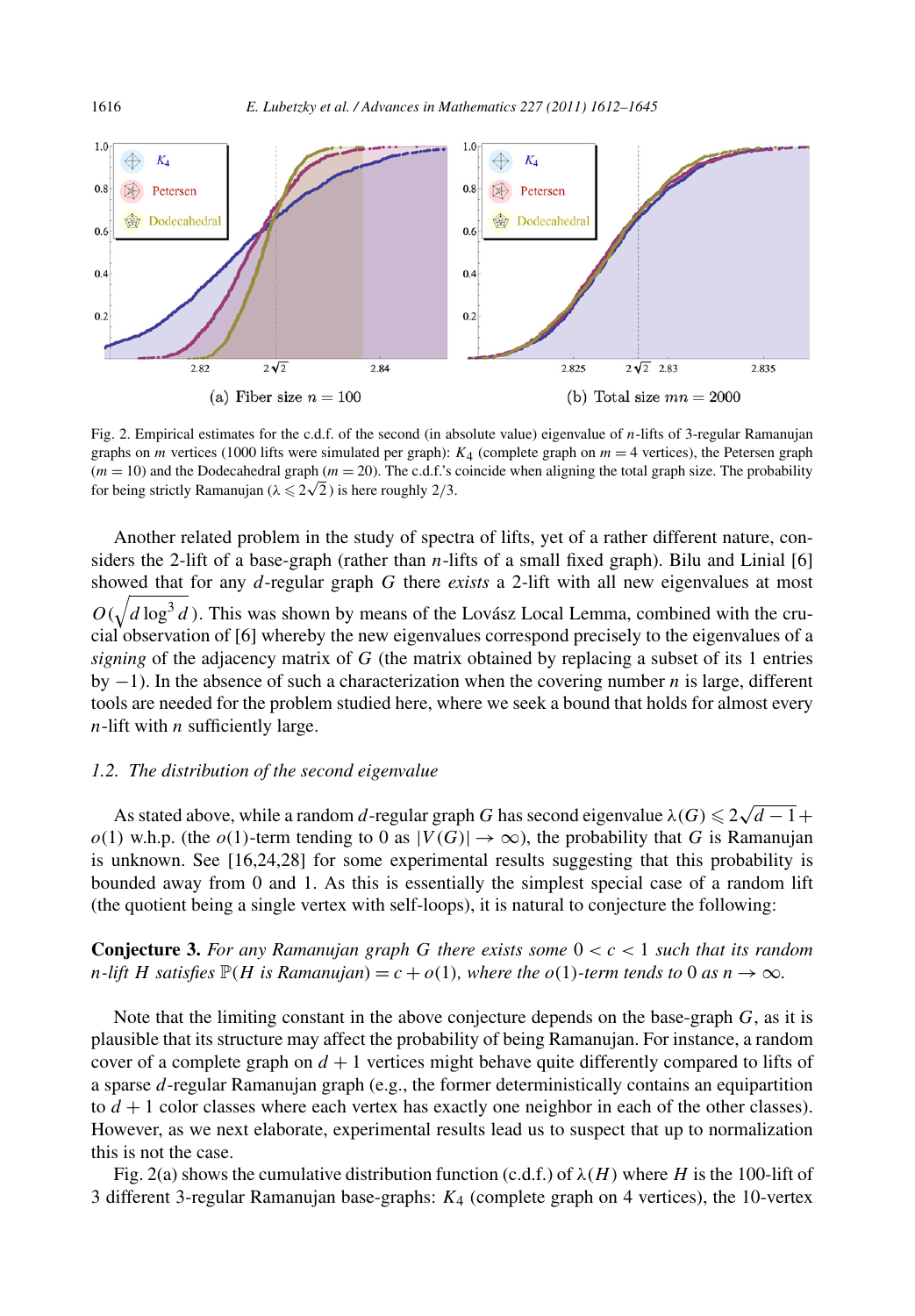Fig. 2. Empirical estimates for the c.d.f. of the second (in absolute value) eigenvalue of $n$-lifts of 3-regular Ramanujan graphs on $m$ vertices (1000 lifts were simulated per graph): $K_4$ (complete graph on $m=4$ vertices), the Petersen graph ($m=10$) and the Dodecahedral graph ($m=20$). The c.d.f.'s coincide when aligning the total graph size. The probability for being strictly Ramanujan ($\lambda \leqslant 2\sqrt{2}$) is here roughly 2/3.

(a) Fiber size $n=100$

(b) Total size $mn=2000$

Another related problem in the study of spectra of lifts, yet of a rather different nature, considers the 2-lift of a base-graph (rather than $n$-lifts of a small fixed graph). Bilu and Linial [6] showed that for any $d$-regular graph $G$ there *exists* a 2-lift with all new eigenvalues at most $O(\sqrt{d\log^3 d})$. This was shown by means of the Lovász Local Lemma, combined with the crucial observation of [6] whereby the new eigenvalues correspond precisely to the eigenvalues of a *signing* of the adjacency matrix of $G$ (the matrix obtained by replacing a subset of its 1 entries by $-1$). In the absence of such a characterization when the covering number $n$ is large, different tools are needed for the problem studied here, where we seek a bound that holds for almost every $n$-lift with $n$ sufficiently large.

### 1.2. The distribution of the second eigenvalue

As stated above, while a random $d$-regular graph $G$ has second eigenvalue $\lambda(G) \leqslant 2\sqrt{d-1}+o(1)$ w.h.p. (the $o(1)$-term tending to 0 as $|V(G)| \to \infty$), the probability that $G$ is Ramanujan is unknown. See [16,24,28] for some experimental results suggesting that this probability is bounded away from 0 and 1. As this is essentially the simplest special case of a random lift (the quotient being a single vertex with self-loops), it is natural to conjecture the following:

**Conjecture 3.** *For any Ramanujan graph $G$ there exists some $0<c<1$ such that its random $n$-lift $H$ satisfies $\mathbb{P}(H$ is Ramanujan$)=c+o(1)$, where the $o(1)$-term tends to 0 as $n\to\infty$.*

Note that the limiting constant in the above conjecture depends on the base-graph $G$, as it is plausible that its structure may affect the probability of being Ramanujan. For instance, a random cover of a complete graph on $d+1$ vertices might behave quite differently compared to lifts of a sparse $d$-regular Ramanujan graph (e.g., the former deterministically contains an equipartition to $d+1$ color classes where each vertex has exactly one neighbor in each of the other classes). However, as we next elaborate, experimental results lead us to suspect that up to normalization this is not the case.

Fig. 2(a) shows the cumulative distribution function (c.d.f.) of $\lambda(H)$ where $H$ is the 100-lift of 3 different 3-regular Ramanujan base-graphs: $K_4$ (complete graph on 4 vertices), the 10-vertex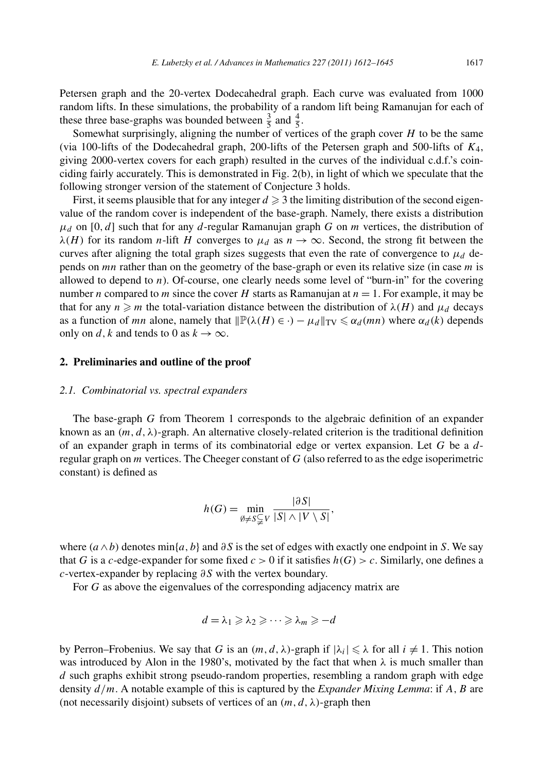Petersen graph and the 20-vertex Dodecahedral graph. Each curve was evaluated from 1000 random lifts. In these simulations, the probability of a random lift being Ramanujan for each of these three base-graphs was bounded between $\frac{3}{5}$ and $\frac{4}{5}$.

Somewhat surprisingly, aligning the number of vertices of the graph cover $H$ to be the same (via 100-lifts of the Dodecahedral graph, 200-lifts of the Petersen graph and 500-lifts of $K_4$, giving 2000-vertex covers for each graph) resulted in the curves of the individual c.d.f.'s coinciding fairly accurately. This is demonstrated in Fig. 2(b), in light of which we speculate that the following stronger version of the statement of Conjecture 3 holds.

First, it seems plausible that for any integer $d \geqslant 3$ the limiting distribution of the second eigenvalue of the random cover is independent of the base-graph. Namely, there exists a distribution $\mu_d$ on $[0, d]$ such that for any $d$-regular Ramanujan graph $G$ on $m$ vertices, the distribution of $\lambda(H)$ for its random $n$-lift $H$ converges to $\mu_d$ as $n \to \infty$. Second, the strong fit between the curves after aligning the total graph sizes suggests that even the rate of convergence to $\mu_d$ depends on $mn$ rather than on the geometry of the base-graph or even its relative size (in case $m$ is allowed to depend to $n$). Of-course, one clearly needs some level of "burn-in" for the covering number $n$ compared to $m$ since the cover $H$ starts as Ramanujan at $n = 1$. For example, it may be that for any $n \geqslant m$ the total-variation distance between the distribution of $\lambda(H)$ and $\mu_d$ decays as a function of $mn$ alone, namely that $\|\mathbb{P}(\lambda(H) \in \cdot) - \mu_d\|_{\mathrm{TV}} \leqslant \alpha_d(mn)$ where $\alpha_d(k)$ depends only on $d, k$ and tends to 0 as $k \to \infty$.

## 2. Preliminaries and outline of the proof

### 2.1. Combinatorial vs. spectral expanders

The base-graph $G$ from Theorem 1 corresponds to the algebraic definition of an expander known as an $(m, d, \lambda)$-graph. An alternative closely-related criterion is the traditional definition of an expander graph in terms of its combinatorial edge or vertex expansion. Let $G$ be a $d$-regular graph on $m$ vertices. The Cheeger constant of $G$ (also referred to as the edge isoperimetric constant) is defined as

$$h(G) = \min_{\emptyset \neq S \subsetneq V} \frac{|\partial S|}{|S| \wedge |V \setminus S|},$$

where $(a \wedge b)$ denotes $\min\{a, b\}$ and $\partial S$ is the set of edges with exactly one endpoint in $S$. We say that $G$ is a $c$-edge-expander for some fixed $c > 0$ if it satisfies $h(G) > c$. Similarly, one defines a $c$-vertex-expander by replacing $\partial S$ with the vertex boundary.

For $G$ as above the eigenvalues of the corresponding adjacency matrix are

$$d = \lambda_1 \geqslant \lambda_2 \geqslant \cdots \geqslant \lambda_m \geqslant -d$$

by Perron–Frobenius. We say that $G$ is an $(m, d, \lambda)$-graph if $|\lambda_i| \leqslant \lambda$ for all $i \neq 1$. This notion was introduced by Alon in the 1980's, motivated by the fact that when $\lambda$ is much smaller than $d$ such graphs exhibit strong pseudo-random properties, resembling a random graph with edge density $d/m$. A notable example of this is captured by the *Expander Mixing Lemma*: if $A, B$ are (not necessarily disjoint) subsets of vertices of an $(m, d, \lambda)$-graph then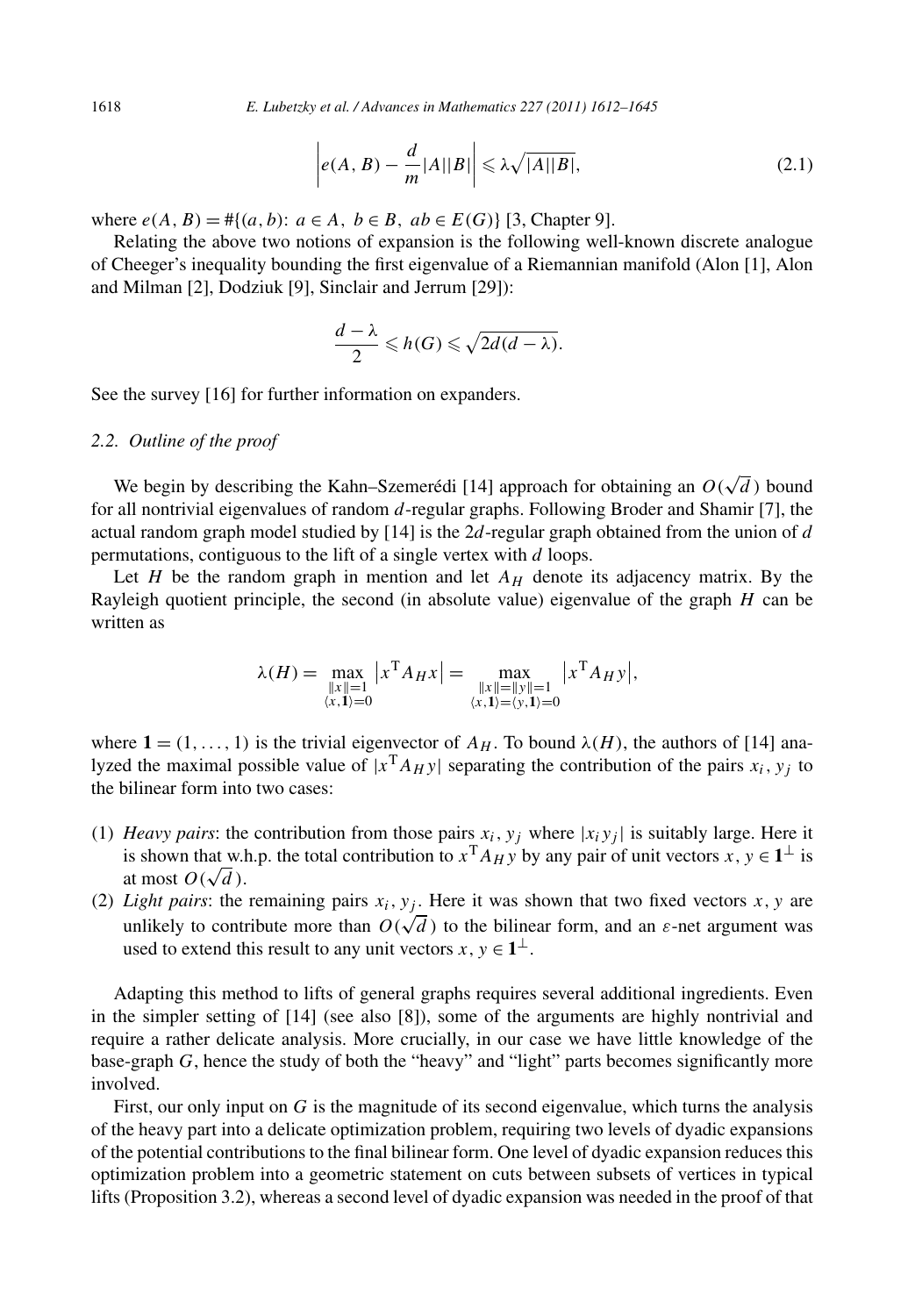$$\left| e(A,B) - \frac{d}{m}|A||B| \right| \leqslant \lambda\sqrt{|A||B|}, \tag{2.1}$$

where $e(A,B) = \#\{(a,b)\colon a \in A,\ b \in B,\ ab \in E(G)\}$ [3, Chapter 9].

Relating the above two notions of expansion is the following well-known discrete analogue of Cheeger's inequality bounding the first eigenvalue of a Riemannian manifold (Alon [1], Alon and Milman [2], Dodziuk [9], Sinclair and Jerrum [29]):

$$\frac{d-\lambda}{2} \leqslant h(G) \leqslant \sqrt{2d(d-\lambda)}.$$

See the survey [16] for further information on expanders.

### *2.2. Outline of the proof*

We begin by describing the Kahn–Szemerédi [14] approach for obtaining an $O(\sqrt{d}\,)$ bound for all nontrivial eigenvalues of random $d$-regular graphs. Following Broder and Shamir [7], the actual random graph model studied by [14] is the $2d$-regular graph obtained from the union of $d$ permutations, contiguous to the lift of a single vertex with $d$ loops.

Let $H$ be the random graph in mention and let $A_H$ denote its adjacency matrix. By the Rayleigh quotient principle, the second (in absolute value) eigenvalue of the graph $H$ can be written as

$$\lambda(H) = \max_{\substack{\|x\|=1 \\ \langle x, \mathbf{1}\rangle = 0}} \left| x^{\mathrm{T}} A_H x \right| = \max_{\substack{\|x\|=\|y\|=1 \\ \langle x, \mathbf{1}\rangle = \langle y, \mathbf{1}\rangle = 0}} \left| x^{\mathrm{T}} A_H y \right|,$$

where $\mathbf{1} = (1, \dots, 1)$ is the trivial eigenvector of $A_H$. To bound $\lambda(H)$, the authors of [14] analyzed the maximal possible value of $|x^{\mathrm{T}} A_H y|$ separating the contribution of the pairs $x_i, y_j$ to the bilinear form into two cases:

1. *Heavy pairs*: the contribution from those pairs $x_i, y_j$ where $|x_i y_j|$ is suitably large. Here it is shown that w.h.p. the total contribution to $x^{\mathrm{T}} A_H y$ by any pair of unit vectors $x, y \in \mathbf{1}^{\perp}$ is at most $O(\sqrt{d}\,)$.
2. *Light pairs*: the remaining pairs $x_i, y_j$. Here it was shown that two fixed vectors $x, y$ are unlikely to contribute more than $O(\sqrt{d}\,)$ to the bilinear form, and an $\varepsilon$-net argument was used to extend this result to any unit vectors $x, y \in \mathbf{1}^{\perp}$.

Adapting this method to lifts of general graphs requires several additional ingredients. Even in the simpler setting of [14] (see also [8]), some of the arguments are highly nontrivial and require a rather delicate analysis. More crucially, in our case we have little knowledge of the base-graph $G$, hence the study of both the "heavy" and "light" parts becomes significantly more involved.

First, our only input on $G$ is the magnitude of its second eigenvalue, which turns the analysis of the heavy part into a delicate optimization problem, requiring two levels of dyadic expansions of the potential contributions to the final bilinear form. One level of dyadic expansion reduces this optimization problem into a geometric statement on cuts between subsets of vertices in typical lifts (Proposition 3.2), whereas a second level of dyadic expansion was needed in the proof of that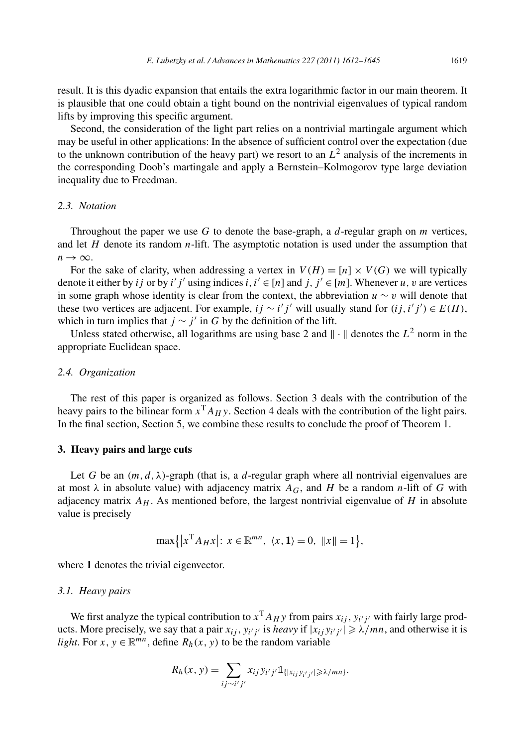result. It is this dyadic expansion that entails the extra logarithmic factor in our main theorem. It is plausible that one could obtain a tight bound on the nontrivial eigenvalues of typical random lifts by improving this specific argument.

Second, the consideration of the light part relies on a nontrivial martingale argument which may be useful in other applications: In the absence of sufficient control over the expectation (due to the unknown contribution of the heavy part) we resort to an $L^2$ analysis of the increments in the corresponding Doob's martingale and apply a Bernstein–Kolmogorov type large deviation inequality due to Freedman.

### 2.3. Notation

Throughout the paper we use $G$ to denote the base-graph, a $d$-regular graph on $m$ vertices, and let $H$ denote its random $n$-lift. The asymptotic notation is used under the assumption that $n \to \infty$.

For the sake of clarity, when addressing a vertex in $V(H) = [n] \times V(G)$ we will typically denote it either by $ij$ or by $i'j'$ using indices $i, i' \in [n]$ and $j, j' \in [m]$. Whenever $u, v$ are vertices in some graph whose identity is clear from the context, the abbreviation $u \sim v$ will denote that these two vertices are adjacent. For example, $ij \sim i'j'$ will usually stand for $(ij, i'j') \in E(H)$, which in turn implies that $j \sim j'$ in $G$ by the definition of the lift.

Unless stated otherwise, all logarithms are using base 2 and $\|\cdot\|$ denotes the $L^2$ norm in the appropriate Euclidean space.

### 2.4. Organization

The rest of this paper is organized as follows. Section 3 deals with the contribution of the heavy pairs to the bilinear form $x^{\mathrm{T}} A_H y$. Section 4 deals with the contribution of the light pairs. In the final section, Section 5, we combine these results to conclude the proof of Theorem 1.

## 3. Heavy pairs and large cuts

Let $G$ be an $(m, d, \lambda)$-graph (that is, a $d$-regular graph where all nontrivial eigenvalues are at most $\lambda$ in absolute value) with adjacency matrix $A_G$, and $H$ be a random $n$-lift of $G$ with adjacency matrix $A_H$. As mentioned before, the largest nontrivial eigenvalue of $H$ in absolute value is precisely

$$\max\{|x^{\mathrm{T}} A_H x|: x \in \mathbb{R}^{mn},\ \langle x, \mathbf{1}\rangle = 0,\ \|x\| = 1\},$$

where $\mathbf{1}$ denotes the trivial eigenvector.

### 3.1. Heavy pairs

We first analyze the typical contribution to $x^{\mathrm{T}} A_H y$ from pairs $x_{ij}, y_{i'j'}$ with fairly large products. More precisely, we say that a pair $x_{ij}, y_{i'j'}$ is *heavy* if $|x_{ij} y_{i'j'}| \geqslant \lambda/mn$, and otherwise it is *light*. For $x, y \in \mathbb{R}^{mn}$, define $R_h(x, y)$ to be the random variable

$$R_h(x, y) = \sum_{ij \sim i'j'} x_{ij} y_{i'j'} \mathbb{1}_{\{|x_{ij} y_{i'j'}| \geqslant \lambda/mn\}}.$$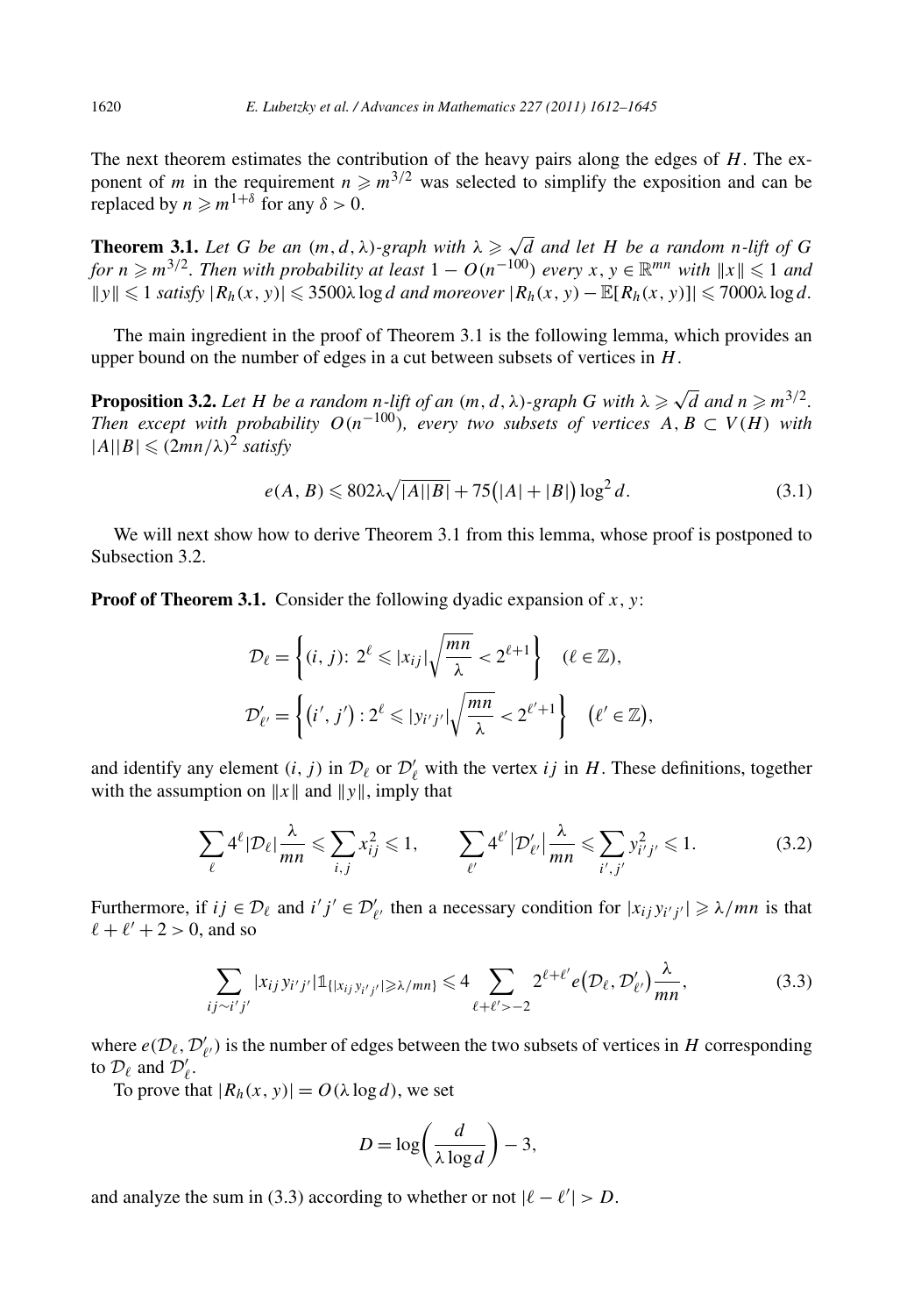The next theorem estimates the contribution of the heavy pairs along the edges of $H$. The exponent of $m$ in the requirement $n \geqslant m^{3/2}$ was selected to simplify the exposition and can be replaced by $n \geqslant m^{1+\delta}$ for any $\delta > 0$.

**Theorem 3.1.** *Let $G$ be an $(m, d, \lambda)$-graph with $\lambda \geqslant \sqrt{d}$ and let $H$ be a random $n$-lift of $G$ for $n \geqslant m^{3/2}$. Then with probability at least $1 - O(n^{-100})$ every $x, y \in \mathbb{R}^{mn}$ with $\|x\| \leqslant 1$ and $\|y\| \leqslant 1$ satisfy $|R_h(x, y)| \leqslant 3500\lambda \log d$ and moreover $|R_h(x, y) - \mathbb{E}[R_h(x, y)]| \leqslant 7000\lambda \log d$.*

The main ingredient in the proof of Theorem 3.1 is the following lemma, which provides an upper bound on the number of edges in a cut between subsets of vertices in $H$.

**Proposition 3.2.** *Let $H$ be a random $n$-lift of an $(m, d, \lambda)$-graph $G$ with $\lambda \geqslant \sqrt{d}$ and $n \geqslant m^{3/2}$. Then except with probability $O(n^{-100})$, every two subsets of vertices $A, B \subset V(H)$ with $|A||B| \leqslant (2mn/\lambda)^2$ satisfy*

$$e(A, B) \leqslant 802\lambda\sqrt{|A||B|} + 75\big(|A| + |B|\big)\log^2 d. \tag{3.1}$$

We will next show how to derive Theorem 3.1 from this lemma, whose proof is postponed to Subsection 3.2.

**Proof of Theorem 3.1.** Consider the following dyadic expansion of $x, y$:

$$\mathcal{D}_\ell = \left\{(i, j)\colon 2^\ell \leqslant |x_{ij}|\sqrt{\frac{mn}{\lambda}} < 2^{\ell+1}\right\} \quad (\ell \in \mathbb{Z}),$$

$$\mathcal{D}'_{\ell'} = \left\{\big(i', j'\big)\colon 2^{\ell'} \leqslant |y_{i'j'}|\sqrt{\frac{mn}{\lambda}} < 2^{\ell'+1}\right\} \quad \big(\ell' \in \mathbb{Z}\big),$$

and identify any element $(i, j)$ in $\mathcal{D}_\ell$ or $\mathcal{D}'_\ell$ with the vertex $ij$ in $H$. These definitions, together with the assumption on $\|x\|$ and $\|y\|$, imply that

$$\sum_\ell 4^\ell|\mathcal{D}_\ell|\frac{\lambda}{mn} \leqslant \sum_{i,j} x_{ij}^2 \leqslant 1, \qquad \sum_{\ell'} 4^{\ell'}\big|\mathcal{D}'_{\ell'}\big|\frac{\lambda}{mn} \leqslant \sum_{i',j'} y_{i'j'}^2 \leqslant 1. \tag{3.2}$$

Furthermore, if $ij \in \mathcal{D}_\ell$ and $i'j' \in \mathcal{D}'_{\ell'}$ then a necessary condition for $|x_{ij}y_{i'j'}| \geqslant \lambda/mn$ is that $\ell + \ell' + 2 > 0$, and so

$$\sum_{ij\sim i'j'} |x_{ij}y_{i'j'}|\mathbb{1}_{\{|x_{ij}y_{i'j'}| \geqslant \lambda/mn\}} \leqslant 4\sum_{\ell+\ell'>-2} 2^{\ell+\ell'} e\big(\mathcal{D}_\ell, \mathcal{D}'_{\ell'}\big)\frac{\lambda}{mn}, \tag{3.3}$$

where $e(\mathcal{D}_\ell, \mathcal{D}'_{\ell'})$ is the number of edges between the two subsets of vertices in $H$ corresponding to $\mathcal{D}_\ell$ and $\mathcal{D}'_\ell$.

To prove that $|R_h(x, y)| = O(\lambda \log d)$, we set

$$D = \log\left(\frac{d}{\lambda \log d}\right) - 3,$$

and analyze the sum in (3.3) according to whether or not $|\ell - \ell'| > D$.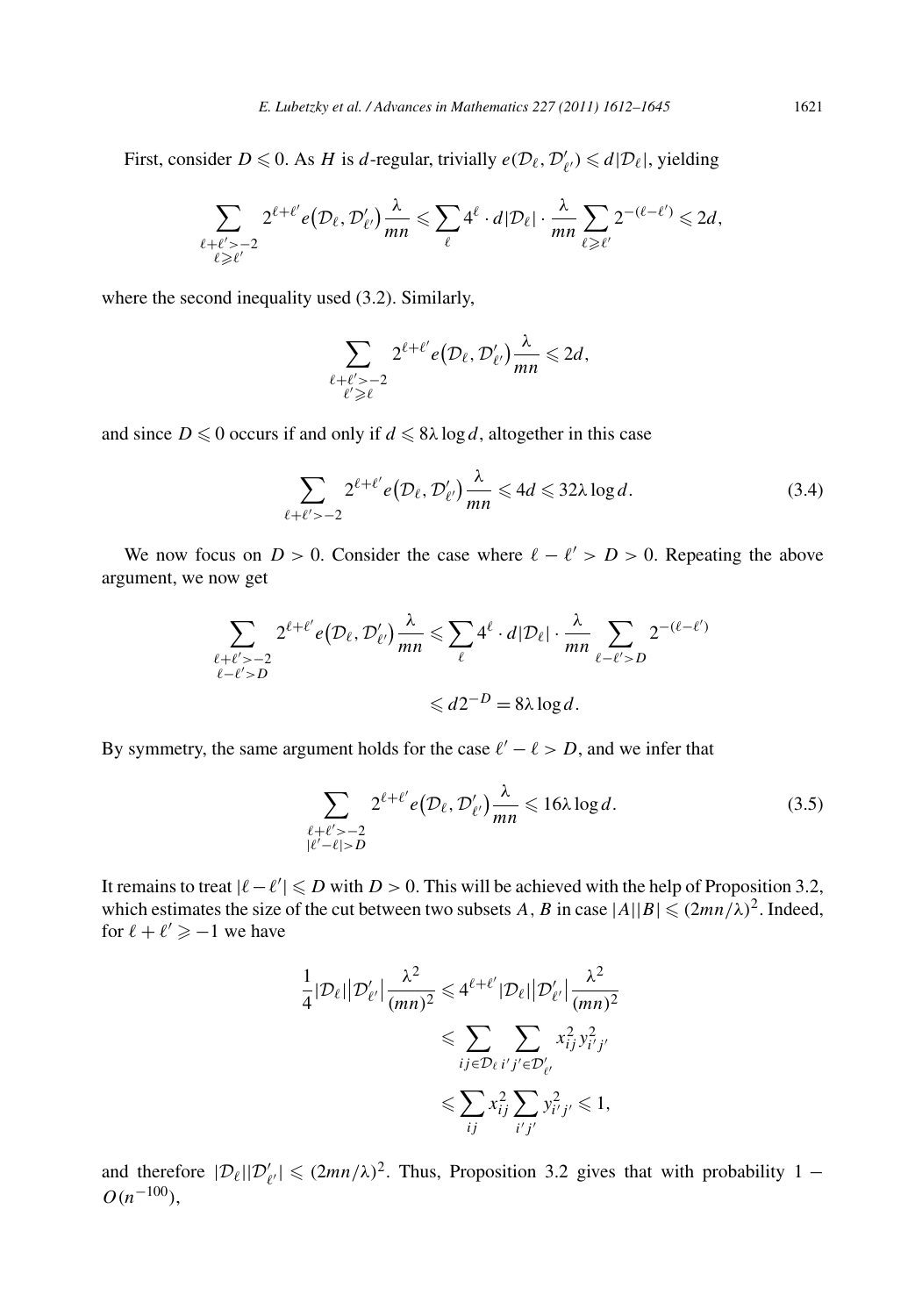First, consider $D \leqslant 0$. As $H$ is $d$-regular, trivially $e(\mathcal{D}_\ell, \mathcal{D}'_{\ell'}) \leqslant d|\mathcal{D}_\ell|$, yielding

$$\sum_{\substack{\ell+\ell'>-2\\ \ell\geqslant\ell'}} 2^{\ell+\ell'} e\big(\mathcal{D}_\ell, \mathcal{D}'_{\ell'}\big)\frac{\lambda}{mn} \leqslant \sum_{\ell} 4^{\ell}\cdot d|\mathcal{D}_\ell|\cdot\frac{\lambda}{mn}\sum_{\ell\geqslant\ell'} 2^{-(\ell-\ell')} \leqslant 2d,$$

where the second inequality used (3.2). Similarly,

$$\sum_{\substack{\ell+\ell'>-2\\ \ell'\geqslant\ell}} 2^{\ell+\ell'} e\big(\mathcal{D}_\ell, \mathcal{D}'_{\ell'}\big)\frac{\lambda}{mn} \leqslant 2d,$$

and since $D \leqslant 0$ occurs if and only if $d \leqslant 8\lambda\log d$, altogether in this case

$$\sum_{\ell+\ell'>-2} 2^{\ell+\ell'} e\big(\mathcal{D}_\ell, \mathcal{D}'_{\ell'}\big)\frac{\lambda}{mn} \leqslant 4d \leqslant 32\lambda\log d. \tag{3.4}$$

We now focus on $D > 0$. Consider the case where $\ell - \ell' > D > 0$. Repeating the above argument, we now get

$$\begin{aligned}\sum_{\substack{\ell+\ell'>-2\\ \ell-\ell'>D}} 2^{\ell+\ell'} e\big(\mathcal{D}_\ell, \mathcal{D}'_{\ell'}\big)\frac{\lambda}{mn} &\leqslant \sum_{\ell} 4^{\ell}\cdot d|\mathcal{D}_\ell|\cdot\frac{\lambda}{mn}\sum_{\ell-\ell'>D} 2^{-(\ell-\ell')}\\ &\leqslant d2^{-D} = 8\lambda\log d.\end{aligned}$$

By symmetry, the same argument holds for the case $\ell' - \ell > D$, and we infer that

$$\sum_{\substack{\ell+\ell'>-2\\ |\ell'-\ell|>D}} 2^{\ell+\ell'} e\big(\mathcal{D}_\ell, \mathcal{D}'_{\ell'}\big)\frac{\lambda}{mn} \leqslant 16\lambda\log d. \tag{3.5}$$

It remains to treat $|\ell-\ell'| \leqslant D$ with $D > 0$. This will be achieved with the help of Proposition 3.2, which estimates the size of the cut between two subsets $A$, $B$ in case $|A||B| \leqslant (2mn/\lambda)^2$. Indeed, for $\ell + \ell' \geqslant -1$ we have

$$\begin{aligned}\frac{1}{4}|\mathcal{D}_\ell|\big|\mathcal{D}'_{\ell'}\big|\frac{\lambda^2}{(mn)^2} &\leqslant 4^{\ell+\ell'}|\mathcal{D}_\ell|\big|\mathcal{D}'_{\ell'}\big|\frac{\lambda^2}{(mn)^2}\\ &\leqslant \sum_{ij\in\mathcal{D}_\ell}\sum_{i'j'\in\mathcal{D}'_{\ell'}} x_{ij}^2 y_{i'j'}^2\\ &\leqslant \sum_{ij} x_{ij}^2 \sum_{i'j'} y_{i'j'}^2 \leqslant 1,\end{aligned}$$

and therefore $|\mathcal{D}_\ell||\mathcal{D}'_{\ell'}| \leqslant (2mn/\lambda)^2$. Thus, Proposition 3.2 gives that with probability $1 - O(n^{-100})$,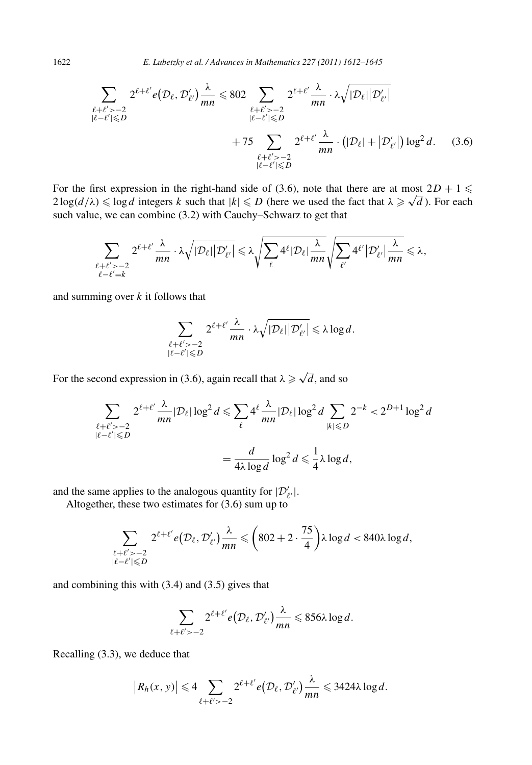$$\sum_{\substack{\ell+\ell'>-2\\|\ell-\ell'|\leqslant D}} 2^{\ell+\ell'} e\left(\mathcal{D}_\ell, \mathcal{D}'_{\ell'}\right)\frac{\lambda}{mn} \leqslant 802 \sum_{\substack{\ell+\ell'>-2\\|\ell-\ell'|\leqslant D}} 2^{\ell+\ell'}\frac{\lambda}{mn}\cdot \lambda\sqrt{|\mathcal{D}_\ell|\left|\mathcal{D}'_{\ell'}\right|} + 75 \sum_{\substack{\ell+\ell'>-2\\|\ell-\ell'|\leqslant D}} 2^{\ell+\ell'}\frac{\lambda}{mn}\cdot\left(|\mathcal{D}_\ell| + \left|\mathcal{D}'_{\ell'}\right|\right)\log^2 d. \tag{3.6}$$

For the first expression in the right-hand side of (3.6), note that there are at most $2D+1 \leqslant 2\log(d/\lambda) \leqslant \log d$ integers $k$ such that $|k| \leqslant D$ (here we used the fact that $\lambda \geqslant \sqrt{d}$). For each such value, we can combine (3.2) with Cauchy–Schwarz to get that

$$\sum_{\substack{\ell+\ell'>-2\\\ell-\ell'=k}} 2^{\ell+\ell'}\frac{\lambda}{mn}\cdot\lambda\sqrt{|\mathcal{D}_\ell|\left|\mathcal{D}'_{\ell'}\right|} \leqslant \lambda\sqrt{\sum_{\ell} 4^\ell|\mathcal{D}_\ell|\frac{\lambda}{mn}}\sqrt{\sum_{\ell'} 4^{\ell'}\left|\mathcal{D}'_{\ell'}\right|\frac{\lambda}{mn}} \leqslant \lambda,$$

and summing over $k$ it follows that

$$\sum_{\substack{\ell+\ell'>-2\\|\ell-\ell'|\leqslant D}} 2^{\ell+\ell'}\frac{\lambda}{mn}\cdot\lambda\sqrt{|\mathcal{D}_\ell|\left|\mathcal{D}'_{\ell'}\right|} \leqslant \lambda\log d.$$

For the second expression in (3.6), again recall that $\lambda \geqslant \sqrt{d}$, and so

$$\begin{aligned}\sum_{\substack{\ell+\ell'>-2\\|\ell-\ell'|\leqslant D}} 2^{\ell+\ell'}\frac{\lambda}{mn}|\mathcal{D}_\ell|\log^2 d &\leqslant \sum_\ell 4^\ell\frac{\lambda}{mn}|\mathcal{D}_\ell|\log^2 d\sum_{|k|\leqslant D} 2^{-k} < 2^{D+1}\log^2 d\\ &= \frac{d}{4\lambda\log d}\log^2 d \leqslant \frac{1}{4}\lambda\log d,\end{aligned}$$

and the same applies to the analogous quantity for $|\mathcal{D}'_{\ell'}|$.

Altogether, these two estimates for (3.6) sum up to

$$\sum_{\substack{\ell+\ell'>-2\\|\ell-\ell'|\leqslant D}} 2^{\ell+\ell'} e\left(\mathcal{D}_\ell, \mathcal{D}'_{\ell'}\right)\frac{\lambda}{mn} \leqslant \left(802 + 2\cdot\frac{75}{4}\right)\lambda\log d < 840\lambda\log d,$$

and combining this with (3.4) and (3.5) gives that

$$\sum_{\ell+\ell'>-2} 2^{\ell+\ell'} e\left(\mathcal{D}_\ell, \mathcal{D}'_{\ell'}\right)\frac{\lambda}{mn} \leqslant 856\lambda\log d.$$

Recalling (3.3), we deduce that

$$\left|R_h(x,y)\right| \leqslant 4\sum_{\ell+\ell'>-2} 2^{\ell+\ell'} e\left(\mathcal{D}_\ell, \mathcal{D}'_{\ell'}\right)\frac{\lambda}{mn} \leqslant 3424\lambda\log d.$$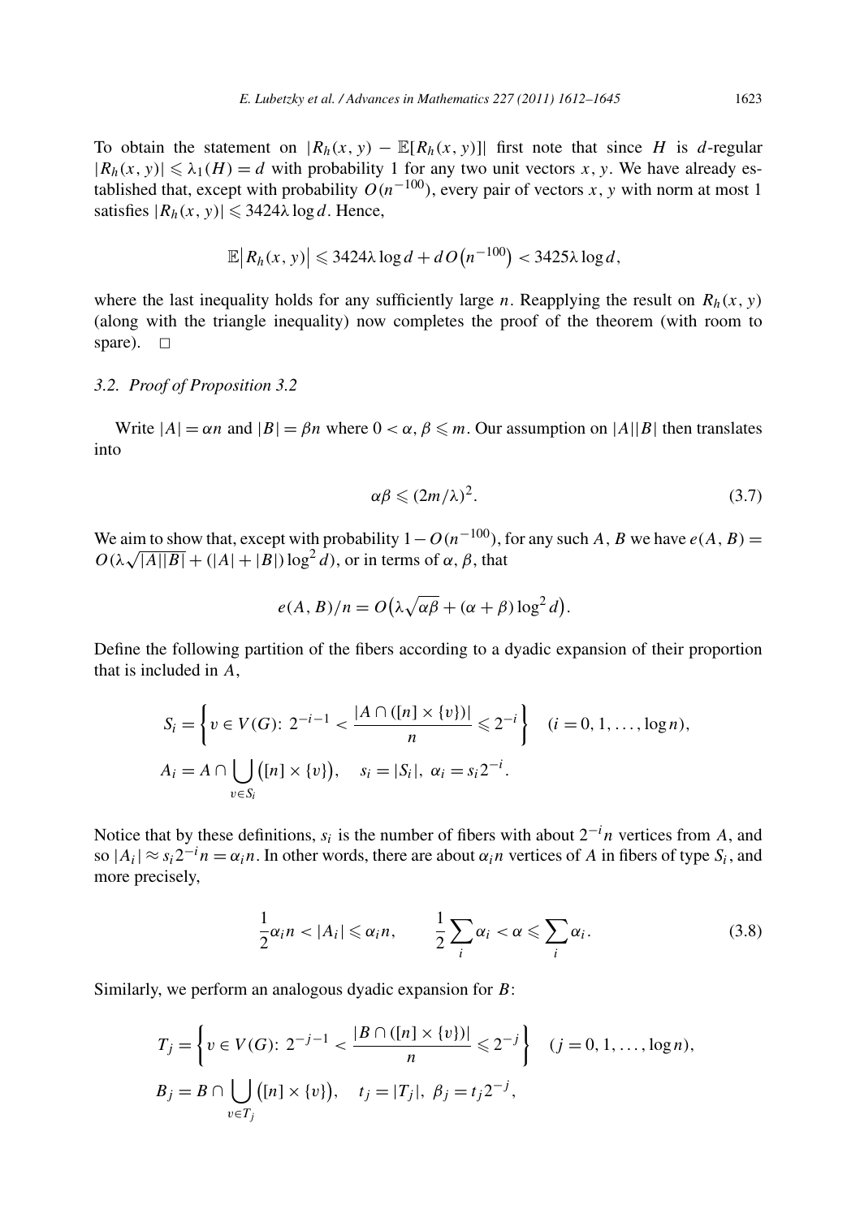To obtain the statement on $|R_h(x, y) - \mathbb{E}[R_h(x, y)]|$ first note that since $H$ is $d$-regular $|R_h(x, y)| \leqslant \lambda_1(H) = d$ with probability 1 for any two unit vectors $x, y$. We have already established that, except with probability $O(n^{-100})$, every pair of vectors $x, y$ with norm at most 1 satisfies $|R_h(x, y)| \leqslant 3424\lambda \log d$. Hence,

$$\mathbb{E}\big|R_h(x, y)\big| \leqslant 3424\lambda \log d + d\,O\big(n^{-100}\big) < 3425\lambda \log d,$$

where the last inequality holds for any sufficiently large $n$. Reapplying the result on $R_h(x, y)$ (along with the triangle inequality) now completes the proof of the theorem (with room to spare). $\square$

### 3.2. *Proof of Proposition 3.2*

Write $|A| = \alpha n$ and $|B| = \beta n$ where $0 < \alpha, \beta \leqslant m$. Our assumption on $|A||B|$ then translates into

$$\alpha\beta \leqslant (2m/\lambda)^2. \tag{3.7}$$

We aim to show that, except with probability $1 - O(n^{-100})$, for any such $A, B$ we have $e(A, B) = O(\lambda\sqrt{|A||B|} + (|A| + |B|)\log^2 d)$, or in terms of $\alpha, \beta$, that

$$e(A, B)/n = O\big(\lambda\sqrt{\alpha\beta} + (\alpha + \beta)\log^2 d\big).$$

Define the following partition of the fibers according to a dyadic expansion of their proportion that is included in $A$,

$$S_i = \left\{v \in V(G):\ 2^{-i-1} < \frac{|A \cap ([n] \times \{v\})|}{n} \leqslant 2^{-i}\right\} \quad (i = 0, 1, \ldots, \log n),$$

$$A_i = A \cap \bigcup_{v \in S_i}\big([n] \times \{v\}\big), \quad s_i = |S_i|,\ \alpha_i = s_i 2^{-i}.$$

Notice that by these definitions, $s_i$ is the number of fibers with about $2^{-i}n$ vertices from $A$, and so $|A_i| \approx s_i 2^{-i} n = \alpha_i n$. In other words, there are about $\alpha_i n$ vertices of $A$ in fibers of type $S_i$, and more precisely,

$$\frac{1}{2}\alpha_i n < |A_i| \leqslant \alpha_i n, \qquad \frac{1}{2}\sum_i \alpha_i < \alpha \leqslant \sum_i \alpha_i. \tag{3.8}$$

Similarly, we perform an analogous dyadic expansion for $B$:

$$T_j = \left\{v \in V(G):\ 2^{-j-1} < \frac{|B \cap ([n] \times \{v\})|}{n} \leqslant 2^{-j}\right\} \quad (j = 0, 1, \ldots, \log n),$$

$$B_j = B \cap \bigcup_{v \in T_j}\big([n] \times \{v\}\big), \quad t_j = |T_j|,\ \beta_j = t_j 2^{-j},$$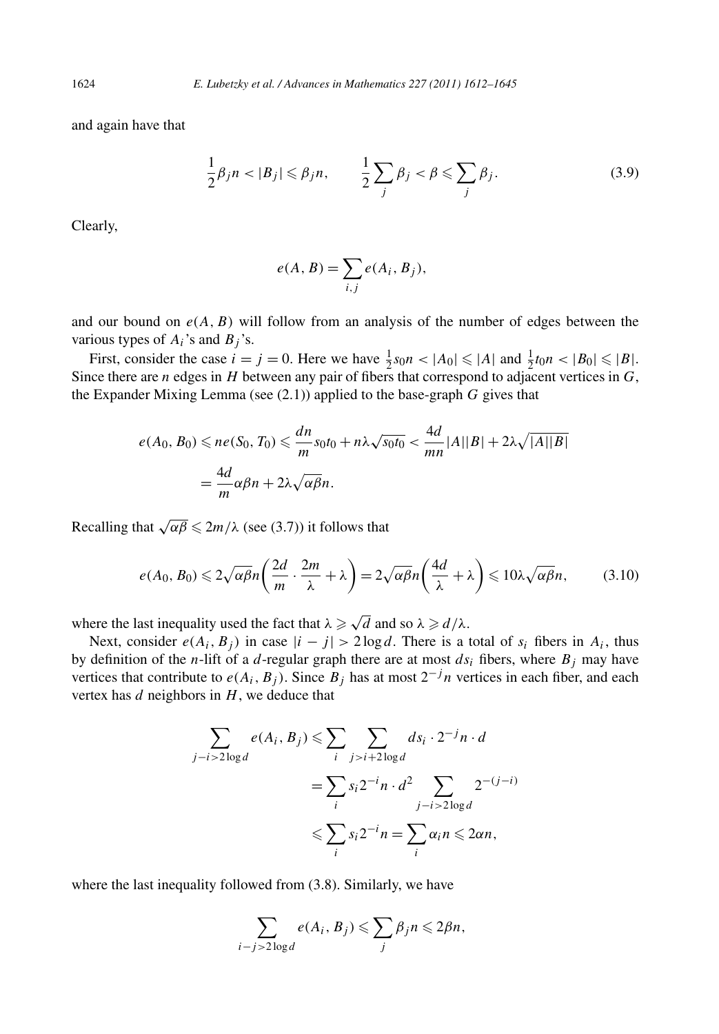and again have that

$$\frac{1}{2}\beta_j n < |B_j| \leqslant \beta_j n, \qquad \frac{1}{2}\sum_j \beta_j < \beta \leqslant \sum_j \beta_j. \tag{3.9}$$

Clearly,

$$e(A, B) = \sum_{i,j} e(A_i, B_j),$$

and our bound on $e(A, B)$ will follow from an analysis of the number of edges between the various types of $A_i$'s and $B_j$'s.

First, consider the case $i = j = 0$. Here we have $\frac{1}{2}s_0 n < |A_0| \leqslant |A|$ and $\frac{1}{2}t_0 n < |B_0| \leqslant |B|$. Since there are $n$ edges in $H$ between any pair of fibers that correspond to adjacent vertices in $G$, the Expander Mixing Lemma (see (2.1)) applied to the base-graph $G$ gives that

$$\begin{aligned}
e(A_0, B_0) &\leqslant n e(S_0, T_0) \leqslant \frac{dn}{m} s_0 t_0 + n\lambda\sqrt{s_0 t_0} < \frac{4d}{mn}|A||B| + 2\lambda\sqrt{|A||B|} \\
&= \frac{4d}{m}\alpha\beta n + 2\lambda\sqrt{\alpha\beta} n.
\end{aligned}$$

Recalling that $\sqrt{\alpha\beta} \leqslant 2m/\lambda$ (see (3.7)) it follows that

$$e(A_0, B_0) \leqslant 2\sqrt{\alpha\beta} n\left(\frac{2d}{m} \cdot \frac{2m}{\lambda} + \lambda\right) = 2\sqrt{\alpha\beta} n\left(\frac{4d}{\lambda} + \lambda\right) \leqslant 10\lambda\sqrt{\alpha\beta} n, \tag{3.10}$$

where the last inequality used the fact that $\lambda \geqslant \sqrt{d}$ and so $\lambda \geqslant d/\lambda$.

Next, consider $e(A_i, B_j)$ in case $|i - j| > 2\log d$. There is a total of $s_i$ fibers in $A_i$, thus by definition of the $n$-lift of a $d$-regular graph there are at most $ds_i$ fibers, where $B_j$ may have vertices that contribute to $e(A_i, B_j)$. Since $B_j$ has at most $2^{-j}n$ vertices in each fiber, and each vertex has $d$ neighbors in $H$, we deduce that

$$\begin{aligned}
\sum_{j-i>2\log d} e(A_i, B_j) &\leqslant \sum_i \sum_{j>i+2\log d} ds_i \cdot 2^{-j} n \cdot d \\
&= \sum_i s_i 2^{-i} n \cdot d^2 \sum_{j-i>2\log d} 2^{-(j-i)} \\
&\leqslant \sum_i s_i 2^{-i} n = \sum_i \alpha_i n \leqslant 2\alpha n,
\end{aligned}$$

where the last inequality followed from (3.8). Similarly, we have

$$\sum_{i-j>2\log d} e(A_i, B_j) \leqslant \sum_j \beta_j n \leqslant 2\beta n,$$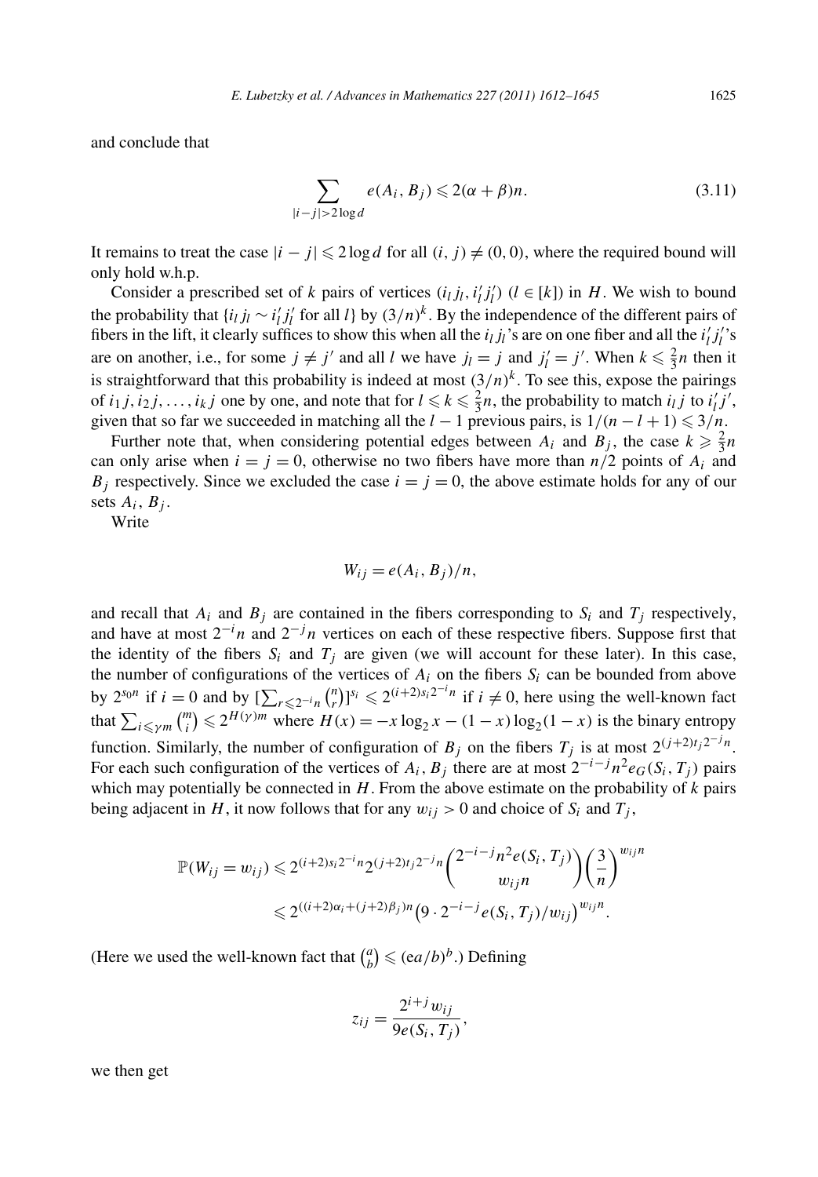and conclude that

$$\sum_{|i-j|>2\log d} e(A_i, B_j) \leqslant 2(\alpha+\beta)n. \tag{3.11}$$

It remains to treat the case $|i-j| \leqslant 2\log d$ for all $(i,j) \neq (0,0)$, where the required bound will only hold w.h.p.

Consider a prescribed set of $k$ pairs of vertices $(i_l j_l, i'_l j'_l)$ $(l \in [k])$ in $H$. We wish to bound the probability that $\{i_l j_l \sim i'_l j'_l$ for all $l\}$ by $(3/n)^k$. By the independence of the different pairs of fibers in the lift, it clearly suffices to show this when all the $i_l j_l$'s are on one fiber and all the $i'_l j'_l$'s are on another, i.e., for some $j \neq j'$ and all $l$ we have $j_l = j$ and $j'_l = j'$. When $k \leqslant \frac{2}{3}n$ then it is straightforward that this probability is indeed at most $(3/n)^k$. To see this, expose the pairings of $i_1 j, i_2 j, \ldots, i_k j$ one by one, and note that for $l \leqslant k \leqslant \frac{2}{3}n$, the probability to match $i_l j$ to $i'_l j'$, given that so far we succeeded in matching all the $l-1$ previous pairs, is $1/(n-l+1) \leqslant 3/n$.

Further note that, when considering potential edges between $A_i$ and $B_j$, the case $k \geqslant \frac{2}{3}n$ can only arise when $i = j = 0$, otherwise no two fibers have more than $n/2$ points of $A_i$ and $B_j$ respectively. Since we excluded the case $i = j = 0$, the above estimate holds for any of our sets $A_i, B_j$.

Write

$$W_{ij} = e(A_i, B_j)/n,$$

and recall that $A_i$ and $B_j$ are contained in the fibers corresponding to $S_i$ and $T_j$ respectively, and have at most $2^{-i}n$ and $2^{-j}n$ vertices on each of these respective fibers. Suppose first that the identity of the fibers $S_i$ and $T_j$ are given (we will account for these later). In this case, the number of configurations of the vertices of $A_i$ on the fibers $S_i$ can be bounded from above by $2^{s_0 n}$ if $i = 0$ and by $[\sum_{r \leqslant 2^{-i}n} \binom{n}{r}]^{s_i} \leqslant 2^{(i+2)s_i 2^{-i}n}$ if $i \neq 0$, here using the well-known fact that $\sum_{i \leqslant \gamma m} \binom{m}{i} \leqslant 2^{H(\gamma)m}$ where $H(x) = -x\log_2 x - (1-x)\log_2(1-x)$ is the binary entropy function. Similarly, the number of configuration of $B_j$ on the fibers $T_j$ is at most $2^{(j+2)t_j 2^{-j}n}$. For each such configuration of the vertices of $A_i, B_j$ there are at most $2^{-i-j}n^2 e_G(S_i, T_j)$ pairs which may potentially be connected in $H$. From the above estimate on the probability of $k$ pairs being adjacent in $H$, it now follows that for any $w_{ij} > 0$ and choice of $S_i$ and $T_j$,

$$\begin{aligned}
\mathbb{P}(W_{ij} = w_{ij}) &\leqslant 2^{(i+2)s_i 2^{-i}n} 2^{(j+2)t_j 2^{-j}n} \binom{2^{-i-j}n^2 e(S_i, T_j)}{w_{ij}n} \left(\frac{3}{n}\right)^{w_{ij}n} \\
&\leqslant 2^{((i+2)\alpha_i + (j+2)\beta_j)n} \left(9 \cdot 2^{-i-j} e(S_i, T_j)/w_{ij}\right)^{w_{ij}n}.
\end{aligned}$$

(Here we used the well-known fact that $\binom{a}{b} \leqslant (\mathrm{e}a/b)^b$.) Defining

$$z_{ij} = \frac{2^{i+j} w_{ij}}{9e(S_i, T_j)},$$

we then get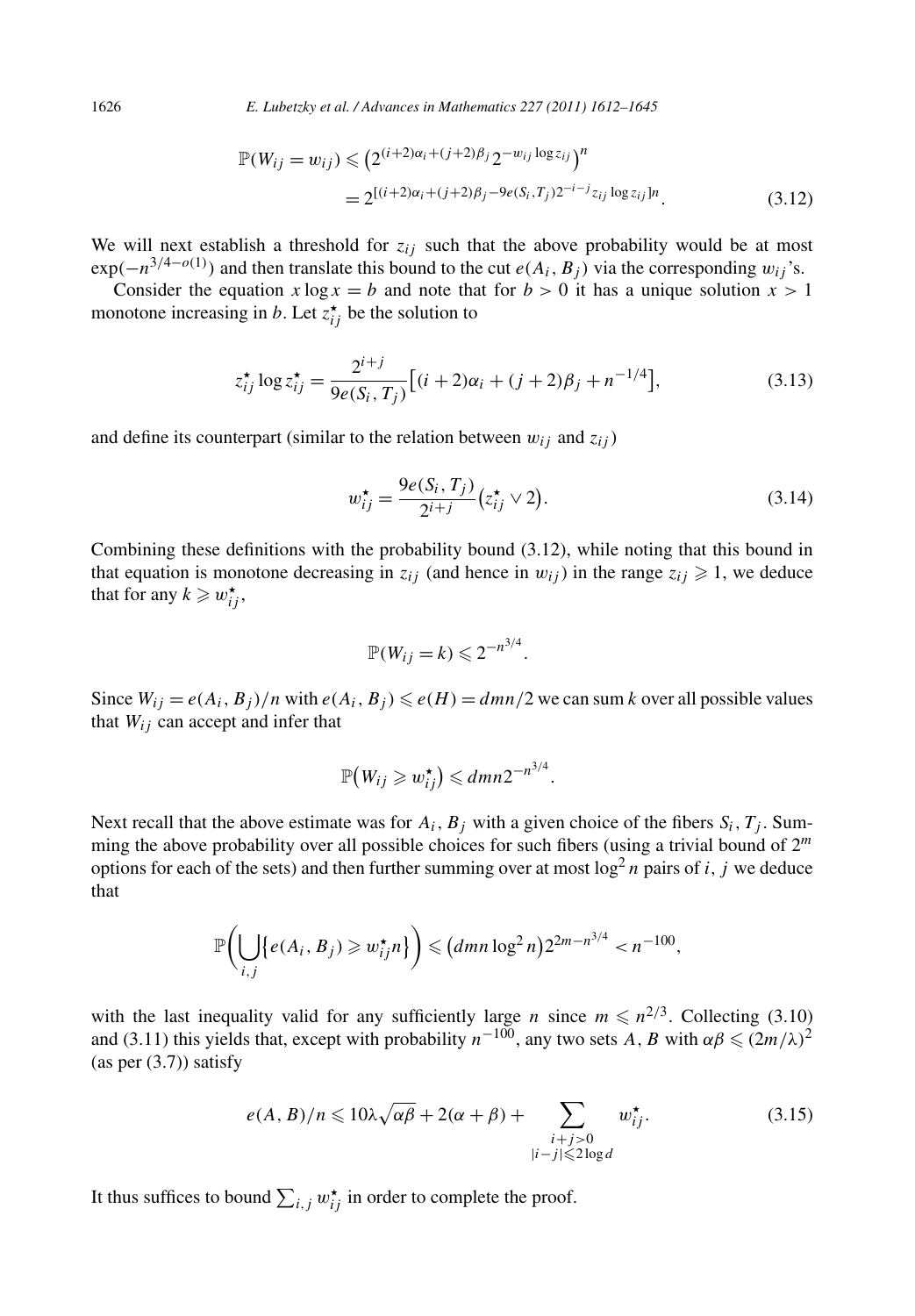$$
\begin{aligned}
\mathbb{P}(W_{ij} = w_{ij}) &\leqslant \left(2^{(i+2)\alpha_i + (j+2)\beta_j} 2^{-w_{ij}\log z_{ij}}\right)^n \\
&= 2^{[(i+2)\alpha_i + (j+2)\beta_j - 9e(S_i,T_j)2^{-i-j} z_{ij}\log z_{ij}]n}.
\end{aligned} \tag{3.12}
$$

We will next establish a threshold for $z_{ij}$ such that the above probability would be at most $\exp(-n^{3/4-o(1)})$ and then translate this bound to the cut $e(A_i, B_j)$ via the corresponding $w_{ij}$'s.

Consider the equation $x \log x = b$ and note that for $b > 0$ it has a unique solution $x > 1$ monotone increasing in $b$. Let $z^\star_{ij}$ be the solution to

$$
z^\star_{ij} \log z^\star_{ij} = \frac{2^{i+j}}{9e(S_i, T_j)}\left[(i+2)\alpha_i + (j+2)\beta_j + n^{-1/4}\right], \tag{3.13}
$$

and define its counterpart (similar to the relation between $w_{ij}$ and $z_{ij}$)

$$
w^\star_{ij} = \frac{9e(S_i, T_j)}{2^{i+j}}\left(z^\star_{ij} \vee 2\right). \tag{3.14}
$$

Combining these definitions with the probability bound (3.12), while noting that this bound in that equation is monotone decreasing in $z_{ij}$ (and hence in $w_{ij}$) in the range $z_{ij} \geqslant 1$, we deduce that for any $k \geqslant w^\star_{ij}$,

$$
\mathbb{P}(W_{ij} = k) \leqslant 2^{-n^{3/4}}.
$$

Since $W_{ij} = e(A_i, B_j)/n$ with $e(A_i, B_j) \leqslant e(H) = dmn/2$ we can sum $k$ over all possible values that $W_{ij}$ can accept and infer that

$$
\mathbb{P}\left(W_{ij} \geqslant w^\star_{ij}\right) \leqslant dmn 2^{-n^{3/4}}.
$$

Next recall that the above estimate was for $A_i, B_j$ with a given choice of the fibers $S_i, T_j$. Summing the above probability over all possible choices for such fibers (using a trivial bound of $2^m$ options for each of the sets) and then further summing over at most $\log^2 n$ pairs of $i, j$ we deduce that

$$
\mathbb{P}\left(\bigcup_{i,j}\left\{e(A_i, B_j) \geqslant w^\star_{ij} n\right\}\right) \leqslant \left(dmn \log^2 n\right) 2^{2m - n^{3/4}} < n^{-100},
$$

with the last inequality valid for any sufficiently large $n$ since $m \leqslant n^{2/3}$. Collecting (3.10) and (3.11) this yields that, except with probability $n^{-100}$, any two sets $A, B$ with $\alpha\beta \leqslant (2m/\lambda)^2$ (as per (3.7)) satisfy

$$
e(A, B)/n \leqslant 10\lambda\sqrt{\alpha\beta} + 2(\alpha + \beta) + \sum_{\substack{i+j>0 \\ |i-j| \leqslant 2\log d}} w^\star_{ij}. \tag{3.15}
$$

It thus suffices to bound $\sum_{i,j} w^\star_{ij}$ in order to complete the proof.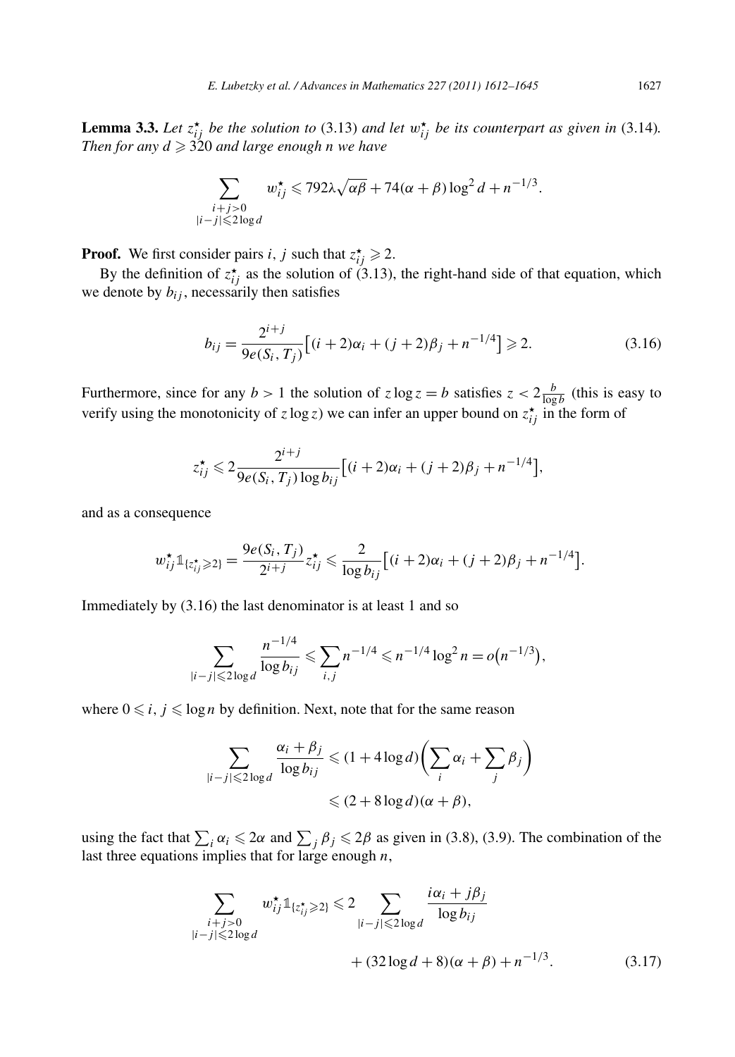**Lemma 3.3.** *Let $z^\star_{ij}$ be the solution to* (3.13) *and let $w^\star_{ij}$ be its counterpart as given in* (3.14)*. Then for any $d \geqslant 320$ and large enough $n$ we have*

$$\sum_{\substack{i+j>0\\ |i-j|\leqslant 2\log d}} w^\star_{ij} \leqslant 792\lambda\sqrt{\alpha\beta} + 74(\alpha+\beta)\log^2 d + n^{-1/3}.$$

**Proof.** We first consider pairs $i, j$ such that $z^\star_{ij} \geqslant 2$.

By the definition of $z^\star_{ij}$ as the solution of (3.13), the right-hand side of that equation, which we denote by $b_{ij}$, necessarily then satisfies

$$b_{ij} = \frac{2^{i+j}}{9e(S_i,T_j)}\big[(i+2)\alpha_i + (j+2)\beta_j + n^{-1/4}\big] \geqslant 2. \tag{3.16}$$

Furthermore, since for any $b > 1$ the solution of $z\log z = b$ satisfies $z < 2\frac{b}{\log b}$ (this is easy to verify using the monotonicity of $z\log z$) we can infer an upper bound on $z^\star_{ij}$ in the form of

$$z^\star_{ij} \leqslant 2\frac{2^{i+j}}{9e(S_i,T_j)\log b_{ij}}\big[(i+2)\alpha_i + (j+2)\beta_j + n^{-1/4}\big],$$

and as a consequence

$$w^\star_{ij}\mathbb{1}_{\{z^\star_{ij}\geqslant 2\}} = \frac{9e(S_i,T_j)}{2^{i+j}} z^\star_{ij} \leqslant \frac{2}{\log b_{ij}}\big[(i+2)\alpha_i + (j+2)\beta_j + n^{-1/4}\big].$$

Immediately by (3.16) the last denominator is at least 1 and so

$$\sum_{|i-j|\leqslant 2\log d} \frac{n^{-1/4}}{\log b_{ij}} \leqslant \sum_{i,j} n^{-1/4} \leqslant n^{-1/4}\log^2 n = o\big(n^{-1/3}\big),$$

where $0 \leqslant i, j \leqslant \log n$ by definition. Next, note that for the same reason

$$\begin{aligned}
\sum_{|i-j|\leqslant 2\log d} \frac{\alpha_i + \beta_j}{\log b_{ij}} &\leqslant (1 + 4\log d)\bigg(\sum_i \alpha_i + \sum_j \beta_j\bigg)\\
&\leqslant (2 + 8\log d)(\alpha+\beta),
\end{aligned}$$

using the fact that $\sum_i \alpha_i \leqslant 2\alpha$ and $\sum_j \beta_j \leqslant 2\beta$ as given in (3.8), (3.9). The combination of the last three equations implies that for large enough $n$,

$$\begin{aligned}
\sum_{\substack{i+j>0\\ |i-j|\leqslant 2\log d}} w^\star_{ij}\mathbb{1}_{\{z^\star_{ij}\geqslant 2\}} \leqslant 2 &\sum_{|i-j|\leqslant 2\log d} \frac{i\alpha_i + j\beta_j}{\log b_{ij}}\\
&+ (32\log d + 8)(\alpha+\beta) + n^{-1/3}.
\end{aligned} \tag{3.17}$$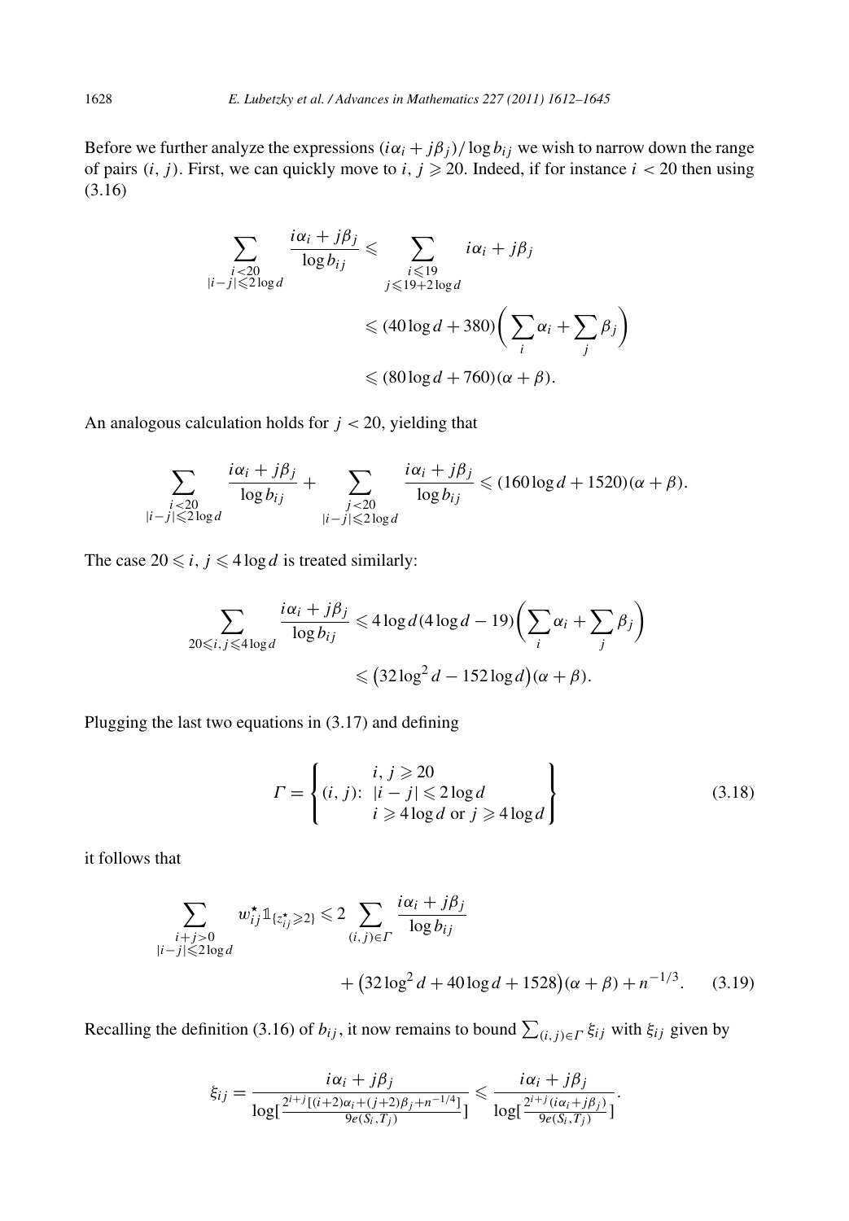Before we further analyze the expressions $(i\alpha_i + j\beta_j)/\log b_{ij}$ we wish to narrow down the range of pairs $(i, j)$. First, we can quickly move to $i, j \geqslant 20$. Indeed, if for instance $i < 20$ then using (3.16)

$$\sum_{\substack{i<20\\|i-j|\leqslant 2\log d}} \frac{i\alpha_i + j\beta_j}{\log b_{ij}} \leqslant \sum_{\substack{i\leqslant 19\\ j\leqslant 19+2\log d}} i\alpha_i + j\beta_j$$

$$\leqslant (40\log d + 380)\left(\sum_i \alpha_i + \sum_j \beta_j\right)$$

$$\leqslant (80\log d + 760)(\alpha+\beta).$$

An analogous calculation holds for $j < 20$, yielding that

$$\sum_{\substack{i<20\\|i-j|\leqslant 2\log d}} \frac{i\alpha_i + j\beta_j}{\log b_{ij}} + \sum_{\substack{j<20\\|i-j|\leqslant 2\log d}} \frac{i\alpha_i + j\beta_j}{\log b_{ij}} \leqslant (160\log d + 1520)(\alpha+\beta).$$

The case $20 \leqslant i, j \leqslant 4\log d$ is treated similarly:

$$\sum_{20\leqslant i,j\leqslant 4\log d} \frac{i\alpha_i + j\beta_j}{\log b_{ij}} \leqslant 4\log d(4\log d - 19)\left(\sum_i \alpha_i + \sum_j \beta_j\right)$$

$$\leqslant \left(32\log^2 d - 152\log d\right)(\alpha+\beta).$$

Plugging the last two equations in (3.17) and defining

$$\Gamma = \left\{ (i,j)\colon \begin{array}{c} i, j \geqslant 20 \\ |i-j| \leqslant 2\log d \\ i \geqslant 4\log d \text{ or } j \geqslant 4\log d \end{array} \right\} \tag{3.18}$$

it follows that

$$\sum_{\substack{i+j>0\\|i-j|\leqslant 2\log d}} w^\star_{ij} \mathbb{1}_{\{z^\star_{ij}\geqslant 2\}} \leqslant 2 \sum_{(i,j)\in\Gamma} \frac{i\alpha_i + j\beta_j}{\log b_{ij}}$$

$$+ \left(32\log^2 d + 40\log d + 1528\right)(\alpha+\beta) + n^{-1/3}. \tag{3.19}$$

Recalling the definition (3.16) of $b_{ij}$, it now remains to bound $\sum_{(i,j)\in\Gamma} \xi_{ij}$ with $\xi_{ij}$ given by

$$\xi_{ij} = \frac{i\alpha_i + j\beta_j}{\log\left[\frac{2^{i+j}[(i+2)\alpha_i + (j+2)\beta_j + n^{-1/4}]}{9e(S_i,T_j)}\right]} \leqslant \frac{i\alpha_i + j\beta_j}{\log\left[\frac{2^{i+j}(i\alpha_i + j\beta_j)}{9e(S_i,T_j)}\right]}.$$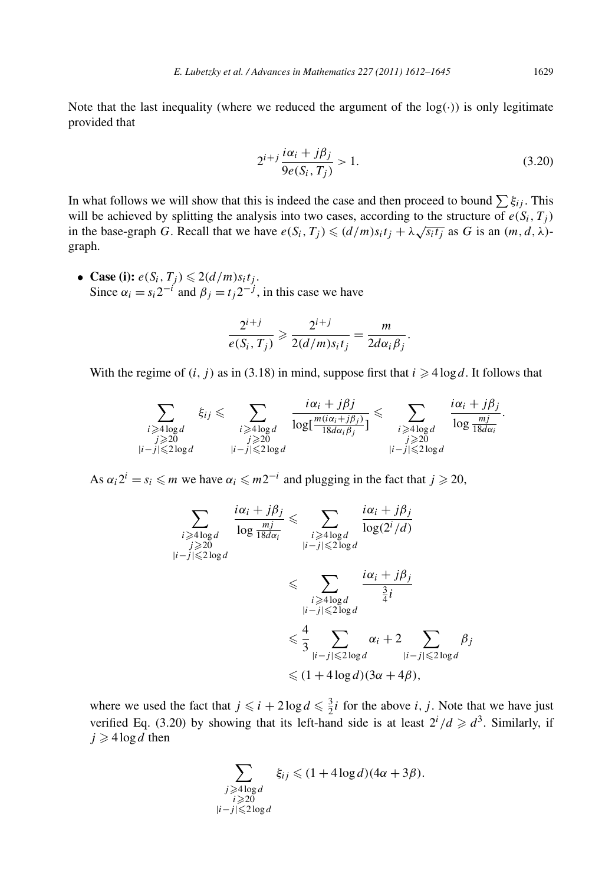Note that the last inequality (where we reduced the argument of the $\log(\cdot)$) is only legitimate provided that

$$2^{i+j}\frac{i\alpha_i + j\beta_j}{9e(S_i,T_j)} > 1. \tag{3.20}$$

In what follows we will show that this is indeed the case and then proceed to bound $\sum \xi_{ij}$. This will be achieved by splitting the analysis into two cases, according to the structure of $e(S_i,T_j)$ in the base-graph $G$. Recall that we have $e(S_i,T_j) \leqslant (d/m)s_i t_j + \lambda\sqrt{s_i t_j}$ as $G$ is an $(m,d,\lambda)$-graph.

- **Case (i):** $e(S_i,T_j) \leqslant 2(d/m)s_i t_j$.
  Since $\alpha_i = s_i 2^{-i}$ and $\beta_j = t_j 2^{-j}$, in this case we have

$$\frac{2^{i+j}}{e(S_i,T_j)} \geqslant \frac{2^{i+j}}{2(d/m)s_i t_j} = \frac{m}{2d\alpha_i\beta_j}.$$

  With the regime of $(i,j)$ as in (3.18) in mind, suppose first that $i \geqslant 4\log d$. It follows that

$$\sum_{\substack{i\geqslant 4\log d\\ j\geqslant 20\\ |i-j|\leqslant 2\log d}} \xi_{ij} \leqslant \sum_{\substack{i\geqslant 4\log d\\ j\geqslant 20\\ |i-j|\leqslant 2\log d}} \frac{i\alpha_i + j\beta j}{\log[\frac{m(i\alpha_i + j\beta_j)}{18d\alpha_i\beta_j}]} \leqslant \sum_{\substack{i\geqslant 4\log d\\ j\geqslant 20\\ |i-j|\leqslant 2\log d}} \frac{i\alpha_i + j\beta_j}{\log\frac{mj}{18d\alpha_i}}.$$

  As $\alpha_i 2^i = s_i \leqslant m$ we have $\alpha_i \leqslant m2^{-i}$ and plugging in the fact that $j \geqslant 20$,

$$\begin{aligned}
\sum_{\substack{i\geqslant 4\log d\\ j\geqslant 20\\ |i-j|\leqslant 2\log d}} \frac{i\alpha_i + j\beta_j}{\log\frac{mj}{18d\alpha_i}} &\leqslant \sum_{\substack{i\geqslant 4\log d\\ |i-j|\leqslant 2\log d}} \frac{i\alpha_i + j\beta_j}{\log(2^i/d)} \\
&\leqslant \sum_{\substack{i\geqslant 4\log d\\ |i-j|\leqslant 2\log d}} \frac{i\alpha_i + j\beta_j}{\frac{3}{4}i} \\
&\leqslant \frac{4}{3}\sum_{|i-j|\leqslant 2\log d}\alpha_i + 2\sum_{|i-j|\leqslant 2\log d}\beta_j \\
&\leqslant (1+4\log d)(3\alpha + 4\beta),
\end{aligned}$$

  where we used the fact that $j \leqslant i + 2\log d \leqslant \frac{3}{2}i$ for the above $i,j$. Note that we have just verified Eq. (3.20) by showing that its left-hand side is at least $2^i/d \geqslant d^3$. Similarly, if $j \geqslant 4\log d$ then

$$\sum_{\substack{j\geqslant 4\log d\\ i\geqslant 20\\ |i-j|\leqslant 2\log d}} \xi_{ij} \leqslant (1+4\log d)(4\alpha + 3\beta).$$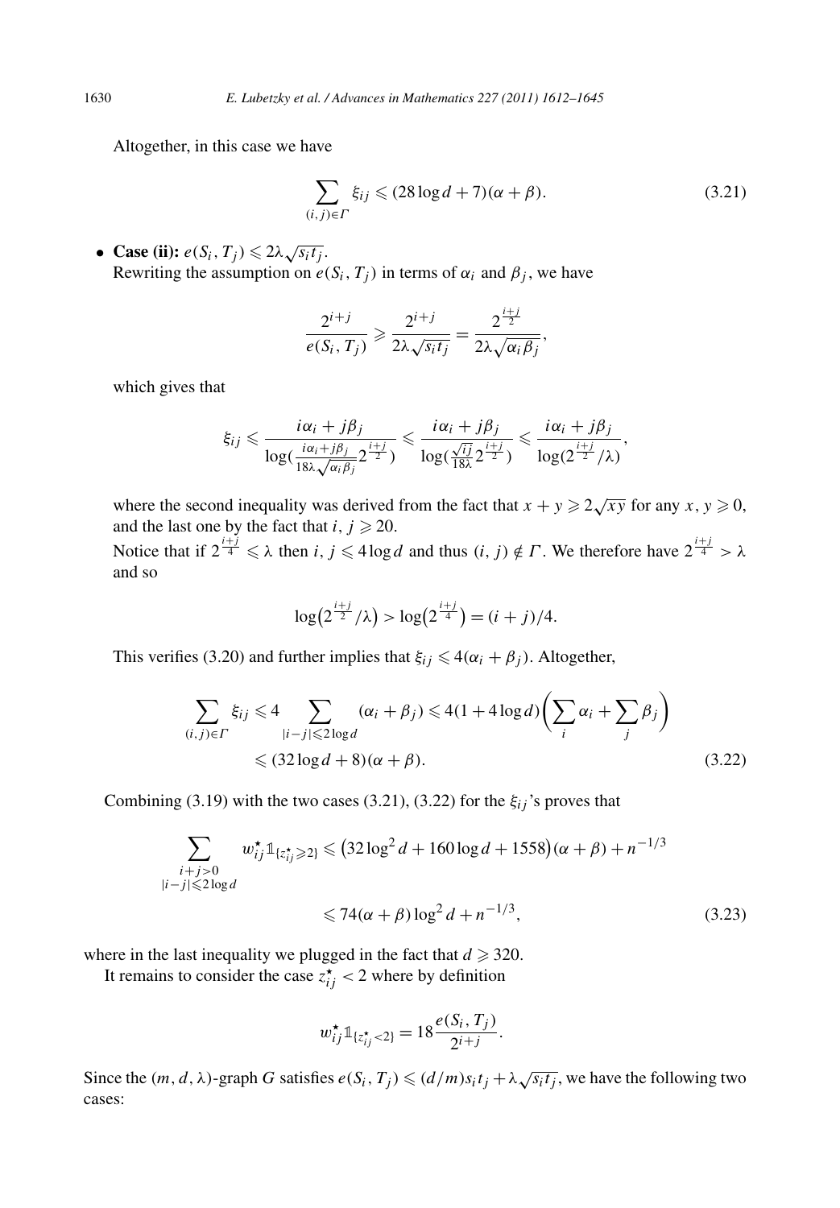Altogether, in this case we have

$$\sum_{(i,j)\in\Gamma} \xi_{ij} \leqslant (28\log d + 7)(\alpha+\beta). \tag{3.21}$$

- **Case (ii):** $e(S_i,T_j) \leqslant 2\lambda\sqrt{s_i t_j}$.
  Rewriting the assumption on $e(S_i,T_j)$ in terms of $\alpha_i$ and $\beta_j$, we have

$$\frac{2^{i+j}}{e(S_i,T_j)} \geqslant \frac{2^{i+j}}{2\lambda\sqrt{s_i t_j}} = \frac{2^{\frac{i+j}{2}}}{2\lambda\sqrt{\alpha_i\beta_j}},$$

which gives that

$$\xi_{ij} \leqslant \frac{i\alpha_i + j\beta_j}{\log(\frac{i\alpha_i+j\beta_j}{18\lambda\sqrt{\alpha_i\beta_j}}2^{\frac{i+j}{2}})} \leqslant \frac{i\alpha_i + j\beta_j}{\log(\frac{\sqrt{ij}}{18\lambda}2^{\frac{i+j}{2}})} \leqslant \frac{i\alpha_i + j\beta_j}{\log(2^{\frac{i+j}{2}}/\lambda)},$$

where the second inequality was derived from the fact that $x+y \geqslant 2\sqrt{xy}$ for any $x,y\geqslant 0$, and the last one by the fact that $i,j\geqslant 20$.
Notice that if $2^{\frac{i+j}{4}} \leqslant \lambda$ then $i,j \leqslant 4\log d$ and thus $(i,j)\notin\Gamma$. We therefore have $2^{\frac{i+j}{4}} > \lambda$ and so

$$\log\bigl(2^{\frac{i+j}{2}}/\lambda\bigr) > \log\bigl(2^{\frac{i+j}{4}}\bigr) = (i+j)/4.$$

This verifies (3.20) and further implies that $\xi_{ij} \leqslant 4(\alpha_i+\beta_j)$. Altogether,

$$\begin{aligned}\sum_{(i,j)\in\Gamma}\xi_{ij} &\leqslant 4\sum_{|i-j|\leqslant 2\log d}(\alpha_i+\beta_j) \leqslant 4(1+4\log d)\biggl(\sum_i \alpha_i + \sum_j \beta_j\biggr)\\ &\leqslant (32\log d + 8)(\alpha+\beta).\end{aligned} \tag{3.22}$$

Combining (3.19) with the two cases (3.21), (3.22) for the $\xi_{ij}$'s proves that

$$\begin{aligned}\sum_{\substack{i+j>0\\ |i-j|\leqslant 2\log d}} w^\star_{ij}\mathbb{1}_{\{z^\star_{ij}\geqslant 2\}} &\leqslant \bigl(32\log^2 d + 160\log d + 1558\bigr)(\alpha+\beta) + n^{-1/3}\\ &\leqslant 74(\alpha+\beta)\log^2 d + n^{-1/3},\end{aligned} \tag{3.23}$$

where in the last inequality we plugged in the fact that $d\geqslant 320$.
It remains to consider the case $z^\star_{ij} < 2$ where by definition

$$w^\star_{ij}\mathbb{1}_{\{z^\star_{ij}<2\}} = 18\frac{e(S_i,T_j)}{2^{i+j}}.$$

Since the $(m,d,\lambda)$-graph $G$ satisfies $e(S_i,T_j) \leqslant (d/m)s_i t_j + \lambda\sqrt{s_i t_j}$, we have the following two cases: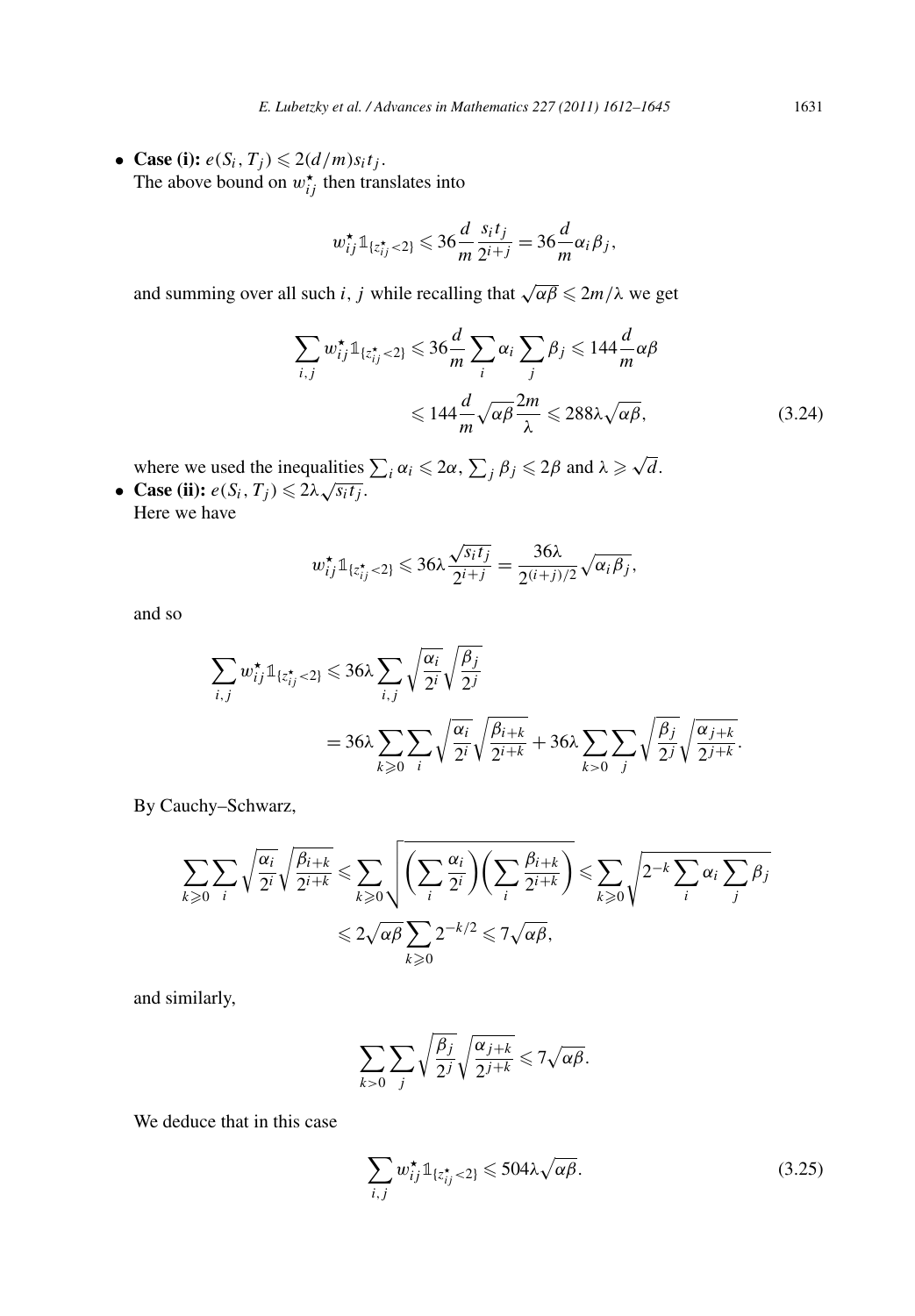- **Case (i):** $e(S_i, T_j) \leqslant 2(d/m)s_i t_j$.
  The above bound on $w^\star_{ij}$ then translates into

$$w^\star_{ij}\mathbb{1}_{\{z^\star_{ij}<2\}} \leqslant 36\frac{d}{m}\frac{s_i t_j}{2^{i+j}} = 36\frac{d}{m}\alpha_i\beta_j,$$

  and summing over all such $i$, $j$ while recalling that $\sqrt{\alpha\beta} \leqslant 2m/\lambda$ we get

$$\begin{aligned}\sum_{i,j} w^\star_{ij}\mathbb{1}_{\{z^\star_{ij}<2\}} &\leqslant 36\frac{d}{m}\sum_i \alpha_i \sum_j \beta_j \leqslant 144\frac{d}{m}\alpha\beta \\ &\leqslant 144\frac{d}{m}\sqrt{\alpha\beta}\frac{2m}{\lambda} \leqslant 288\lambda\sqrt{\alpha\beta},\end{aligned} \tag{3.24}$$

  where we used the inequalities $\sum_i \alpha_i \leqslant 2\alpha$, $\sum_j \beta_j \leqslant 2\beta$ and $\lambda \geqslant \sqrt{d}$.
- **Case (ii):** $e(S_i, T_j) \leqslant 2\lambda\sqrt{s_i t_j}$.
  Here we have

$$w^\star_{ij}\mathbb{1}_{\{z^\star_{ij}<2\}} \leqslant 36\lambda\frac{\sqrt{s_i t_j}}{2^{i+j}} = \frac{36\lambda}{2^{(i+j)/2}}\sqrt{\alpha_i\beta_j},$$

  and so

$$\begin{aligned}\sum_{i,j} w^\star_{ij}\mathbb{1}_{\{z^\star_{ij}<2\}} &\leqslant 36\lambda\sum_{i,j}\sqrt{\frac{\alpha_i}{2^i}}\sqrt{\frac{\beta_j}{2^j}} \\ &= 36\lambda\sum_{k\geqslant 0}\sum_i\sqrt{\frac{\alpha_i}{2^i}}\sqrt{\frac{\beta_{i+k}}{2^{i+k}}} + 36\lambda\sum_{k>0}\sum_j\sqrt{\frac{\beta_j}{2^j}}\sqrt{\frac{\alpha_{j+k}}{2^{j+k}}}.\end{aligned}$$

  By Cauchy–Schwarz,

$$\begin{aligned}\sum_{k\geqslant 0}\sum_i\sqrt{\frac{\alpha_i}{2^i}}\sqrt{\frac{\beta_{i+k}}{2^{i+k}}} &\leqslant \sum_{k\geqslant 0}\sqrt{\left(\sum_i\frac{\alpha_i}{2^i}\right)\left(\sum_i\frac{\beta_{i+k}}{2^{i+k}}\right)} \leqslant \sum_{k\geqslant 0}\sqrt{2^{-k}\sum_i\alpha_i\sum_j\beta_j} \\ &\leqslant 2\sqrt{\alpha\beta}\sum_{k\geqslant 0}2^{-k/2} \leqslant 7\sqrt{\alpha\beta},\end{aligned}$$

  and similarly,

$$\sum_{k>0}\sum_j\sqrt{\frac{\beta_j}{2^j}}\sqrt{\frac{\alpha_{j+k}}{2^{j+k}}} \leqslant 7\sqrt{\alpha\beta}.$$

  We deduce that in this case

$$\sum_{i,j} w^\star_{ij}\mathbb{1}_{\{z^\star_{ij}<2\}} \leqslant 504\lambda\sqrt{\alpha\beta}. \tag{3.25}$$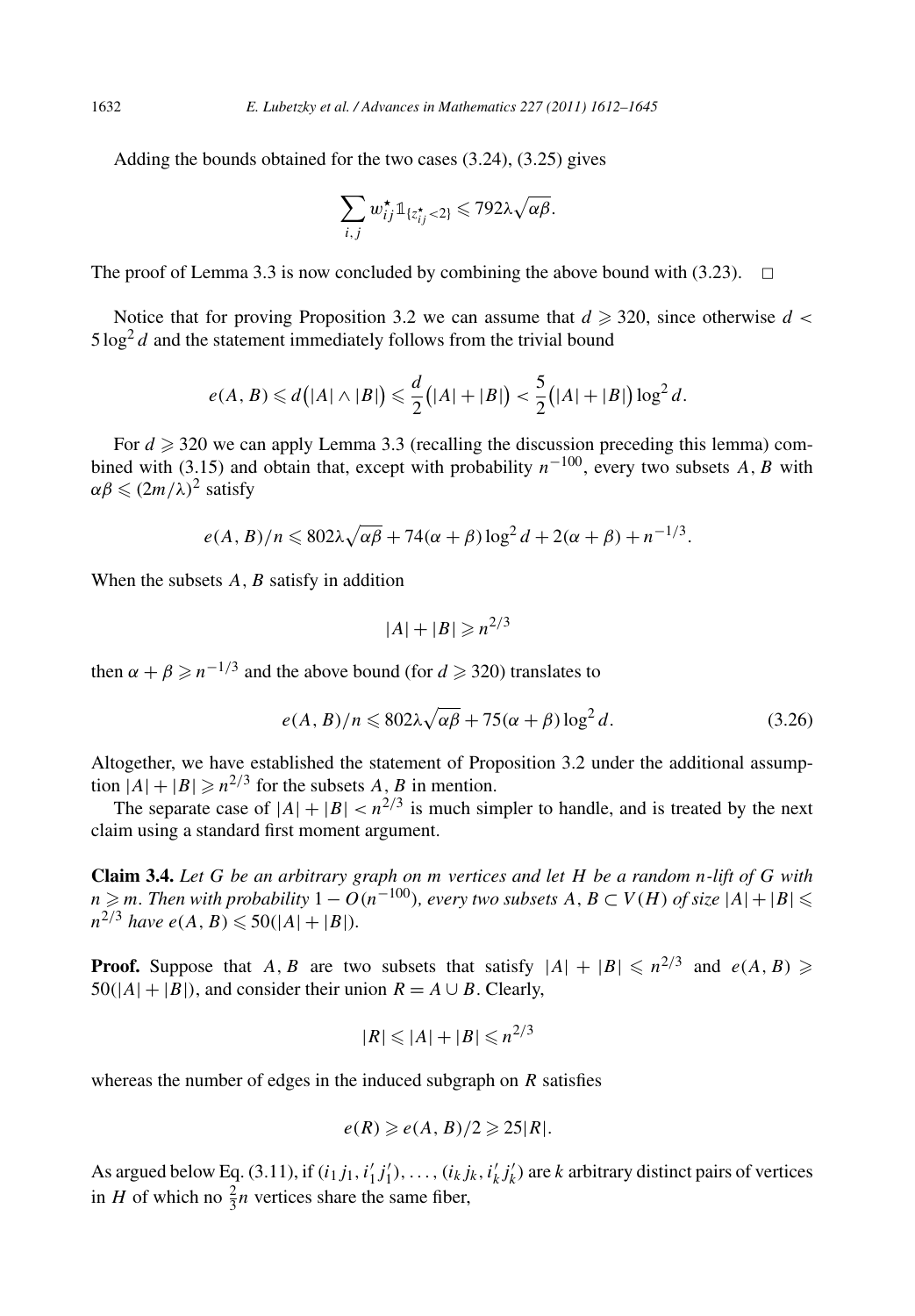Adding the bounds obtained for the two cases (3.24), (3.25) gives

$$\sum_{i,j} w^\star_{ij} \mathbb{1}_{\{z^\star_{ij} < 2\}} \leqslant 792\lambda\sqrt{\alpha\beta}.$$

The proof of Lemma 3.3 is now concluded by combining the above bound with (3.23). $\square$

Notice that for proving Proposition 3.2 we can assume that $d \geqslant 320$, since otherwise $d < 5\log^2 d$ and the statement immediately follows from the trivial bound

$$e(A,B) \leqslant d\big(|A| \wedge |B|\big) \leqslant \frac{d}{2}\big(|A| + |B|\big) < \frac{5}{2}\big(|A| + |B|\big)\log^2 d.$$

For $d \geqslant 320$ we can apply Lemma 3.3 (recalling the discussion preceding this lemma) combined with (3.15) and obtain that, except with probability $n^{-100}$, every two subsets $A$, $B$ with $\alpha\beta \leqslant (2m/\lambda)^2$ satisfy

$$e(A,B)/n \leqslant 802\lambda\sqrt{\alpha\beta} + 74(\alpha+\beta)\log^2 d + 2(\alpha+\beta) + n^{-1/3}.$$

When the subsets $A$, $B$ satisfy in addition

$$|A| + |B| \geqslant n^{2/3}$$

then $\alpha + \beta \geqslant n^{-1/3}$ and the above bound (for $d \geqslant 320$) translates to

$$e(A,B)/n \leqslant 802\lambda\sqrt{\alpha\beta} + 75(\alpha+\beta)\log^2 d. \tag{3.26}$$

Altogether, we have established the statement of Proposition 3.2 under the additional assumption $|A| + |B| \geqslant n^{2/3}$ for the subsets $A$, $B$ in mention.

The separate case of $|A| + |B| < n^{2/3}$ is much simpler to handle, and is treated by the next claim using a standard first moment argument.

**Claim 3.4.** *Let $G$ be an arbitrary graph on $m$ vertices and let $H$ be a random $n$-lift of $G$ with $n \geqslant m$. Then with probability $1 - O(n^{-100})$, every two subsets $A, B \subset V(H)$ of size $|A| + |B| \leqslant n^{2/3}$ have $e(A,B) \leqslant 50(|A| + |B|)$.*

**Proof.** Suppose that $A$, $B$ are two subsets that satisfy $|A| + |B| \leqslant n^{2/3}$ and $e(A,B) \geqslant 50(|A| + |B|)$, and consider their union $R = A \cup B$. Clearly,

$$|R| \leqslant |A| + |B| \leqslant n^{2/3}$$

whereas the number of edges in the induced subgraph on $R$ satisfies

$$e(R) \geqslant e(A,B)/2 \geqslant 25|R|.$$

As argued below Eq. (3.11), if $(i_1 j_1, i'_1 j'_1), \ldots, (i_k j_k, i'_k j'_k)$ are $k$ arbitrary distinct pairs of vertices in $H$ of which no $\frac{2}{3}n$ vertices share the same fiber,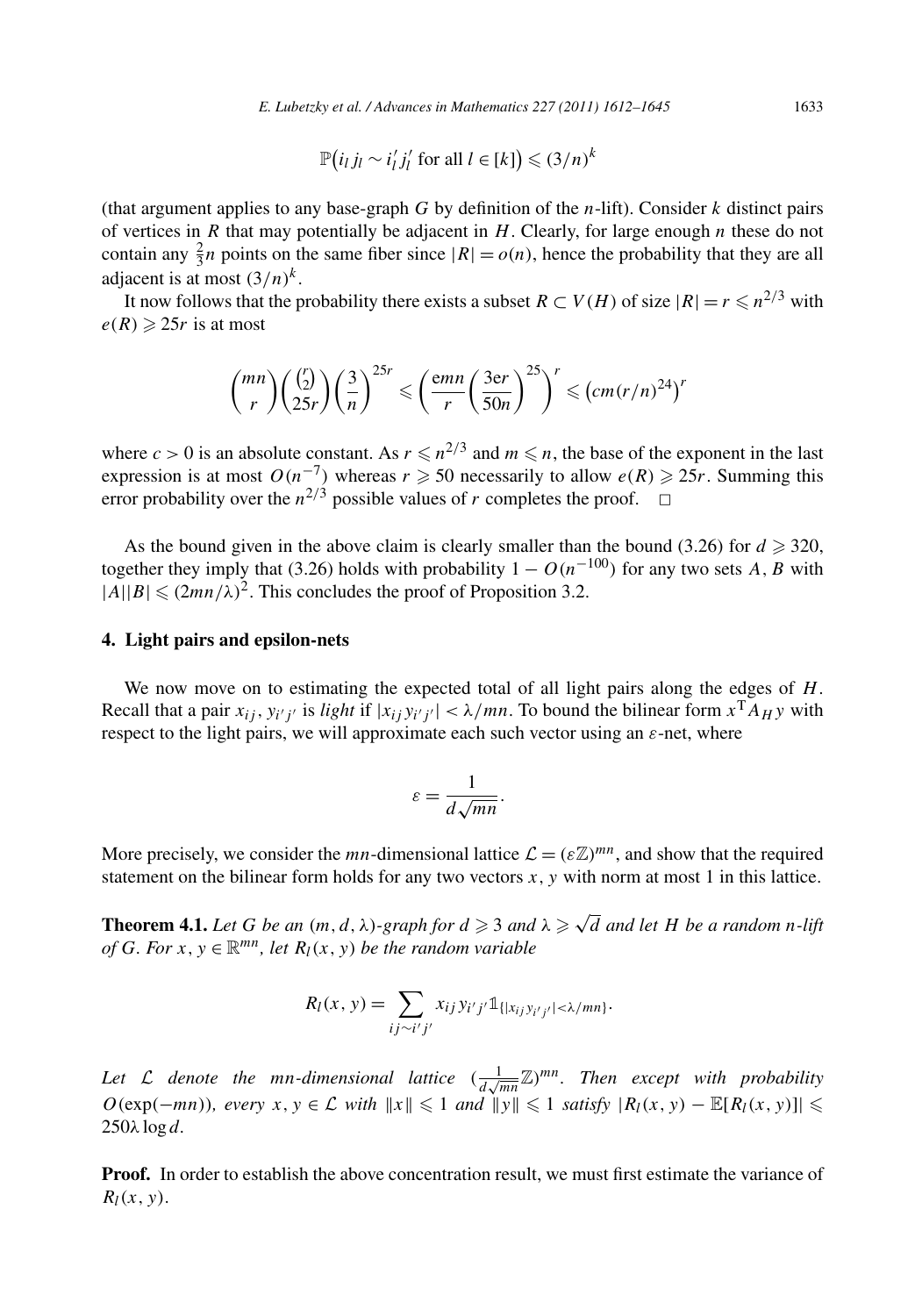$$\mathbb{P}\big(i_l j_l \sim i_l' j_l' \text{ for all } l \in [k]\big) \leqslant (3/n)^k$$

(that argument applies to any base-graph $G$ by definition of the $n$-lift). Consider $k$ distinct pairs of vertices in $R$ that may potentially be adjacent in $H$. Clearly, for large enough $n$ these do not contain any $\frac{2}{3}n$ points on the same fiber since $|R| = o(n)$, hence the probability that they are all adjacent is at most $(3/n)^k$.

It now follows that the probability there exists a subset $R \subset V(H)$ of size $|R| = r \leqslant n^{2/3}$ with $e(R) \geqslant 25r$ is at most

$$\binom{mn}{r}\binom{\binom{r}{2}}{25r}\left(\frac{3}{n}\right)^{25r} \leqslant \left(\frac{emn}{r}\left(\frac{3er}{50n}\right)^{25}\right)^{r} \leqslant \big(cm(r/n)^{24}\big)^r$$

where $c > 0$ is an absolute constant. As $r \leqslant n^{2/3}$ and $m \leqslant n$, the base of the exponent in the last expression is at most $O(n^{-7})$ whereas $r \geqslant 50$ necessarily to allow $e(R) \geqslant 25r$. Summing this error probability over the $n^{2/3}$ possible values of $r$ completes the proof. $\square$

As the bound given in the above claim is clearly smaller than the bound (3.26) for $d \geqslant 320$, together they imply that (3.26) holds with probability $1 - O(n^{-100})$ for any two sets $A$, $B$ with $|A||B| \leqslant (2mn/\lambda)^2$. This concludes the proof of Proposition 3.2.

## 4. Light pairs and epsilon-nets

We now move on to estimating the expected total of all light pairs along the edges of $H$. Recall that a pair $x_{ij}$, $y_{i'j'}$ is *light* if $|x_{ij} y_{i'j'}| < \lambda/mn$. To bound the bilinear form $x^{\mathrm{T}} A_H y$ with respect to the light pairs, we will approximate each such vector using an $\varepsilon$-net, where

$$\varepsilon = \frac{1}{d\sqrt{mn}}.$$

More precisely, we consider the $mn$-dimensional lattice $\mathcal{L} = (\varepsilon\mathbb{Z})^{mn}$, and show that the required statement on the bilinear form holds for any two vectors $x$, $y$ with norm at most 1 in this lattice.

**Theorem 4.1.** *Let $G$ be an $(m, d, \lambda)$-graph for $d \geqslant 3$ and $\lambda \geqslant \sqrt{d}$ and let $H$ be a random $n$-lift of $G$. For $x, y \in \mathbb{R}^{mn}$, let $R_l(x, y)$ be the random variable*

$$R_l(x, y) = \sum_{ij \sim i'j'} x_{ij} y_{i'j'} \mathbb{1}_{\{|x_{ij} y_{i'j'}| < \lambda/mn\}}.$$

*Let $\mathcal{L}$ denote the $mn$-dimensional lattice $(\frac{1}{d\sqrt{mn}}\mathbb{Z})^{mn}$. Then except with probability $O(\exp(-mn))$, every $x, y \in \mathcal{L}$ with $\|x\| \leqslant 1$ and $\|y\| \leqslant 1$ satisfy $|R_l(x, y) - \mathbb{E}[R_l(x, y)]| \leqslant 250\lambda \log d$.*

**Proof.** In order to establish the above concentration result, we must first estimate the variance of $R_l(x, y)$.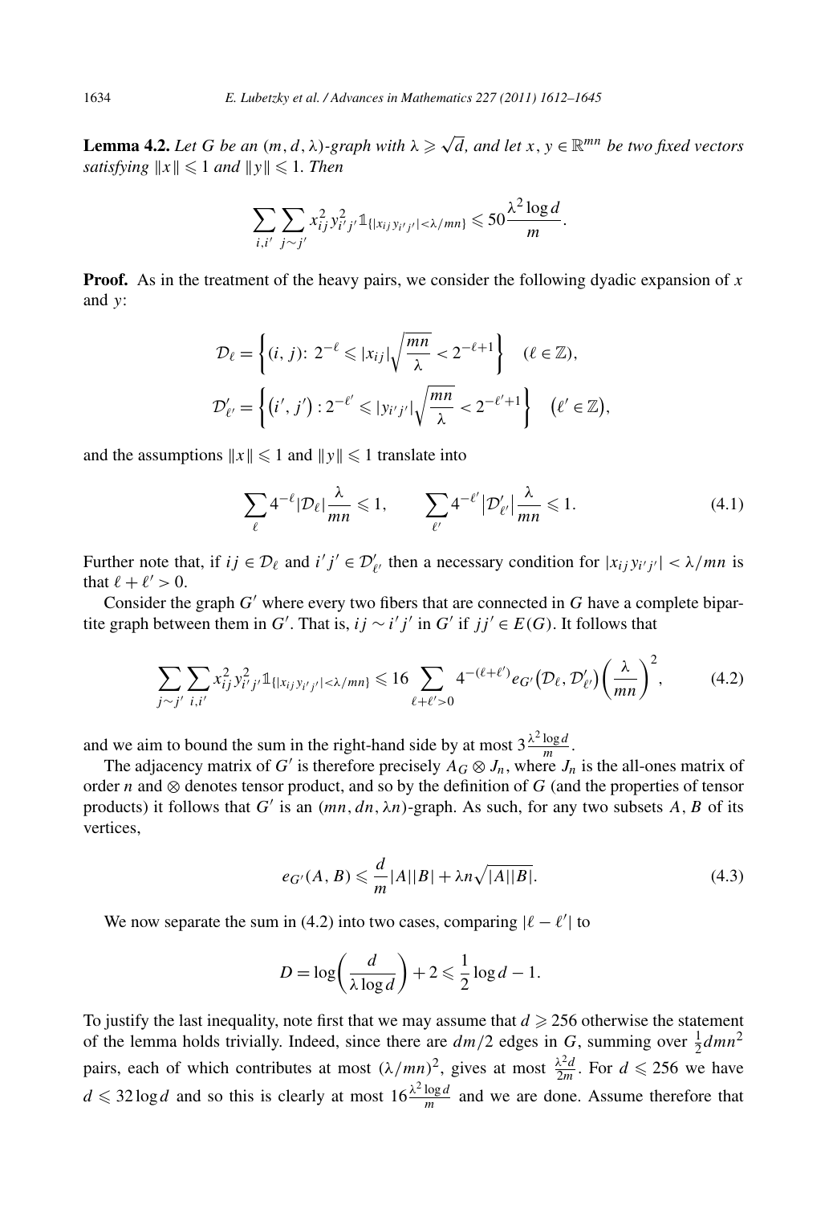**Lemma 4.2.** *Let $G$ be an $(m,d,\lambda)$-graph with $\lambda \geqslant \sqrt{d}$, and let $x, y \in \mathbb{R}^{mn}$ be two fixed vectors satisfying $\|x\| \leqslant 1$ and $\|y\| \leqslant 1$. Then*

$$\sum_{i,i'} \sum_{j \sim j'} x_{ij}^2 y_{i'j'}^2 \mathbb{1}_{\{|x_{ij} y_{i'j'}| < \lambda/mn\}} \leqslant 50 \frac{\lambda^2 \log d}{m}.$$

**Proof.** As in the treatment of the heavy pairs, we consider the following dyadic expansion of $x$ and $y$:

$$\mathcal{D}_\ell = \left\{ (i,j) \colon 2^{-\ell} \leqslant |x_{ij}| \sqrt{\frac{mn}{\lambda}} < 2^{-\ell+1} \right\} \quad (\ell \in \mathbb{Z}),$$

$$\mathcal{D}'_{\ell'} = \left\{ (i',j') : 2^{-\ell'} \leqslant |y_{i'j'}| \sqrt{\frac{mn}{\lambda}} < 2^{-\ell'+1} \right\} \quad (\ell' \in \mathbb{Z}),$$

and the assumptions $\|x\| \leqslant 1$ and $\|y\| \leqslant 1$ translate into

$$\sum_\ell 4^{-\ell} |\mathcal{D}_\ell| \frac{\lambda}{mn} \leqslant 1, \qquad \sum_{\ell'} 4^{-\ell'} |\mathcal{D}'_{\ell'}| \frac{\lambda}{mn} \leqslant 1. \tag{4.1}$$

Further note that, if $ij \in \mathcal{D}_\ell$ and $i'j' \in \mathcal{D}'_{\ell'}$ then a necessary condition for $|x_{ij} y_{i'j'}| < \lambda/mn$ is that $\ell + \ell' > 0$.

Consider the graph $G'$ where every two fibers that are connected in $G$ have a complete bipartite graph between them in $G'$. That is, $ij \sim i'j'$ in $G'$ if $jj' \in E(G)$. It follows that

$$\sum_{j \sim j'} \sum_{i,i'} x_{ij}^2 y_{i'j'}^2 \mathbb{1}_{\{|x_{ij} y_{i'j'}| < \lambda/mn\}} \leqslant 16 \sum_{\ell+\ell'>0} 4^{-(\ell+\ell')} e_{G'}\left(\mathcal{D}_\ell, \mathcal{D}'_{\ell'}\right) \left(\frac{\lambda}{mn}\right)^2, \tag{4.2}$$

and we aim to bound the sum in the right-hand side by at most $3\frac{\lambda^2 \log d}{m}$.

The adjacency matrix of $G'$ is therefore precisely $A_G \otimes J_n$, where $J_n$ is the all-ones matrix of order $n$ and $\otimes$ denotes tensor product, and so by the definition of $G$ (and the properties of tensor products) it follows that $G'$ is an $(mn, dn, \lambda n)$-graph. As such, for any two subsets $A, B$ of its vertices,

$$e_{G'}(A,B) \leqslant \frac{d}{m}|A||B| + \lambda n \sqrt{|A||B|}. \tag{4.3}$$

We now separate the sum in (4.2) into two cases, comparing $|\ell - \ell'|$ to

$$D = \log\left(\frac{d}{\lambda \log d}\right) + 2 \leqslant \frac{1}{2}\log d - 1.$$

To justify the last inequality, note first that we may assume that $d \geqslant 256$ otherwise the statement of the lemma holds trivially. Indeed, since there are $dm/2$ edges in $G$, summing over $\frac{1}{2}dmn^2$ pairs, each of which contributes at most $(\lambda/mn)^2$, gives at most $\frac{\lambda^2 d}{2m}$. For $d \leqslant 256$ we have $d \leqslant 32 \log d$ and so this is clearly at most $16\frac{\lambda^2 \log d}{m}$ and we are done. Assume therefore that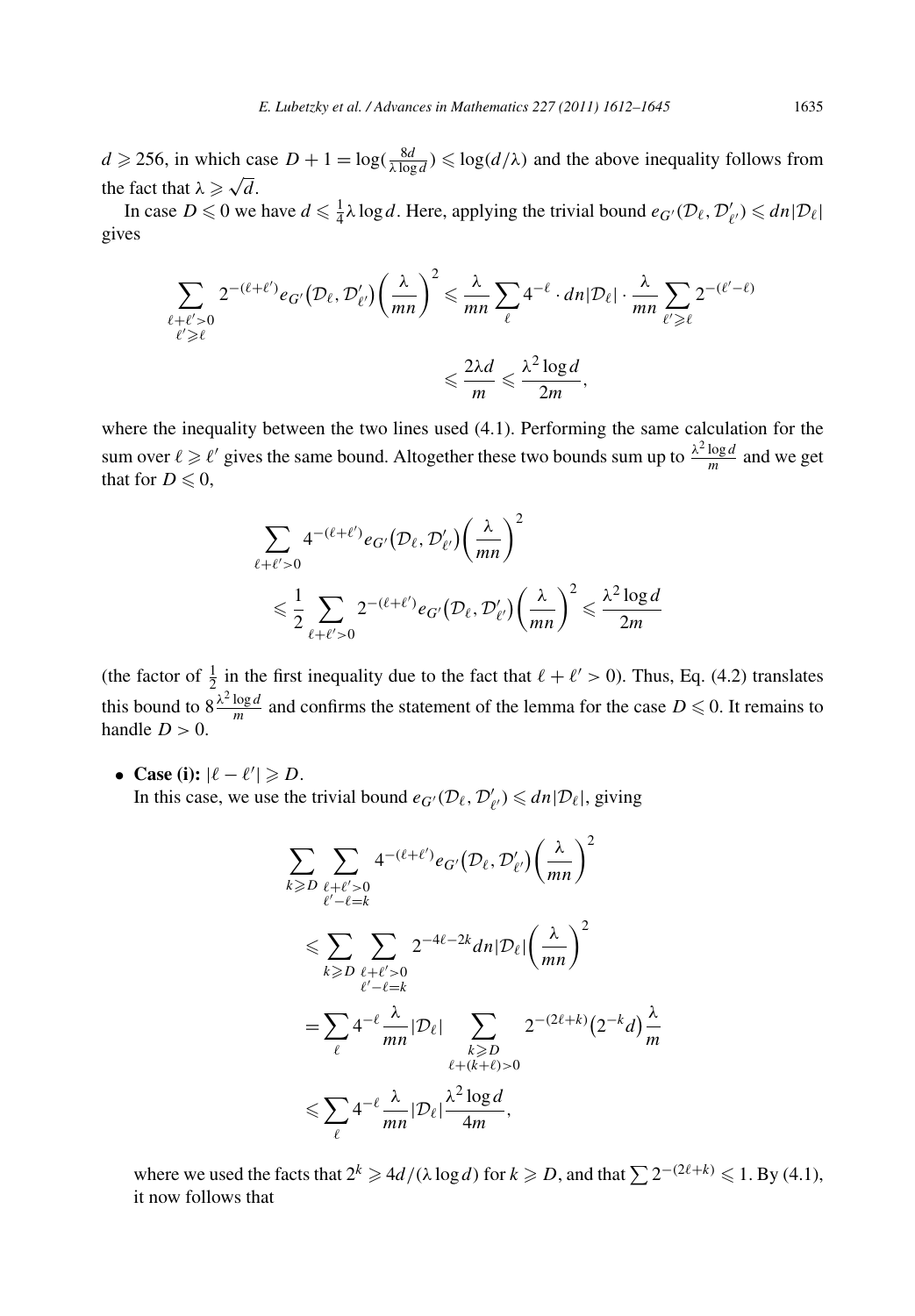$d \geqslant 256$, in which case $D + 1 = \log(\frac{8d}{\lambda \log d}) \leqslant \log(d/\lambda)$ and the above inequality follows from the fact that $\lambda \geqslant \sqrt{d}$.

In case $D \leqslant 0$ we have $d \leqslant \frac{1}{4}\lambda \log d$. Here, applying the trivial bound $e_{G'}(\mathcal{D}_\ell, \mathcal{D}'_{\ell'}) \leqslant dn|\mathcal{D}_\ell|$ gives

$$\sum_{\substack{\ell+\ell'>0 \\ \ell' \geqslant \ell}} 2^{-(\ell+\ell')} e_{G'}(\mathcal{D}_\ell, \mathcal{D}'_{\ell'}) \left(\frac{\lambda}{mn}\right)^2 \leqslant \frac{\lambda}{mn} \sum_{\ell} 4^{-\ell} \cdot dn|\mathcal{D}_\ell| \cdot \frac{\lambda}{mn} \sum_{\ell' \geqslant \ell} 2^{-(\ell'-\ell)}$$

$$\leqslant \frac{2\lambda d}{m} \leqslant \frac{\lambda^2 \log d}{2m},$$

where the inequality between the two lines used (4.1). Performing the same calculation for the sum over $\ell \geqslant \ell'$ gives the same bound. Altogether these two bounds sum up to $\frac{\lambda^2 \log d}{m}$ and we get that for $D \leqslant 0$,

$$\sum_{\ell+\ell'>0} 4^{-(\ell+\ell')} e_{G'}(\mathcal{D}_\ell, \mathcal{D}'_{\ell'}) \left(\frac{\lambda}{mn}\right)^2$$

$$\leqslant \frac{1}{2} \sum_{\ell+\ell'>0} 2^{-(\ell+\ell')} e_{G'}(\mathcal{D}_\ell, \mathcal{D}'_{\ell'}) \left(\frac{\lambda}{mn}\right)^2 \leqslant \frac{\lambda^2 \log d}{2m}$$

(the factor of $\frac{1}{2}$ in the first inequality due to the fact that $\ell + \ell' > 0$). Thus, Eq. (4.2) translates this bound to $8\frac{\lambda^2 \log d}{m}$ and confirms the statement of the lemma for the case $D \leqslant 0$. It remains to handle $D > 0$.

- **Case (i):** $|\ell - \ell'| \geqslant D$.
  In this case, we use the trivial bound $e_{G'}(\mathcal{D}_\ell, \mathcal{D}'_{\ell'}) \leqslant dn|\mathcal{D}_\ell|$, giving

$$\sum_{k \geqslant D} \sum_{\substack{\ell+\ell'>0 \\ \ell'-\ell=k}} 4^{-(\ell+\ell')} e_{G'}(\mathcal{D}_\ell, \mathcal{D}'_{\ell'}) \left(\frac{\lambda}{mn}\right)^2$$

$$\leqslant \sum_{k \geqslant D} \sum_{\substack{\ell+\ell'>0 \\ \ell'-\ell=k}} 2^{-4\ell-2k} dn|\mathcal{D}_\ell| \left(\frac{\lambda}{mn}\right)^2$$

$$= \sum_{\ell} 4^{-\ell} \frac{\lambda}{mn} |\mathcal{D}_\ell| \sum_{\substack{k \geqslant D \\ \ell+(k+\ell)>0}} 2^{-(2\ell+k)} \left(2^{-k} d\right) \frac{\lambda}{m}$$

$$\leqslant \sum_{\ell} 4^{-\ell} \frac{\lambda}{mn} |\mathcal{D}_\ell| \frac{\lambda^2 \log d}{4m},$$

  where we used the facts that $2^k \geqslant 4d/(\lambda \log d)$ for $k \geqslant D$, and that $\sum 2^{-(2\ell+k)} \leqslant 1$. By (4.1), it now follows that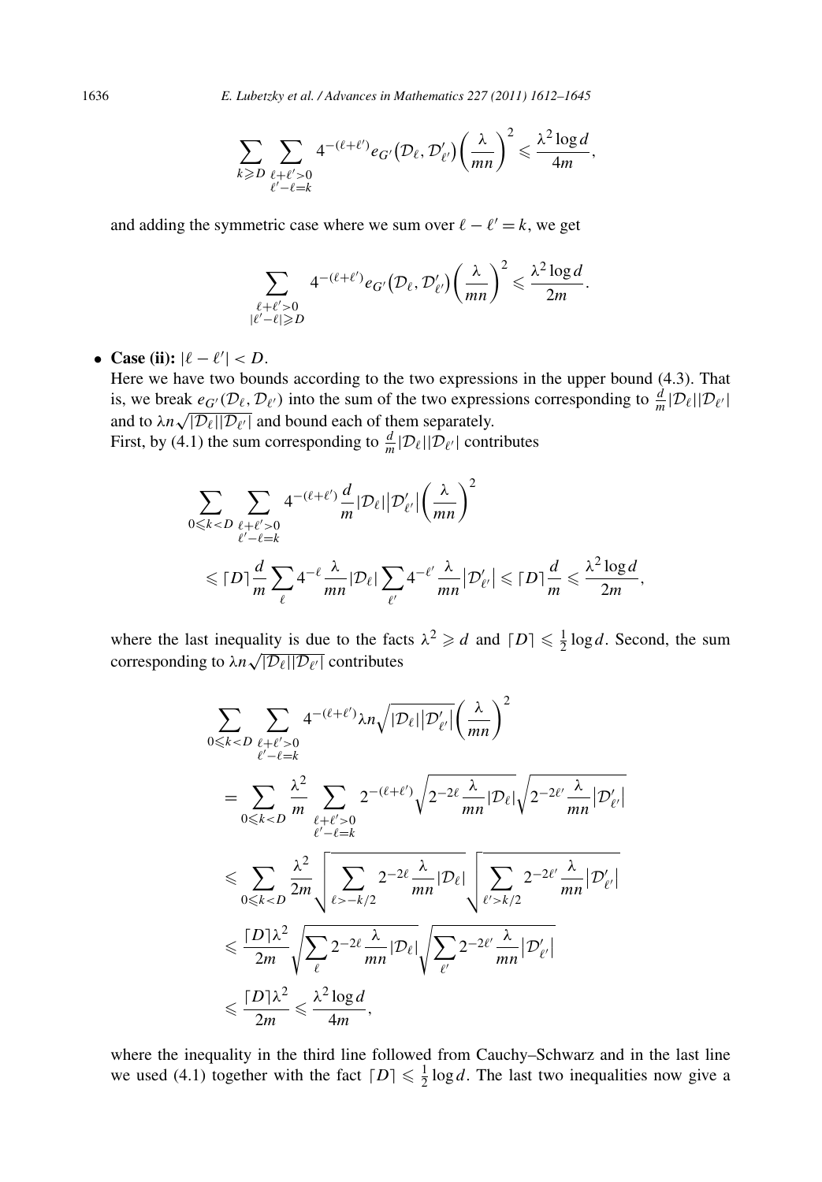$$\sum_{k \geqslant D} \sum_{\substack{\ell+\ell'>0 \\ \ell'-\ell=k}} 4^{-(\ell+\ell')} e_{G'}\big(\mathcal{D}_\ell, \mathcal{D}'_{\ell'}\big) \left(\frac{\lambda}{mn}\right)^2 \leqslant \frac{\lambda^2 \log d}{4m},$$

and adding the symmetric case where we sum over $\ell - \ell' = k$, we get

$$\sum_{\substack{\ell+\ell'>0 \\ |\ell'-\ell| \geqslant D}} 4^{-(\ell+\ell')} e_{G'}\big(\mathcal{D}_\ell, \mathcal{D}'_{\ell'}\big) \left(\frac{\lambda}{mn}\right)^2 \leqslant \frac{\lambda^2 \log d}{2m}.$$

- **Case (ii):** $|\ell - \ell'| < D$.
  Here we have two bounds according to the two expressions in the upper bound (4.3). That is, we break $e_{G'}(\mathcal{D}_\ell, \mathcal{D}_{\ell'})$ into the sum of the two expressions corresponding to $\frac{d}{m}|\mathcal{D}_\ell||\mathcal{D}_{\ell'}|$ and to $\lambda n \sqrt{|\mathcal{D}_\ell||\mathcal{D}_{\ell'}|}$ and bound each of them separately.
  First, by (4.1) the sum corresponding to $\frac{d}{m}|\mathcal{D}_\ell||\mathcal{D}_{\ell'}|$ contributes

$$\begin{aligned}
&\sum_{0 \leqslant k < D} \sum_{\substack{\ell+\ell'>0 \\ \ell'-\ell=k}} 4^{-(\ell+\ell')} \frac{d}{m} |\mathcal{D}_\ell| \big|\mathcal{D}'_{\ell'}\big| \left(\frac{\lambda}{mn}\right)^2 \\
&\quad \leqslant \lceil D \rceil \frac{d}{m} \sum_{\ell} 4^{-\ell} \frac{\lambda}{mn} |\mathcal{D}_\ell| \sum_{\ell'} 4^{-\ell'} \frac{\lambda}{mn} \big|\mathcal{D}'_{\ell'}\big| \leqslant \lceil D \rceil \frac{d}{m} \leqslant \frac{\lambda^2 \log d}{2m},
\end{aligned}$$

where the last inequality is due to the facts $\lambda^2 \geqslant d$ and $\lceil D \rceil \leqslant \frac{1}{2} \log d$. Second, the sum corresponding to $\lambda n \sqrt{|\mathcal{D}_\ell||\mathcal{D}_{\ell'}|}$ contributes

$$\begin{aligned}
&\sum_{0 \leqslant k < D} \sum_{\substack{\ell+\ell'>0 \\ \ell'-\ell=k}} 4^{-(\ell+\ell')} \lambda n \sqrt{|\mathcal{D}_\ell| \big|\mathcal{D}'_{\ell'}\big|} \left(\frac{\lambda}{mn}\right)^2 \\
&\quad = \sum_{0 \leqslant k < D} \frac{\lambda^2}{m} \sum_{\substack{\ell+\ell'>0 \\ \ell'-\ell=k}} 2^{-(\ell+\ell')} \sqrt{2^{-2\ell} \frac{\lambda}{mn} |\mathcal{D}_\ell|} \sqrt{2^{-2\ell'} \frac{\lambda}{mn} \big|\mathcal{D}'_{\ell'}\big|} \\
&\quad \leqslant \sum_{0 \leqslant k < D} \frac{\lambda^2}{2m} \sqrt{\sum_{\ell > -k/2} 2^{-2\ell} \frac{\lambda}{mn} |\mathcal{D}_\ell|} \sqrt{\sum_{\ell' > k/2} 2^{-2\ell'} \frac{\lambda}{mn} \big|\mathcal{D}'_{\ell'}\big|} \\
&\quad \leqslant \frac{\lceil D \rceil \lambda^2}{2m} \sqrt{\sum_{\ell} 2^{-2\ell} \frac{\lambda}{mn} |\mathcal{D}_\ell|} \sqrt{\sum_{\ell'} 2^{-2\ell'} \frac{\lambda}{mn} \big|\mathcal{D}'_{\ell'}\big|} \\
&\quad \leqslant \frac{\lceil D \rceil \lambda^2}{2m} \leqslant \frac{\lambda^2 \log d}{4m},
\end{aligned}$$

where the inequality in the third line followed from Cauchy–Schwarz and in the last line we used (4.1) together with the fact $\lceil D \rceil \leqslant \frac{1}{2} \log d$. The last two inequalities now give a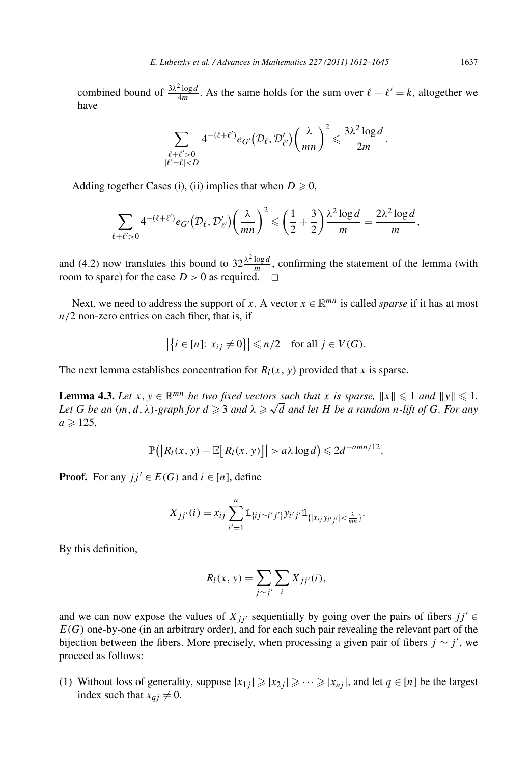combined bound of $\frac{3\lambda^2 \log d}{4m}$. As the same holds for the sum over $\ell - \ell' = k$, altogether we have

$$\sum_{\substack{\ell+\ell'>0 \\ |\ell'-\ell|<D}} 4^{-(\ell+\ell')} e_{G'}\big(\mathcal{D}_\ell, \mathcal{D}'_{\ell'}\big)\left(\frac{\lambda}{mn}\right)^2 \leqslant \frac{3\lambda^2 \log d}{2m}.$$

Adding together Cases (i), (ii) implies that when $D \geqslant 0$,

$$\sum_{\ell+\ell'>0} 4^{-(\ell+\ell')} e_{G'}\big(\mathcal{D}_\ell, \mathcal{D}'_{\ell'}\big)\left(\frac{\lambda}{mn}\right)^2 \leqslant \left(\frac{1}{2}+\frac{3}{2}\right)\frac{\lambda^2 \log d}{m} = \frac{2\lambda^2 \log d}{m},$$

and (4.2) now translates this bound to $32\frac{\lambda^2 \log d}{m}$, confirming the statement of the lemma (with room to spare) for the case $D > 0$ as required. $\square$

Next, we need to address the support of $x$. A vector $x \in \mathbb{R}^{mn}$ is called *sparse* if it has at most $n/2$ non-zero entries on each fiber, that is, if

$$\big|\{i \in [n]:\ x_{ij} \neq 0\}\big| \leqslant n/2 \quad \text{for all } j \in V(G).$$

The next lemma establishes concentration for $R_l(x, y)$ provided that $x$ is sparse.

**Lemma 4.3.** *Let $x, y \in \mathbb{R}^{mn}$ be two fixed vectors such that $x$ is sparse, $\|x\| \leqslant 1$ and $\|y\| \leqslant 1$. Let $G$ be an $(m, d, \lambda)$-graph for $d \geqslant 3$ and $\lambda \geqslant \sqrt{d}$ and let $H$ be a random $n$-lift of $G$. For any $a \geqslant 125$,*

$$\mathbb{P}\big(\big|R_l(x, y) - \mathbb{E}\big[R_l(x, y)\big]\big| > a\lambda \log d\big) \leqslant 2d^{-amn/12}.$$

**Proof.** For any $jj' \in E(G)$ and $i \in [n]$, define

$$X_{jj'}(i) = x_{ij} \sum_{i'=1}^{n} \mathbb{1}_{\{ij \sim i'j'\}} y_{i'j'} \mathbb{1}_{\{|x_{ij} y_{i'j'}| < \frac{\lambda}{mn}\}}.$$

By this definition,

$$R_l(x, y) = \sum_{j \sim j'} \sum_{i} X_{jj'}(i),$$

and we can now expose the values of $X_{jj'}$ sequentially by going over the pairs of fibers $jj' \in E(G)$ one-by-one (in an arbitrary order), and for each such pair revealing the relevant part of the bijection between the fibers. More precisely, when processing a given pair of fibers $j \sim j'$, we proceed as follows:

(1) Without loss of generality, suppose $|x_{1j}| \geqslant |x_{2j}| \geqslant \cdots \geqslant |x_{nj}|$, and let $q \in [n]$ be the largest index such that $x_{qj} \neq 0$.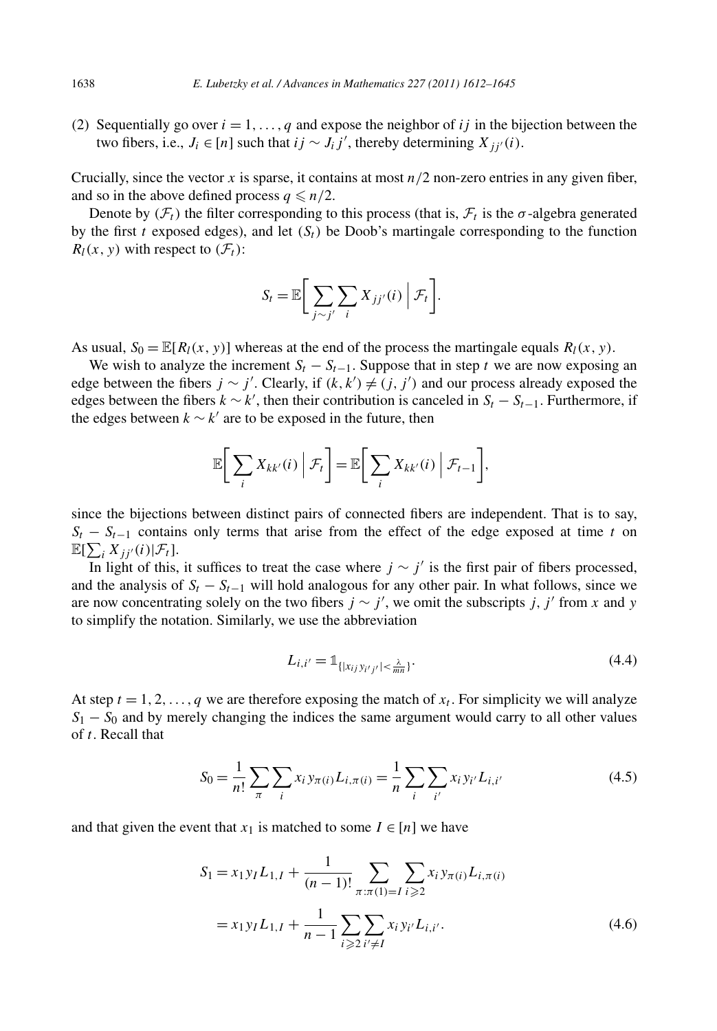(2) Sequentially go over $i = 1, \dots, q$ and expose the neighbor of $ij$ in the bijection between the two fibers, i.e., $J_i \in [n]$ such that $ij \sim J_i j'$, thereby determining $X_{jj'}(i)$.

Crucially, since the vector $x$ is sparse, it contains at most $n/2$ non-zero entries in any given fiber, and so in the above defined process $q \leqslant n/2$.

Denote by $(\mathcal{F}_t)$ the filter corresponding to this process (that is, $\mathcal{F}_t$ is the $\sigma$-algebra generated by the first $t$ exposed edges), and let $(S_t)$ be Doob's martingale corresponding to the function $R_l(x, y)$ with respect to $(\mathcal{F}_t)$:

$$S_t = \mathbb{E}\biggl[\sum_{j \sim j'} \sum_i X_{jj'}(i) \biggm| \mathcal{F}_t\biggr].$$

As usual, $S_0 = \mathbb{E}[R_l(x, y)]$ whereas at the end of the process the martingale equals $R_l(x, y)$.

We wish to analyze the increment $S_t - S_{t-1}$. Suppose that in step $t$ we are now exposing an edge between the fibers $j \sim j'$. Clearly, if $(k, k') \neq (j, j')$ and our process already exposed the edges between the fibers $k \sim k'$, then their contribution is canceled in $S_t - S_{t-1}$. Furthermore, if the edges between $k \sim k'$ are to be exposed in the future, then

$$\mathbb{E}\biggl[\sum_i X_{kk'}(i) \biggm| \mathcal{F}_t\biggr] = \mathbb{E}\biggl[\sum_i X_{kk'}(i) \biggm| \mathcal{F}_{t-1}\biggr],$$

since the bijections between distinct pairs of connected fibers are independent. That is to say, $S_t - S_{t-1}$ contains only terms that arise from the effect of the edge exposed at time $t$ on $\mathbb{E}[\sum_i X_{jj'}(i) | \mathcal{F}_t]$.

In light of this, it suffices to treat the case where $j \sim j'$ is the first pair of fibers processed, and the analysis of $S_t - S_{t-1}$ will hold analogous for any other pair. In what follows, since we are now concentrating solely on the two fibers $j \sim j'$, we omit the subscripts $j, j'$ from $x$ and $y$ to simplify the notation. Similarly, we use the abbreviation

$$L_{i,i'} = \mathbb{1}_{\{|x_{ij} y_{i'j'}| < \frac{\lambda}{mn}\}}. \tag{4.4}$$

At step $t = 1, 2, \dots, q$ we are therefore exposing the match of $x_t$. For simplicity we will analyze $S_1 - S_0$ and by merely changing the indices the same argument would carry to all other values of $t$. Recall that

$$S_0 = \frac{1}{n!} \sum_\pi \sum_i x_i y_{\pi(i)} L_{i,\pi(i)} = \frac{1}{n} \sum_i \sum_{i'} x_i y_{i'} L_{i,i'} \tag{4.5}$$

and that given the event that $x_1$ is matched to some $I \in [n]$ we have

$$\begin{aligned} S_1 &= x_1 y_I L_{1,I} + \frac{1}{(n-1)!} \sum_{\pi : \pi(1) = I} \sum_{i \geqslant 2} x_i y_{\pi(i)} L_{i,\pi(i)} \\ &= x_1 y_I L_{1,I} + \frac{1}{n-1} \sum_{i \geqslant 2} \sum_{i' \neq I} x_i y_{i'} L_{i,i'}. \end{aligned} \tag{4.6}$$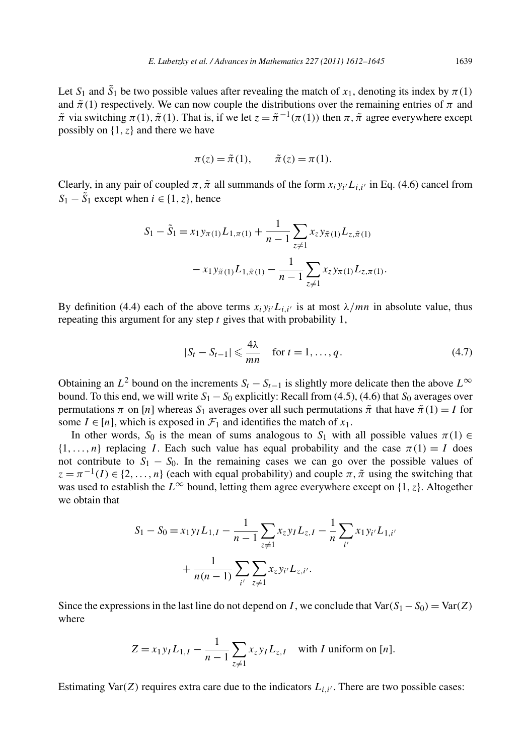Let $S_1$ and $\tilde{S}_1$ be two possible values after revealing the match of $x_1$, denoting its index by $\pi(1)$ and $\tilde{\pi}(1)$ respectively. We can now couple the distributions over the remaining entries of $\pi$ and $\tilde{\pi}$ via switching $\pi(1), \tilde{\pi}(1)$. That is, if we let $z = \tilde{\pi}^{-1}(\pi(1))$ then $\pi, \tilde{\pi}$ agree everywhere except possibly on $\{1, z\}$ and there we have

$$\pi(z) = \tilde{\pi}(1), \qquad \tilde{\pi}(z) = \pi(1).$$

Clearly, in any pair of coupled $\pi, \tilde{\pi}$ all summands of the form $x_i y_{i'} L_{i,i'}$ in Eq. (4.6) cancel from $S_1 - \tilde{S}_1$ except when $i \in \{1, z\}$, hence

$$S_1 - \tilde{S}_1 = x_1 y_{\pi(1)} L_{1,\pi(1)} + \frac{1}{n-1} \sum_{z \neq 1} x_z y_{\tilde{\pi}(1)} L_{z,\tilde{\pi}(1)} - x_1 y_{\tilde{\pi}(1)} L_{1,\tilde{\pi}(1)} - \frac{1}{n-1} \sum_{z \neq 1} x_z y_{\pi(1)} L_{z,\pi(1)}.$$

By definition (4.4) each of the above terms $x_i y_{i'} L_{i,i'}$ is at most $\lambda/mn$ in absolute value, thus repeating this argument for any step $t$ gives that with probability 1,

$$|S_t - S_{t-1}| \leqslant \frac{4\lambda}{mn} \quad \text{for } t = 1, \ldots, q. \tag{4.7}$$

Obtaining an $L^2$ bound on the increments $S_t - S_{t-1}$ is slightly more delicate then the above $L^\infty$ bound. To this end, we will write $S_1 - S_0$ explicitly: Recall from (4.5), (4.6) that $S_0$ averages over permutations $\pi$ on $[n]$ whereas $S_1$ averages over all such permutations $\tilde{\pi}$ that have $\tilde{\pi}(1) = I$ for some $I \in [n]$, which is exposed in $\mathcal{F}_1$ and identifies the match of $x_1$.

In other words, $S_0$ is the mean of sums analogous to $S_1$ with all possible values $\pi(1) \in \{1, \ldots, n\}$ replacing $I$. Each such value has equal probability and the case $\pi(1) = I$ does not contribute to $S_1 - S_0$. In the remaining cases we can go over the possible values of $z = \pi^{-1}(I) \in \{2, \ldots, n\}$ (each with equal probability) and couple $\pi, \tilde{\pi}$ using the switching that was used to establish the $L^\infty$ bound, letting them agree everywhere except on $\{1, z\}$. Altogether we obtain that

$$S_1 - S_0 = x_1 y_I L_{1,I} - \frac{1}{n-1} \sum_{z \neq 1} x_z y_I L_{z,I} - \frac{1}{n} \sum_{i'} x_1 y_{i'} L_{1,i'} + \frac{1}{n(n-1)} \sum_{i'} \sum_{z \neq 1} x_z y_{i'} L_{z,i'}.$$

Since the expressions in the last line do not depend on $I$, we conclude that $\mathrm{Var}(S_1 - S_0) = \mathrm{Var}(Z)$ where

$$Z = x_1 y_I L_{1,I} - \frac{1}{n-1} \sum_{z \neq 1} x_z y_I L_{z,I} \quad \text{with } I \text{ uniform on } [n].$$

Estimating $\mathrm{Var}(Z)$ requires extra care due to the indicators $L_{i,i'}$. There are two possible cases: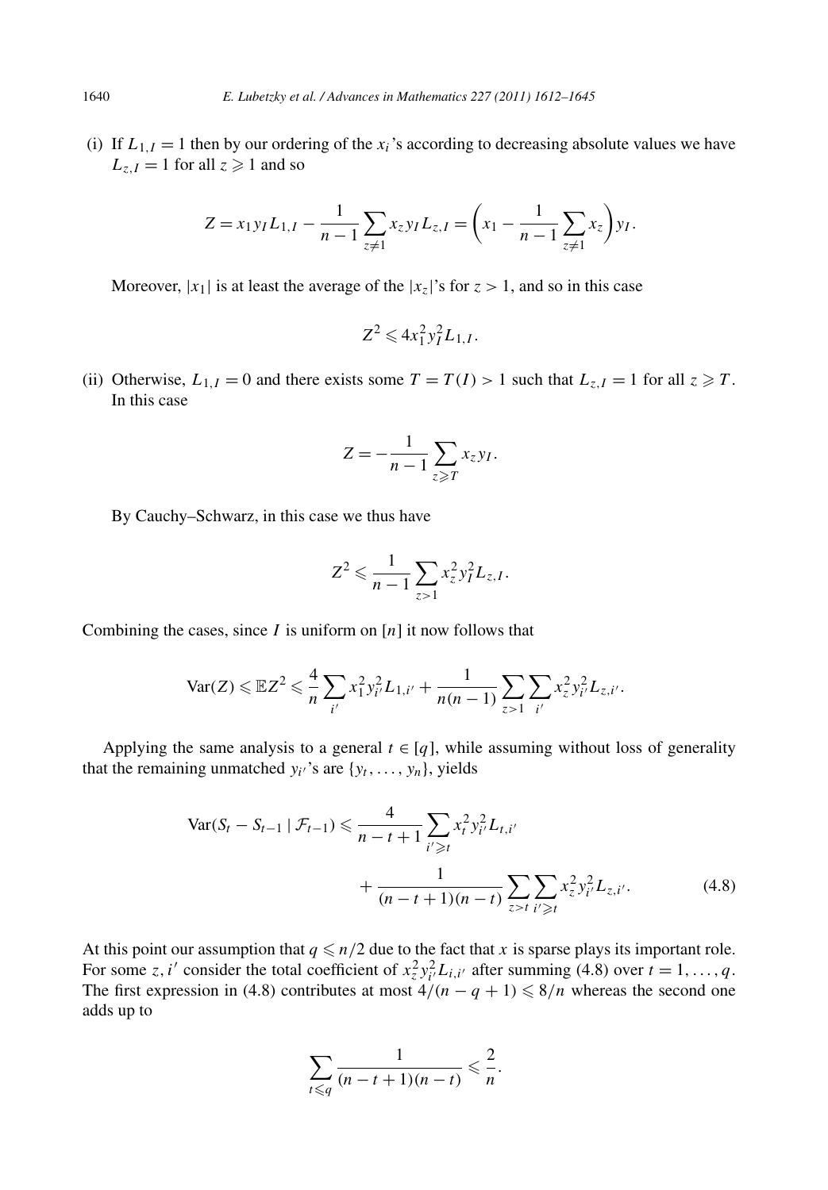(i) If $L_{1,I} = 1$ then by our ordering of the $x_i$'s according to decreasing absolute values we have $L_{z,I} = 1$ for all $z \geqslant 1$ and so

$$Z = x_1 y_I L_{1,I} - \frac{1}{n-1} \sum_{z \neq 1} x_z y_I L_{z,I} = \left( x_1 - \frac{1}{n-1} \sum_{z \neq 1} x_z \right) y_I.$$

Moreover, $|x_1|$ is at least the average of the $|x_z|$'s for $z > 1$, and so in this case

$$Z^2 \leqslant 4 x_1^2 y_I^2 L_{1,I}.$$

(ii) Otherwise, $L_{1,I} = 0$ and there exists some $T = T(I) > 1$ such that $L_{z,I} = 1$ for all $z \geqslant T$. In this case

$$Z = -\frac{1}{n-1} \sum_{z \geqslant T} x_z y_I.$$

By Cauchy–Schwarz, in this case we thus have

$$Z^2 \leqslant \frac{1}{n-1} \sum_{z > 1} x_z^2 y_I^2 L_{z,I}.$$

Combining the cases, since $I$ is uniform on $[n]$ it now follows that

$$\operatorname{Var}(Z) \leqslant \mathbb{E} Z^2 \leqslant \frac{4}{n} \sum_{i'} x_1^2 y_{i'}^2 L_{1,i'} + \frac{1}{n(n-1)} \sum_{z > 1} \sum_{i'} x_z^2 y_{i'}^2 L_{z,i'}.$$

Applying the same analysis to a general $t \in [q]$, while assuming without loss of generality that the remaining unmatched $y_{i'}$'s are $\{y_t, \ldots, y_n\}$, yields

$$\begin{aligned} \operatorname{Var}(S_t - S_{t-1} \mid \mathcal{F}_{t-1}) \leqslant{} & \frac{4}{n-t+1} \sum_{i' \geqslant t} x_t^2 y_{i'}^2 L_{t,i'} \\ & + \frac{1}{(n-t+1)(n-t)} \sum_{z > t} \sum_{i' \geqslant t} x_z^2 y_{i'}^2 L_{z,i'}. \end{aligned} \tag{4.8}$$

At this point our assumption that $q \leqslant n/2$ due to the fact that $x$ is sparse plays its important role. For some $z, i'$ consider the total coefficient of $x_z^2 y_{i'}^2 L_{i,i'}$ after summing (4.8) over $t = 1, \ldots, q$. The first expression in (4.8) contributes at most $4/(n-q+1) \leqslant 8/n$ whereas the second one adds up to

$$\sum_{t \leqslant q} \frac{1}{(n-t+1)(n-t)} \leqslant \frac{2}{n}.$$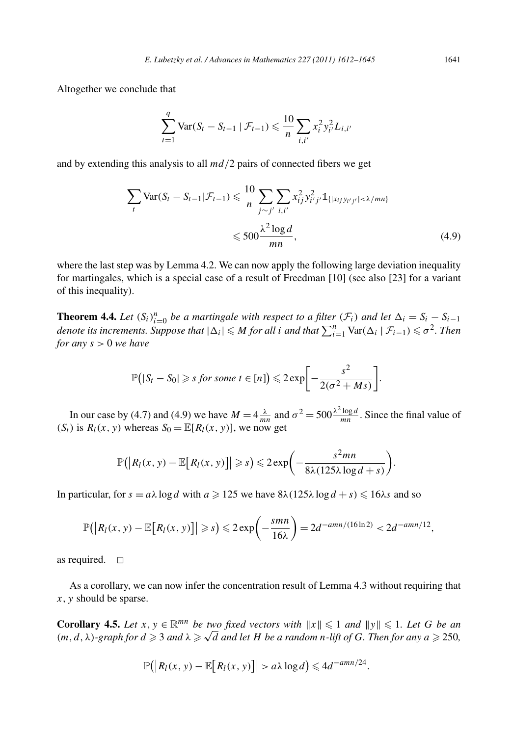Altogether we conclude that

$$\sum_{t=1}^{q} \mathrm{Var}(S_t - S_{t-1} \mid \mathcal{F}_{t-1}) \leqslant \frac{10}{n} \sum_{i,i'} x_i^2 y_{i'}^2 L_{i,i'}$$

and by extending this analysis to all $md/2$ pairs of connected fibers we get

$$\sum_{t} \mathrm{Var}(S_t - S_{t-1}|\mathcal{F}_{t-1}) \leqslant \frac{10}{n} \sum_{j \sim j'} \sum_{i,i'} x_{ij}^2 y_{i'j'}^2 \mathbb{1}_{\{|x_{ij} y_{i'j'}| < \lambda/mn\}} \leqslant 500 \frac{\lambda^2 \log d}{mn}, \tag{4.9}$$

where the last step was by Lemma 4.2. We can now apply the following large deviation inequality for martingales, which is a special case of a result of Freedman [10] (see also [23] for a variant of this inequality).

**Theorem 4.4.** *Let $(S_i)_{i=0}^n$ be a martingale with respect to a filter $(\mathcal{F}_i)$ and let $\Delta_i = S_i - S_{i-1}$ denote its increments. Suppose that $|\Delta_i| \leqslant M$ for all $i$ and that $\sum_{i=1}^n \mathrm{Var}(\Delta_i \mid \mathcal{F}_{i-1}) \leqslant \sigma^2$. Then for any $s > 0$ we have*

$$\mathbb{P}\big(|S_t - S_0| \geqslant s \text{ for some } t \in [n]\big) \leqslant 2\exp\left[-\frac{s^2}{2(\sigma^2 + Ms)}\right].$$

In our case by (4.7) and (4.9) we have $M = 4\frac{\lambda}{mn}$ and $\sigma^2 = 500\frac{\lambda^2 \log d}{mn}$. Since the final value of $(S_t)$ is $R_l(x, y)$ whereas $S_0 = \mathbb{E}[R_l(x, y)]$, we now get

$$\mathbb{P}\big(\big|R_l(x, y) - \mathbb{E}\big[R_l(x, y)\big]\big| \geqslant s\big) \leqslant 2\exp\left(-\frac{s^2 mn}{8\lambda(125\lambda \log d + s)}\right).$$

In particular, for $s = a\lambda \log d$ with $a \geqslant 125$ we have $8\lambda(125\lambda \log d + s) \leqslant 16\lambda s$ and so

$$\mathbb{P}\big(\big|R_l(x, y) - \mathbb{E}\big[R_l(x, y)\big]\big| \geqslant s\big) \leqslant 2\exp\left(-\frac{smn}{16\lambda}\right) = 2d^{-amn/(16\ln 2)} < 2d^{-amn/12},$$

as required. $\square$

As a corollary, we can now infer the concentration result of Lemma 4.3 without requiring that $x$, $y$ should be sparse.

**Corollary 4.5.** *Let $x, y \in \mathbb{R}^{mn}$ be two fixed vectors with $\|x\| \leqslant 1$ and $\|y\| \leqslant 1$. Let $G$ be an $(m, d, \lambda)$-graph for $d \geqslant 3$ and $\lambda \geqslant \sqrt{d}$ and let $H$ be a random $n$-lift of $G$. Then for any $a \geqslant 250$,*

$$\mathbb{P}\big(\big|R_l(x, y) - \mathbb{E}\big[R_l(x, y)\big]\big| > a\lambda \log d\big) \leqslant 4d^{-amn/24}.$$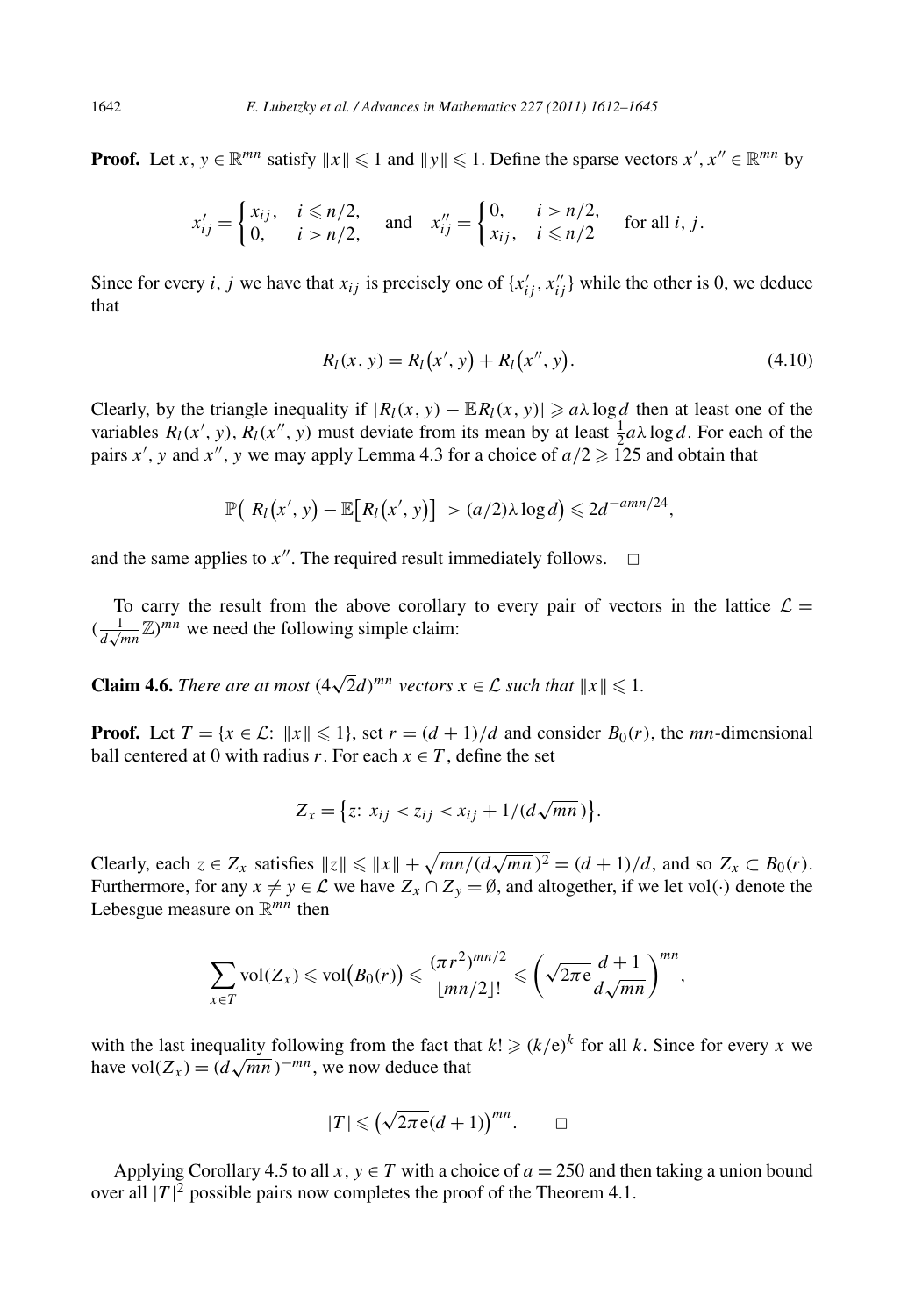**Proof.** Let $x, y \in \mathbb{R}^{mn}$ satisfy $\|x\| \leqslant 1$ and $\|y\| \leqslant 1$. Define the sparse vectors $x', x'' \in \mathbb{R}^{mn}$ by

$$x'_{ij} = \begin{cases} x_{ij}, & i \leqslant n/2, \\ 0, & i > n/2, \end{cases} \quad \text{and} \quad x''_{ij} = \begin{cases} 0, & i > n/2, \\ x_{ij}, & i \leqslant n/2 \end{cases} \quad \text{for all } i, j.$$

Since for every $i, j$ we have that $x_{ij}$ is precisely one of $\{x'_{ij}, x''_{ij}\}$ while the other is 0, we deduce that

$$R_l(x, y) = R_l(x', y) + R_l(x'', y). \tag{4.10}$$

Clearly, by the triangle inequality if $|R_l(x, y) - \mathbb{E}R_l(x, y)| \geqslant a\lambda \log d$ then at least one of the variables $R_l(x', y)$, $R_l(x'', y)$ must deviate from its mean by at least $\frac{1}{2}a\lambda \log d$. For each of the pairs $x', y$ and $x'', y$ we may apply Lemma 4.3 for a choice of $a/2 \geqslant 125$ and obtain that

$$\mathbb{P}\big(\big|R_l(x', y) - \mathbb{E}\big[R_l(x', y)\big]\big| > (a/2)\lambda \log d\big) \leqslant 2d^{-amn/24},$$

and the same applies to $x''$. The required result immediately follows. $\square$

To carry the result from the above corollary to every pair of vectors in the lattice $\mathcal{L} = (\frac{1}{d\sqrt{mn}}\mathbb{Z})^{mn}$ we need the following simple claim:

**Claim 4.6.** *There are at most $(4\sqrt{2}d)^{mn}$ vectors $x \in \mathcal{L}$ such that $\|x\| \leqslant 1$.*

**Proof.** Let $T = \{x \in \mathcal{L}: \|x\| \leqslant 1\}$, set $r = (d+1)/d$ and consider $B_0(r)$, the $mn$-dimensional ball centered at 0 with radius $r$. For each $x \in T$, define the set

$$Z_x = \big\{z: x_{ij} < z_{ij} < x_{ij} + 1/(d\sqrt{mn})\big\}.$$

Clearly, each $z \in Z_x$ satisfies $\|z\| \leqslant \|x\| + \sqrt{mn/(d\sqrt{mn})^2} = (d+1)/d$, and so $Z_x \subset B_0(r)$. Furthermore, for any $x \neq y \in \mathcal{L}$ we have $Z_x \cap Z_y = \emptyset$, and altogether, if we let $\mathrm{vol}(\cdot)$ denote the Lebesgue measure on $\mathbb{R}^{mn}$ then

$$\sum_{x \in T} \mathrm{vol}(Z_x) \leqslant \mathrm{vol}\big(B_0(r)\big) \leqslant \frac{(\pi r^2)^{mn/2}}{\lfloor mn/2 \rfloor!} \leqslant \left(\sqrt{2\pi \mathrm{e}}\frac{d+1}{d\sqrt{mn}}\right)^{mn},$$

with the last inequality following from the fact that $k! \geqslant (k/\mathrm{e})^k$ for all $k$. Since for every $x$ we have $\mathrm{vol}(Z_x) = (d\sqrt{mn})^{-mn}$, we now deduce that

$$|T| \leqslant \big(\sqrt{2\pi \mathrm{e}}(d+1)\big)^{mn}. \qquad \square$$

Applying Corollary 4.5 to all $x, y \in T$ with a choice of $a = 250$ and then taking a union bound over all $|T|^2$ possible pairs now completes the proof of the Theorem 4.1.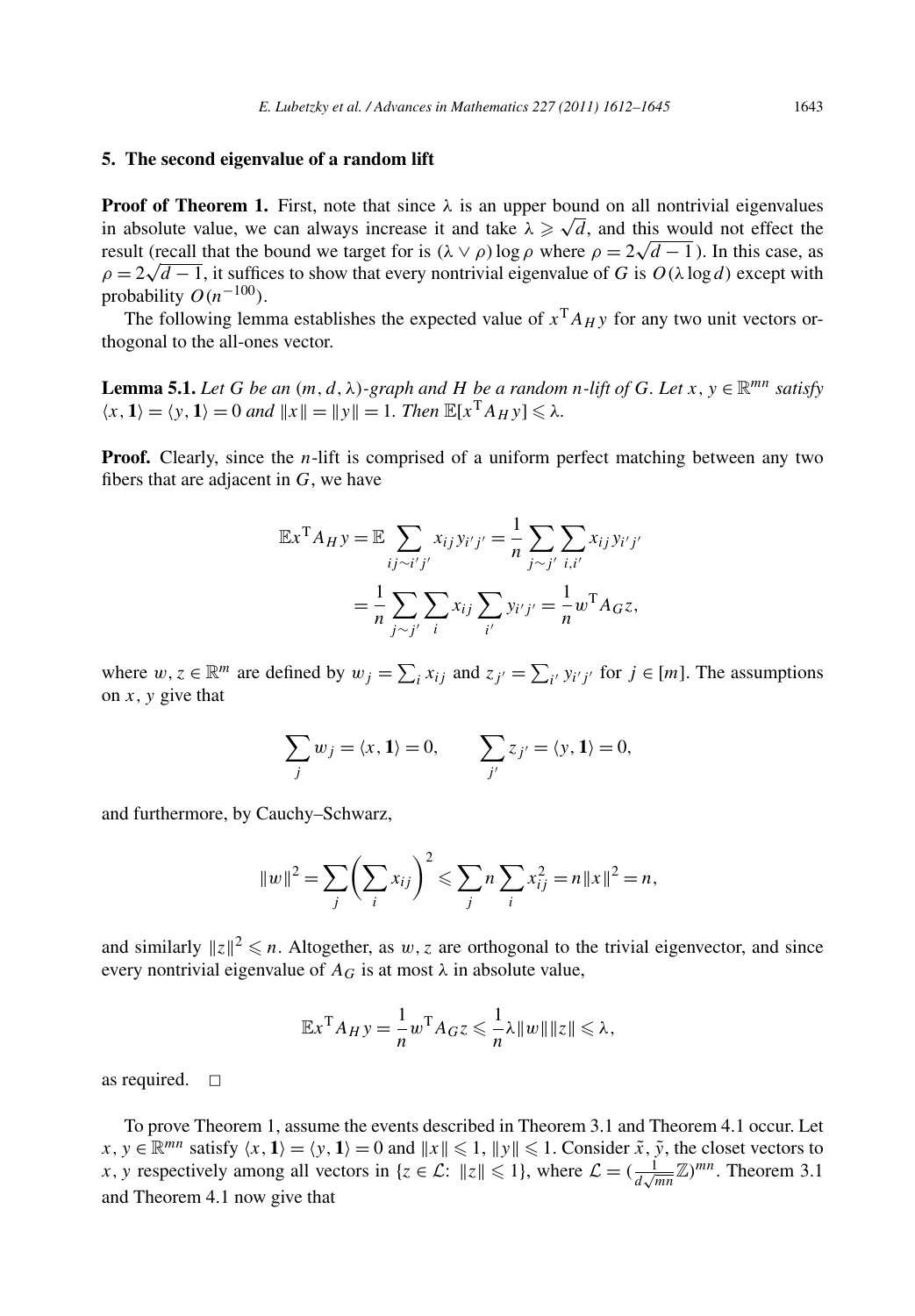## 5. The second eigenvalue of a random lift

**Proof of Theorem 1.** First, note that since $\lambda$ is an upper bound on all nontrivial eigenvalues in absolute value, we can always increase it and take $\lambda \geqslant \sqrt{d}$, and this would not effect the result (recall that the bound we target for is $(\lambda \vee \rho)\log\rho$ where $\rho = 2\sqrt{d-1}$). In this case, as $\rho = 2\sqrt{d-1}$, it suffices to show that every nontrivial eigenvalue of $G$ is $O(\lambda \log d)$ except with probability $O(n^{-100})$.

The following lemma establishes the expected value of $x^{\mathrm{T}} A_H y$ for any two unit vectors orthogonal to the all-ones vector.

**Lemma 5.1.** *Let $G$ be an $(m, d, \lambda)$-graph and $H$ be a random $n$-lift of $G$. Let $x, y \in \mathbb{R}^{mn}$ satisfy $\langle x, \mathbf{1}\rangle = \langle y, \mathbf{1}\rangle = 0$ and $\|x\| = \|y\| = 1$. Then $\mathbb{E}[x^{\mathrm{T}} A_H y] \leqslant \lambda$.*

**Proof.** Clearly, since the $n$-lift is comprised of a uniform perfect matching between any two fibers that are adjacent in $G$, we have

$$\mathbb{E}x^{\mathrm{T}} A_H y = \mathbb{E}\sum_{ij \sim i'j'} x_{ij} y_{i'j'} = \frac{1}{n}\sum_{j \sim j'}\sum_{i,i'} x_{ij} y_{i'j'}$$

$$= \frac{1}{n}\sum_{j \sim j'}\sum_{i} x_{ij}\sum_{i'} y_{i'j'} = \frac{1}{n} w^{\mathrm{T}} A_G z,$$

where $w, z \in \mathbb{R}^m$ are defined by $w_j = \sum_i x_{ij}$ and $z_{j'} = \sum_{i'} y_{i'j'}$ for $j \in [m]$. The assumptions on $x, y$ give that

$$\sum_j w_j = \langle x, \mathbf{1}\rangle = 0, \qquad \sum_{j'} z_{j'} = \langle y, \mathbf{1}\rangle = 0,$$

and furthermore, by Cauchy–Schwarz,

$$\|w\|^2 = \sum_j \left(\sum_i x_{ij}\right)^2 \leqslant \sum_j n \sum_i x_{ij}^2 = n\|x\|^2 = n,$$

and similarly $\|z\|^2 \leqslant n$. Altogether, as $w, z$ are orthogonal to the trivial eigenvector, and since every nontrivial eigenvalue of $A_G$ is at most $\lambda$ in absolute value,

$$\mathbb{E}x^{\mathrm{T}} A_H y = \frac{1}{n} w^{\mathrm{T}} A_G z \leqslant \frac{1}{n}\lambda\|w\|\|z\| \leqslant \lambda,$$

as required. $\square$

To prove Theorem 1, assume the events described in Theorem 3.1 and Theorem 4.1 occur. Let $x, y \in \mathbb{R}^{mn}$ satisfy $\langle x, \mathbf{1}\rangle = \langle y, \mathbf{1}\rangle = 0$ and $\|x\| \leqslant 1$, $\|y\| \leqslant 1$. Consider $\tilde{x}, \tilde{y}$, the closet vectors to $x, y$ respectively among all vectors in $\{z \in \mathcal{L}\colon \|z\| \leqslant 1\}$, where $\mathcal{L} = (\frac{1}{d\sqrt{mn}}\mathbb{Z})^{mn}$. Theorem 3.1 and Theorem 4.1 now give that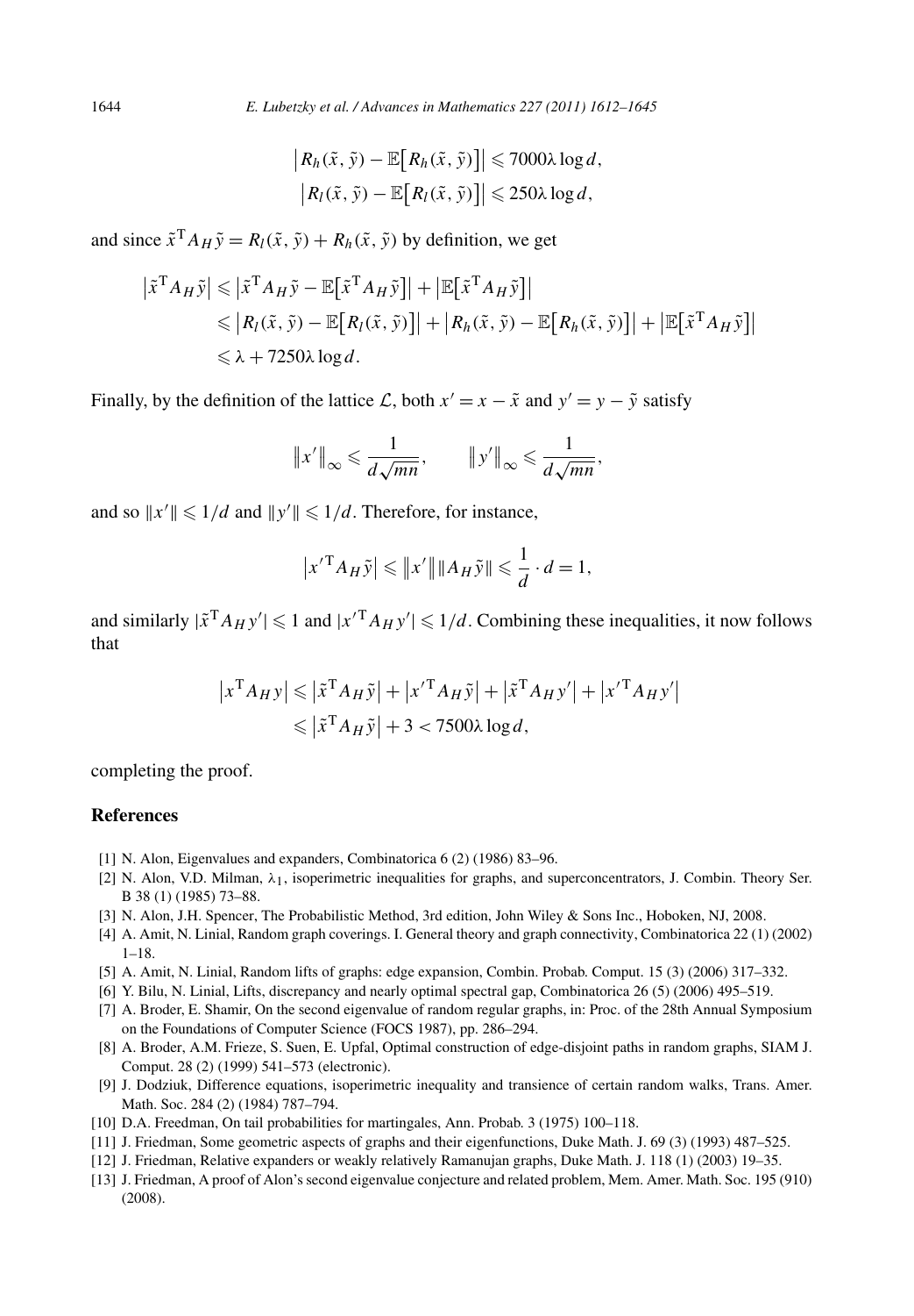$$\left|R_h(\tilde{x}, \tilde{y}) - \mathbb{E}\left[R_h(\tilde{x}, \tilde{y})\right]\right| \leqslant 7000\lambda \log d,$$
$$\left|R_l(\tilde{x}, \tilde{y}) - \mathbb{E}\left[R_l(\tilde{x}, \tilde{y})\right]\right| \leqslant 250\lambda \log d,$$

and since $\tilde{x}^{\mathrm{T}} A_H \tilde{y} = R_l(\tilde{x}, \tilde{y}) + R_h(\tilde{x}, \tilde{y})$ by definition, we get

$$\begin{aligned}
\left|\tilde{x}^{\mathrm{T}} A_H \tilde{y}\right| &\leqslant \left|\tilde{x}^{\mathrm{T}} A_H \tilde{y} - \mathbb{E}\left[\tilde{x}^{\mathrm{T}} A_H \tilde{y}\right]\right| + \left|\mathbb{E}\left[\tilde{x}^{\mathrm{T}} A_H \tilde{y}\right]\right| \\
&\leqslant \left|R_l(\tilde{x}, \tilde{y}) - \mathbb{E}\left[R_l(\tilde{x}, \tilde{y})\right]\right| + \left|R_h(\tilde{x}, \tilde{y}) - \mathbb{E}\left[R_h(\tilde{x}, \tilde{y})\right]\right| + \left|\mathbb{E}\left[\tilde{x}^{\mathrm{T}} A_H \tilde{y}\right]\right| \\
&\leqslant \lambda + 7250\lambda \log d.
\end{aligned}$$

Finally, by the definition of the lattice $\mathcal{L}$, both $x' = x - \tilde{x}$ and $y' = y - \tilde{y}$ satisfy

$$\left\|x'\right\|_\infty \leqslant \frac{1}{d\sqrt{mn}}, \qquad \left\|y'\right\|_\infty \leqslant \frac{1}{d\sqrt{mn}},$$

and so $\|x'\| \leqslant 1/d$ and $\|y'\| \leqslant 1/d$. Therefore, for instance,

$$\left|x'^{\mathrm{T}} A_H \tilde{y}\right| \leqslant \left\|x'\right\| \|A_H \tilde{y}\| \leqslant \frac{1}{d} \cdot d = 1,$$

and similarly $|\tilde{x}^{\mathrm{T}} A_H y'| \leqslant 1$ and $|x'^{\mathrm{T}} A_H y'| \leqslant 1/d$. Combining these inequalities, it now follows that

$$\begin{aligned}
\left|x^{\mathrm{T}} A_H y\right| &\leqslant \left|\tilde{x}^{\mathrm{T}} A_H \tilde{y}\right| + \left|x'^{\mathrm{T}} A_H \tilde{y}\right| + \left|\tilde{x}^{\mathrm{T}} A_H y'\right| + \left|x'^{\mathrm{T}} A_H y'\right| \\
&\leqslant \left|\tilde{x}^{\mathrm{T}} A_H \tilde{y}\right| + 3 < 7500\lambda \log d,
\end{aligned}$$

completing the proof.

## References

[1] N. Alon, Eigenvalues and expanders, Combinatorica 6 (2) (1986) 83–96.

[2] N. Alon, V.D. Milman, $\lambda_1$, isoperimetric inequalities for graphs, and superconcentrators, J. Combin. Theory Ser. B 38 (1) (1985) 73–88.

[3] N. Alon, J.H. Spencer, The Probabilistic Method, 3rd edition, John Wiley & Sons Inc., Hoboken, NJ, 2008.

[4] A. Amit, N. Linial, Random graph coverings. I. General theory and graph connectivity, Combinatorica 22 (1) (2002) 1–18.

[5] A. Amit, N. Linial, Random lifts of graphs: edge expansion, Combin. Probab. Comput. 15 (3) (2006) 317–332.

[6] Y. Bilu, N. Linial, Lifts, discrepancy and nearly optimal spectral gap, Combinatorica 26 (5) (2006) 495–519.

[7] A. Broder, E. Shamir, On the second eigenvalue of random regular graphs, in: Proc. of the 28th Annual Symposium on the Foundations of Computer Science (FOCS 1987), pp. 286–294.

[8] A. Broder, A.M. Frieze, S. Suen, E. Upfal, Optimal construction of edge-disjoint paths in random graphs, SIAM J. Comput. 28 (2) (1999) 541–573 (electronic).

[9] J. Dodziuk, Difference equations, isoperimetric inequality and transience of certain random walks, Trans. Amer. Math. Soc. 284 (2) (1984) 787–794.

[10] D.A. Freedman, On tail probabilities for martingales, Ann. Probab. 3 (1975) 100–118.

[11] J. Friedman, Some geometric aspects of graphs and their eigenfunctions, Duke Math. J. 69 (3) (1993) 487–525.

[12] J. Friedman, Relative expanders or weakly relatively Ramanujan graphs, Duke Math. J. 118 (1) (2003) 19–35.

[13] J. Friedman, A proof of Alon's second eigenvalue conjecture and related problem, Mem. Amer. Math. Soc. 195 (910) (2008).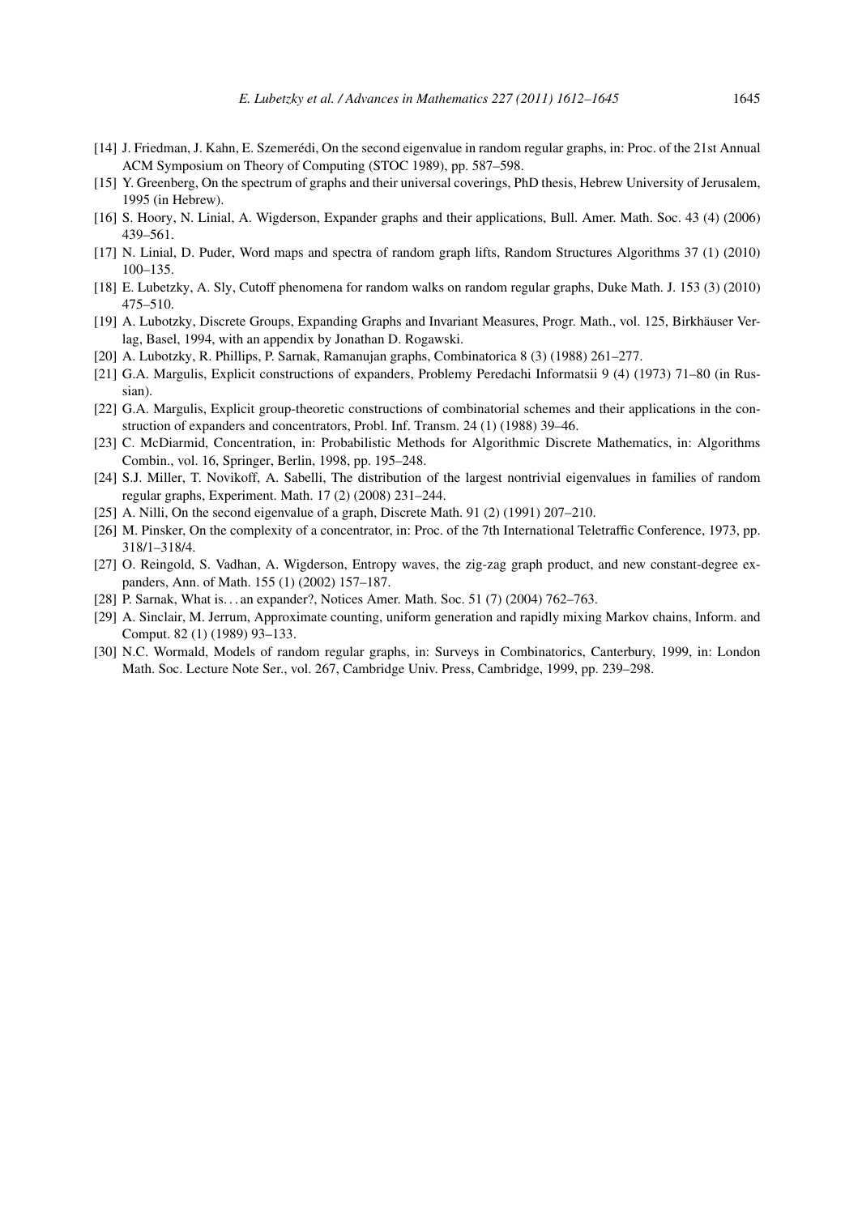[14] J. Friedman, J. Kahn, E. Szemerédi, On the second eigenvalue in random regular graphs, in: Proc. of the 21st Annual ACM Symposium on Theory of Computing (STOC 1989), pp. 587–598.

[15] Y. Greenberg, On the spectrum of graphs and their universal coverings, PhD thesis, Hebrew University of Jerusalem, 1995 (in Hebrew).

[16] S. Hoory, N. Linial, A. Wigderson, Expander graphs and their applications, Bull. Amer. Math. Soc. 43 (4) (2006) 439–561.

[17] N. Linial, D. Puder, Word maps and spectra of random graph lifts, Random Structures Algorithms 37 (1) (2010) 100–135.

[18] E. Lubetzky, A. Sly, Cutoff phenomena for random walks on random regular graphs, Duke Math. J. 153 (3) (2010) 475–510.

[19] A. Lubotzky, Discrete Groups, Expanding Graphs and Invariant Measures, Progr. Math., vol. 125, Birkhäuser Verlag, Basel, 1994, with an appendix by Jonathan D. Rogawski.

[20] A. Lubotzky, R. Phillips, P. Sarnak, Ramanujan graphs, Combinatorica 8 (3) (1988) 261–277.

[21] G.A. Margulis, Explicit constructions of expanders, Problemy Peredachi Informatsii 9 (4) (1973) 71–80 (in Russian).

[22] G.A. Margulis, Explicit group-theoretic constructions of combinatorial schemes and their applications in the construction of expanders and concentrators, Probl. Inf. Transm. 24 (1) (1988) 39–46.

[23] C. McDiarmid, Concentration, in: Probabilistic Methods for Algorithmic Discrete Mathematics, in: Algorithms Combin., vol. 16, Springer, Berlin, 1998, pp. 195–248.

[24] S.J. Miller, T. Novikoff, A. Sabelli, The distribution of the largest nontrivial eigenvalues in families of random regular graphs, Experiment. Math. 17 (2) (2008) 231–244.

[25] A. Nilli, On the second eigenvalue of a graph, Discrete Math. 91 (2) (1991) 207–210.

[26] M. Pinsker, On the complexity of a concentrator, in: Proc. of the 7th International Teletraffic Conference, 1973, pp. 318/1–318/4.

[27] O. Reingold, S. Vadhan, A. Wigderson, Entropy waves, the zig-zag graph product, and new constant-degree expanders, Ann. of Math. 155 (1) (2002) 157–187.

[28] P. Sarnak, What is. . . an expander?, Notices Amer. Math. Soc. 51 (7) (2004) 762–763.

[29] A. Sinclair, M. Jerrum, Approximate counting, uniform generation and rapidly mixing Markov chains, Inform. and Comput. 82 (1) (1989) 93–133.

[30] N.C. Wormald, Models of random regular graphs, in: Surveys in Combinatorics, Canterbury, 1999, in: London Math. Soc. Lecture Note Ser., vol. 267, Cambridge Univ. Press, Cambridge, 1999, pp. 239–298.